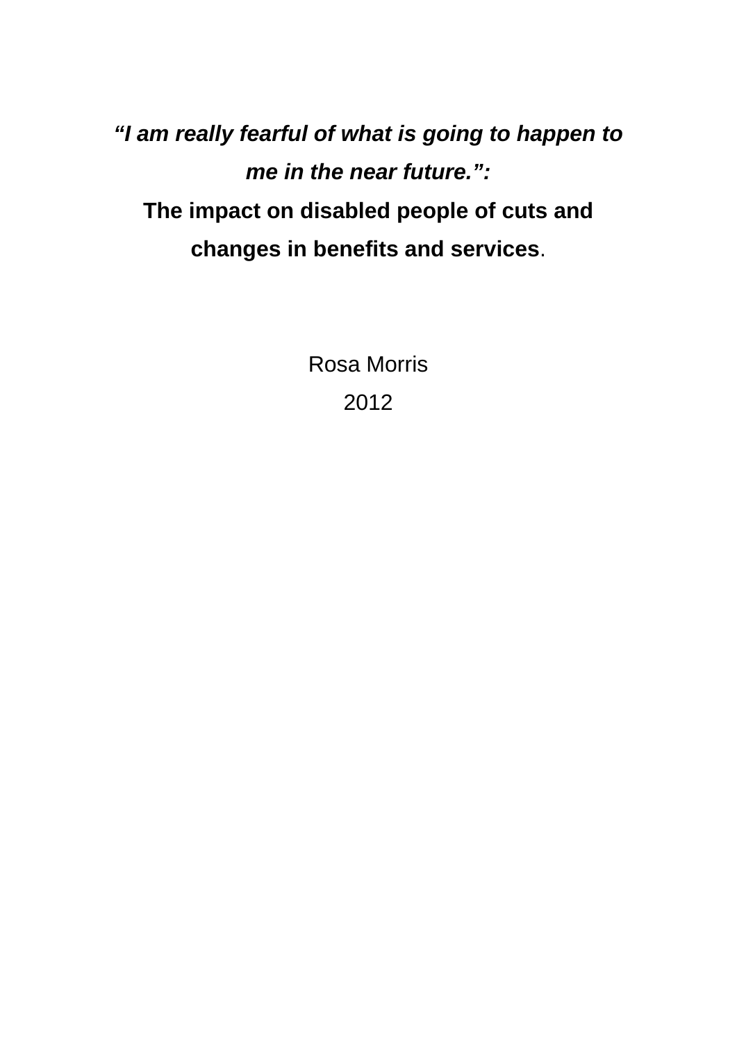# *"I am really fearful of what is going to happen to me in the near future.":* The impact on disabled people of cuts and changes in benefits and services.

Rosa Morris

2012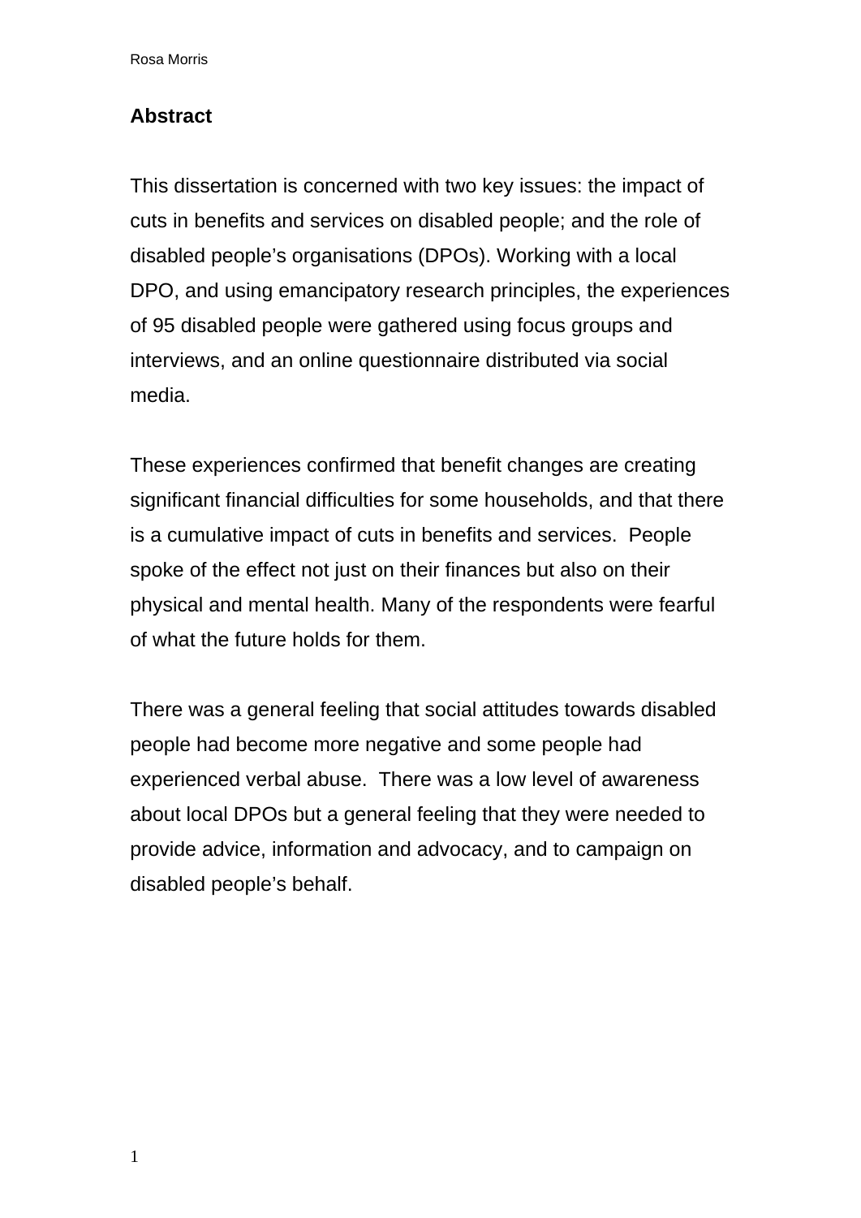## Abstract

This dissertation is concerned with two key issues: the impact of cuts in benefits and services on disabled people; and the role of disabled people's organisations (DPOs). Working with a local DPO, and using emancipatory research principles, the experiences of 95 disabled people were gathered using focus groups and interviews, and an online questionnaire distributed via social media.

These experiences confirmed that benefit changes are creating significant financial difficulties for some households, and that there is a cumulative impact of cuts in benefits and services. People spoke of the effect not just on their finances but also on their physical and mental health. Many of the respondents were fearful of what the future holds for them.

There was a general feeling that social attitudes towards disabled people had become more negative and some people had experienced verbal abuse. There was a low level of awareness about local DPOs but a general feeling that they were needed to provide advice, information and advocacy, and to campaign on disabled people's behalf.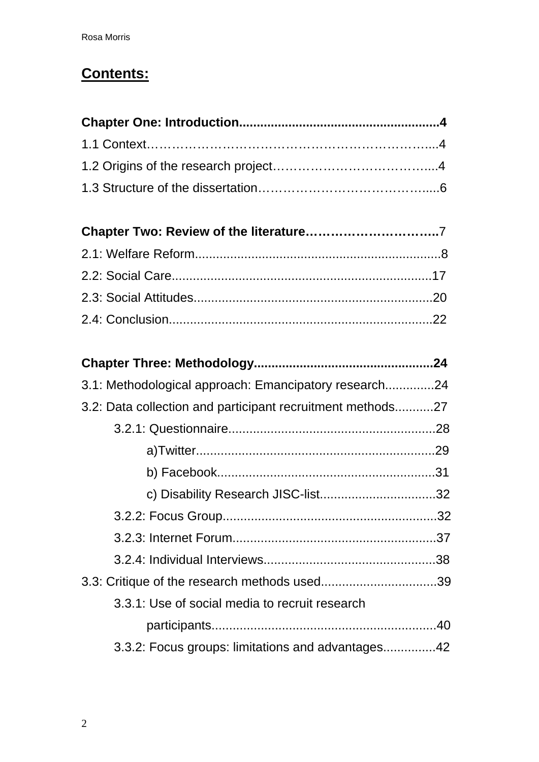# Contents:

**Chapter One: Introduction........................................................4**

1.1 Context………………………………………………………………....4

1.2 Origins of the research project………………………………...4

1.3 Structure of the dissertation…………………………………......6

**Chapter Two: Review of the literature…………………………..**7

2.1: Welfare Reform......................................................................8

2.2: Social Care.........................................................................17

2.3: Social Attitudes....................................................................20

2.4: Conclusion...........................................................................22

**Chapter Three: Methodology..................................................24**

3.1: Methodological approach: Emancipatory research.............24

3.2: Data collection and participant recruitment methods...........27

- 3.2.1: Questionnaire..........................................................28
  - a)Twitter....................................................................29
  - b) Facebook.............................................................31
  - c) Disability Research JISC-list.................................32
- 3.2.2: Focus Group............................................................32
- 3.2.3: Internet Forum..........................................................37
- 3.2.4: Individual Interviews.................................................38

3.3: Critique of the research methods used.................................39

- 3.3.1: Use of social media to recruit research participants................................................................40
- 3.3.2: Focus groups: limitations and advantages...............42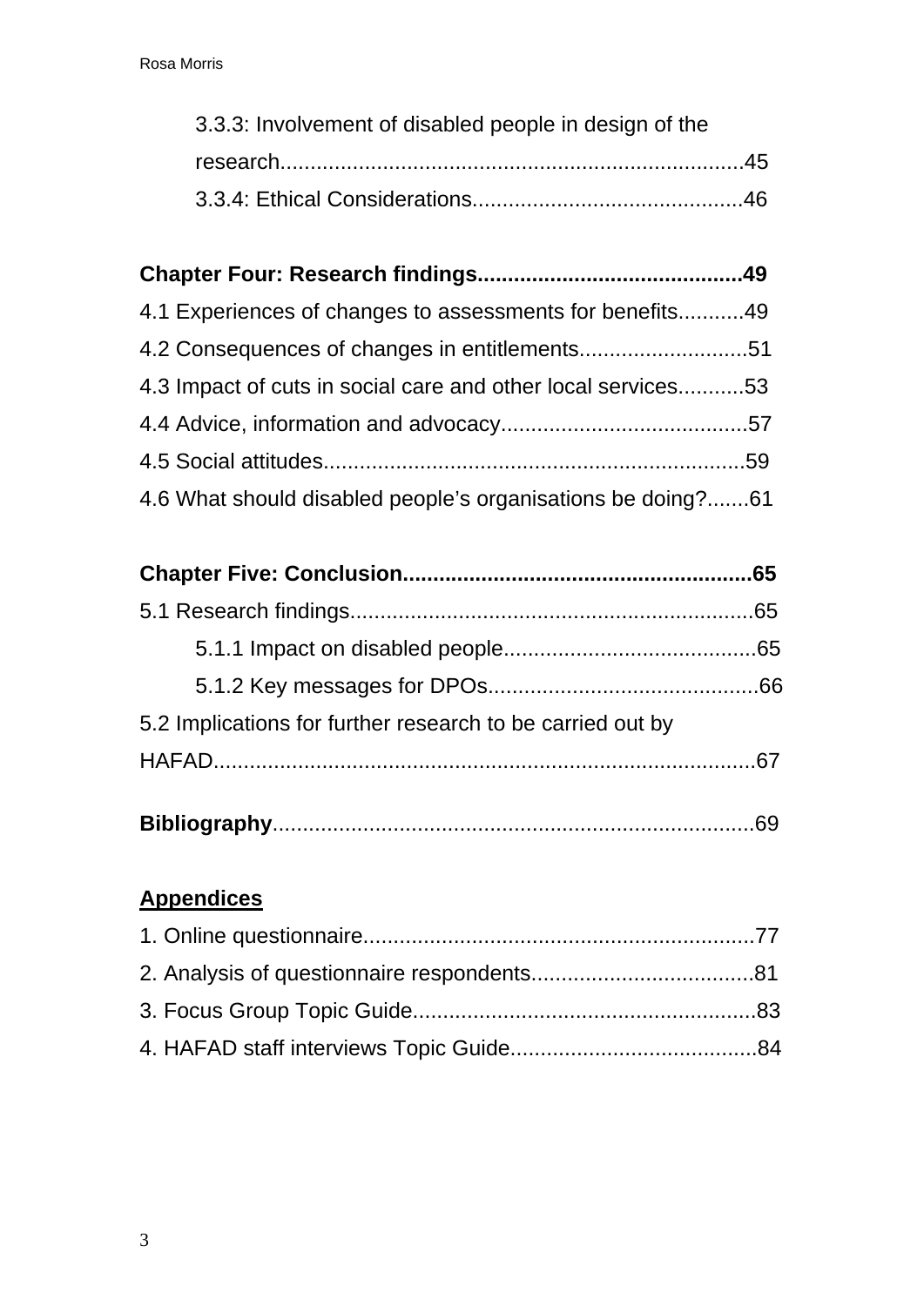3.3.3: Involvement of disabled people in design of the research............................................................................45

3.3.4: Ethical Considerations............................................46

**Chapter Four: Research findings...........................................49**

4.1 Experiences of changes to assessments for benefits...........49

4.2 Consequences of changes in entitlements............................51

4.3 Impact of cuts in social care and other local services...........53

4.4 Advice, information and advocacy.........................................57

4.5 Social attitudes......................................................................59

4.6 What should disabled people's organisations be doing?.......61

**Chapter Five: Conclusion.........................................................65**

5.1 Research findings..................................................................65

5.1.1 Impact on disabled people..........................................65

5.1.2 Key messages for DPOs............................................66

5.2 Implications for further research to be carried out by HAFAD..........................................................................................67

**Bibliography**................................................................................69

**Appendices**

1. Online questionnaire.................................................................77
2. Analysis of questionnaire respondents.....................................81
3. Focus Group Topic Guide.........................................................83
4. HAFAD staff interviews Topic Guide.........................................84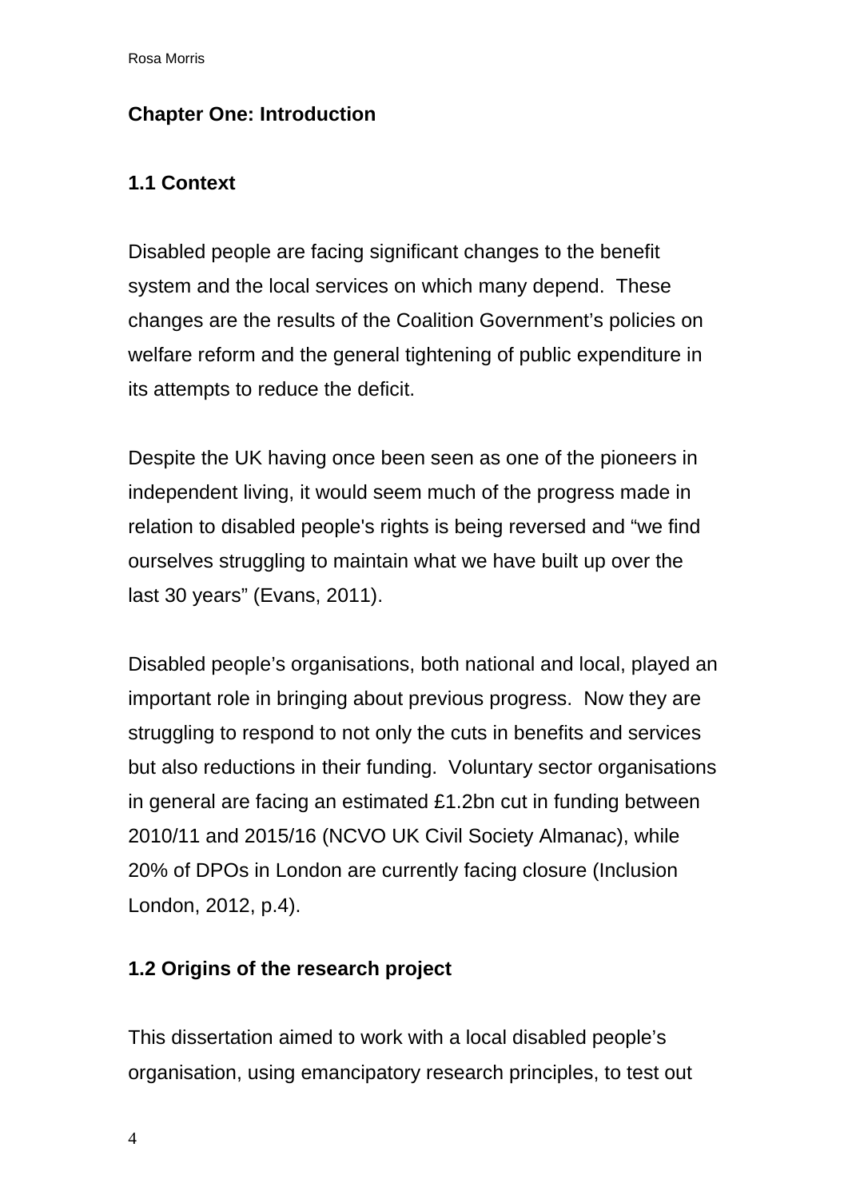# Chapter One: Introduction

## 1.1 Context

Disabled people are facing significant changes to the benefit system and the local services on which many depend. These changes are the results of the Coalition Government's policies on welfare reform and the general tightening of public expenditure in its attempts to reduce the deficit.

Despite the UK having once been seen as one of the pioneers in independent living, it would seem much of the progress made in relation to disabled people's rights is being reversed and "we find ourselves struggling to maintain what we have built up over the last 30 years" (Evans, 2011).

Disabled people's organisations, both national and local, played an important role in bringing about previous progress. Now they are struggling to respond to not only the cuts in benefits and services but also reductions in their funding. Voluntary sector organisations in general are facing an estimated £1.2bn cut in funding between 2010/11 and 2015/16 (NCVO UK Civil Society Almanac), while 20% of DPOs in London are currently facing closure (Inclusion London, 2012, p.4).

## 1.2 Origins of the research project

This dissertation aimed to work with a local disabled people's organisation, using emancipatory research principles, to test out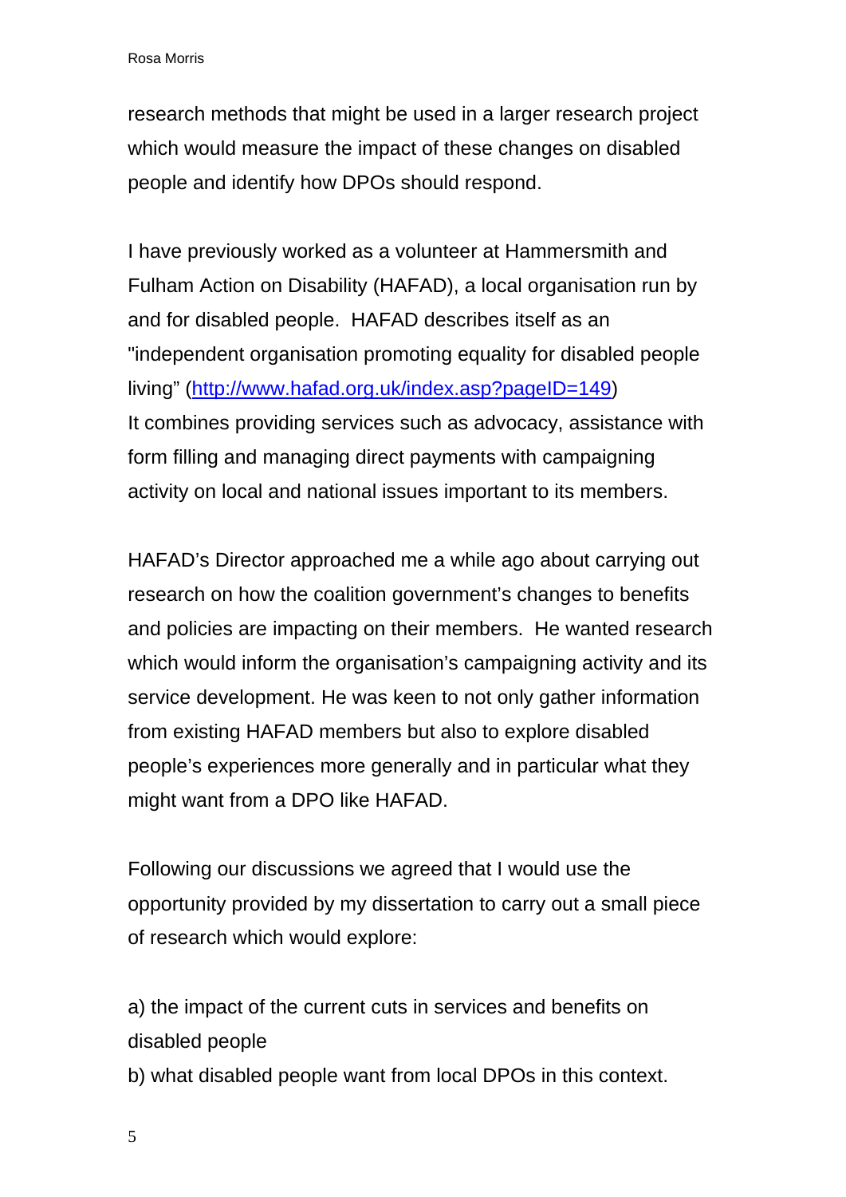research methods that might be used in a larger research project which would measure the impact of these changes on disabled people and identify how DPOs should respond.

I have previously worked as a volunteer at Hammersmith and Fulham Action on Disability (HAFAD), a local organisation run by and for disabled people. HAFAD describes itself as an "independent organisation promoting equality for disabled people living" ([http://www.hafad.org.uk/index.asp?pageID=149](http://www.hafad.org.uk/index.asp?pageID=149)) It combines providing services such as advocacy, assistance with form filling and managing direct payments with campaigning activity on local and national issues important to its members.

HAFAD's Director approached me a while ago about carrying out research on how the coalition government's changes to benefits and policies are impacting on their members. He wanted research which would inform the organisation's campaigning activity and its service development. He was keen to not only gather information from existing HAFAD members but also to explore disabled people's experiences more generally and in particular what they might want from a DPO like HAFAD.

Following our discussions we agreed that I would use the opportunity provided by my dissertation to carry out a small piece of research which would explore:

a) the impact of the current cuts in services and benefits on disabled people
b) what disabled people want from local DPOs in this context.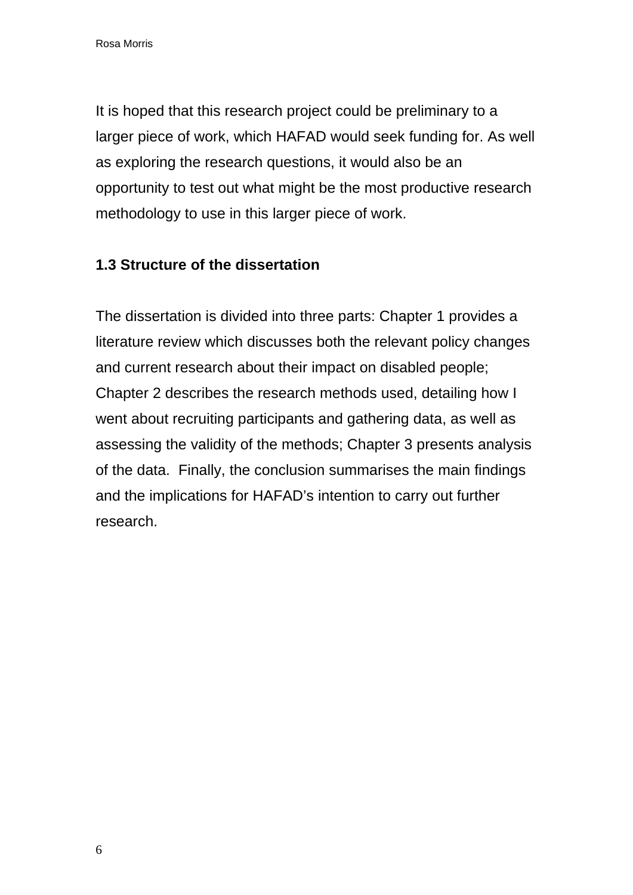It is hoped that this research project could be preliminary to a larger piece of work, which HAFAD would seek funding for. As well as exploring the research questions, it would also be an opportunity to test out what might be the most productive research methodology to use in this larger piece of work.

### 1.3 Structure of the dissertation

The dissertation is divided into three parts: Chapter 1 provides a literature review which discusses both the relevant policy changes and current research about their impact on disabled people; Chapter 2 describes the research methods used, detailing how I went about recruiting participants and gathering data, as well as assessing the validity of the methods; Chapter 3 presents analysis of the data. Finally, the conclusion summarises the main findings and the implications for HAFAD's intention to carry out further research.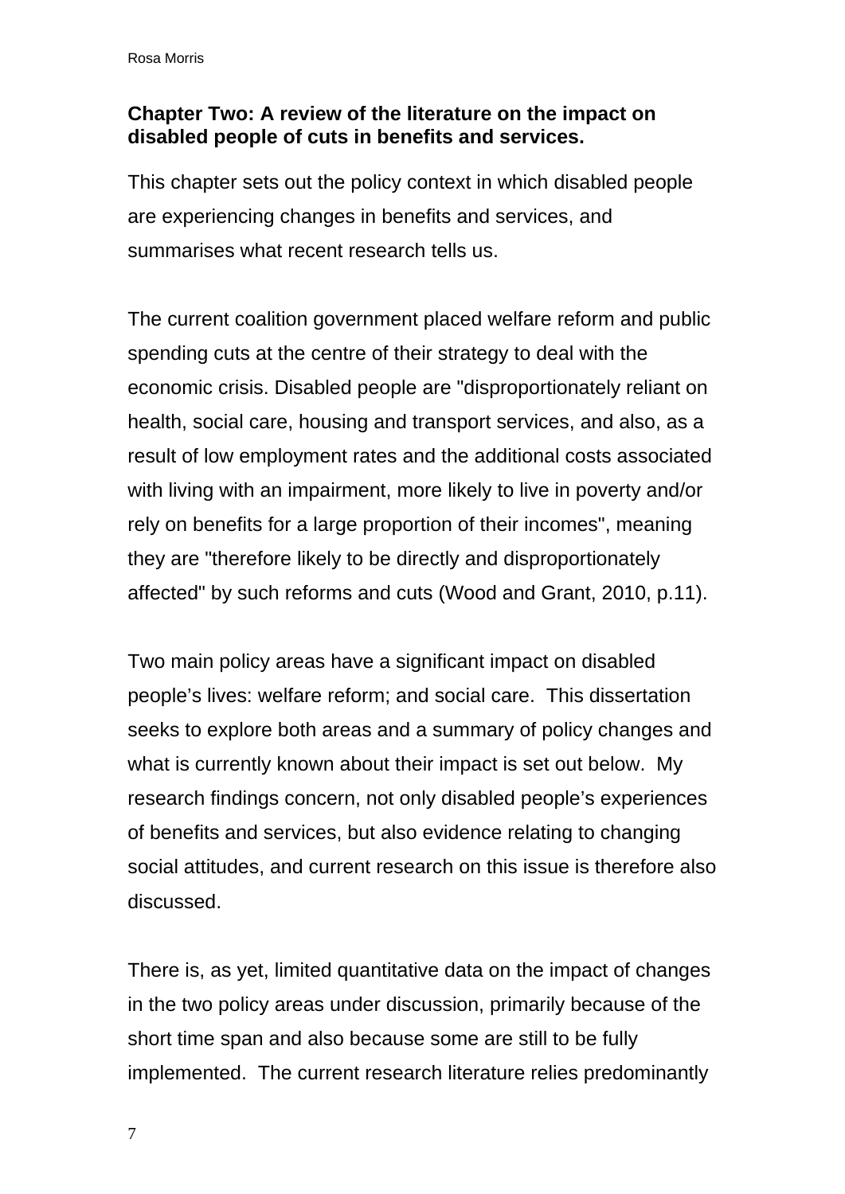## Chapter Two: A review of the literature on the impact on disabled people of cuts in benefits and services.

This chapter sets out the policy context in which disabled people are experiencing changes in benefits and services, and summarises what recent research tells us.

The current coalition government placed welfare reform and public spending cuts at the centre of their strategy to deal with the economic crisis. Disabled people are "disproportionately reliant on health, social care, housing and transport services, and also, as a result of low employment rates and the additional costs associated with living with an impairment, more likely to live in poverty and/or rely on benefits for a large proportion of their incomes", meaning they are "therefore likely to be directly and disproportionately affected" by such reforms and cuts (Wood and Grant, 2010, p.11).

Two main policy areas have a significant impact on disabled people's lives: welfare reform; and social care. This dissertation seeks to explore both areas and a summary of policy changes and what is currently known about their impact is set out below. My research findings concern, not only disabled people's experiences of benefits and services, but also evidence relating to changing social attitudes, and current research on this issue is therefore also discussed.

There is, as yet, limited quantitative data on the impact of changes in the two policy areas under discussion, primarily because of the short time span and also because some are still to be fully implemented. The current research literature relies predominantly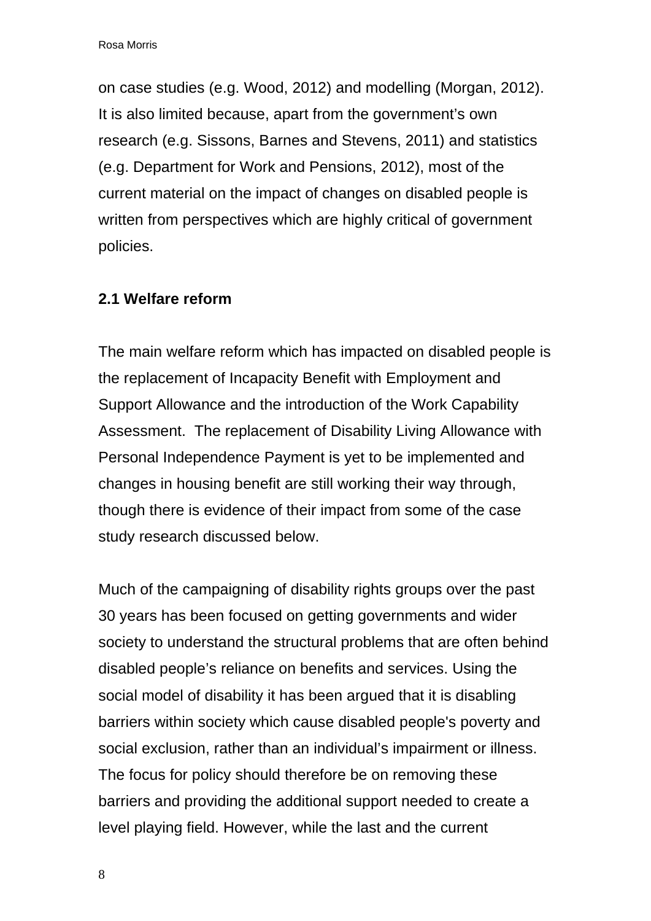on case studies (e.g. Wood, 2012) and modelling (Morgan, 2012). It is also limited because, apart from the government's own research (e.g. Sissons, Barnes and Stevens, 2011) and statistics (e.g. Department for Work and Pensions, 2012), most of the current material on the impact of changes on disabled people is written from perspectives which are highly critical of government policies.

## 2.1 Welfare reform

The main welfare reform which has impacted on disabled people is the replacement of Incapacity Benefit with Employment and Support Allowance and the introduction of the Work Capability Assessment. The replacement of Disability Living Allowance with Personal Independence Payment is yet to be implemented and changes in housing benefit are still working their way through, though there is evidence of their impact from some of the case study research discussed below.

Much of the campaigning of disability rights groups over the past 30 years has been focused on getting governments and wider society to understand the structural problems that are often behind disabled people's reliance on benefits and services. Using the social model of disability it has been argued that it is disabling barriers within society which cause disabled people's poverty and social exclusion, rather than an individual's impairment or illness. The focus for policy should therefore be on removing these barriers and providing the additional support needed to create a level playing field. However, while the last and the current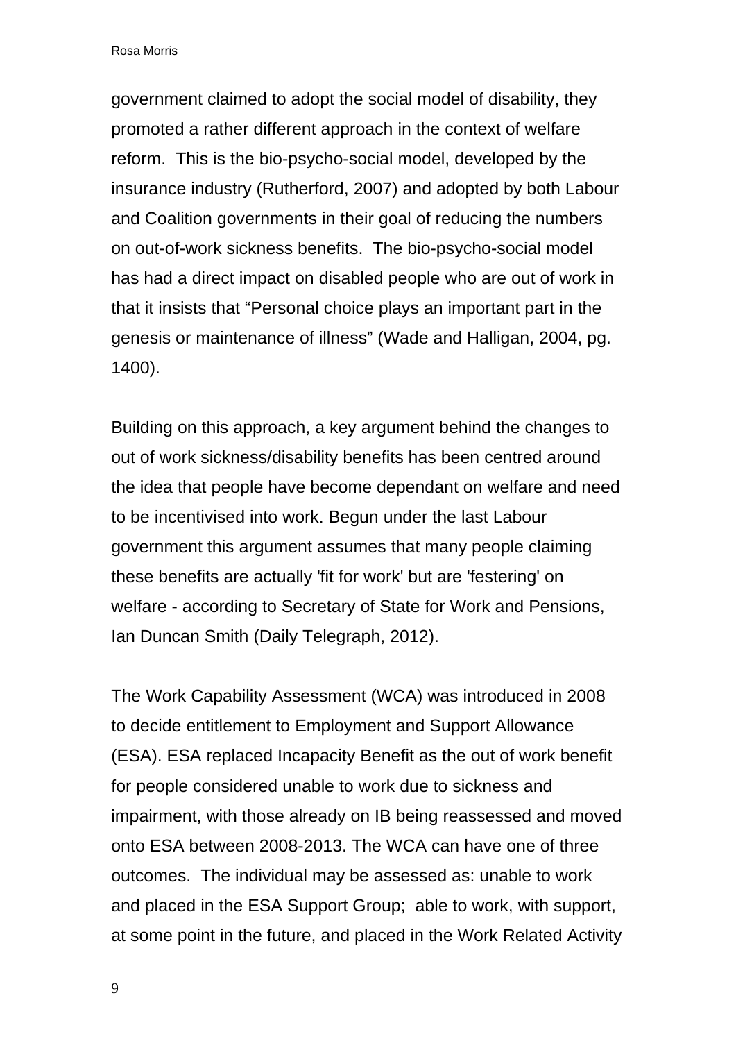government claimed to adopt the social model of disability, they promoted a rather different approach in the context of welfare reform. This is the bio-psycho-social model, developed by the insurance industry (Rutherford, 2007) and adopted by both Labour and Coalition governments in their goal of reducing the numbers on out-of-work sickness benefits. The bio-psycho-social model has had a direct impact on disabled people who are out of work in that it insists that “Personal choice plays an important part in the genesis or maintenance of illness” (Wade and Halligan, 2004, pg. 1400).

Building on this approach, a key argument behind the changes to out of work sickness/disability benefits has been centred around the idea that people have become dependant on welfare and need to be incentivised into work. Begun under the last Labour government this argument assumes that many people claiming these benefits are actually 'fit for work' but are 'festering' on welfare - according to Secretary of State for Work and Pensions, Ian Duncan Smith (Daily Telegraph, 2012).

The Work Capability Assessment (WCA) was introduced in 2008 to decide entitlement to Employment and Support Allowance (ESA). ESA replaced Incapacity Benefit as the out of work benefit for people considered unable to work due to sickness and impairment, with those already on IB being reassessed and moved onto ESA between 2008-2013. The WCA can have one of three outcomes. The individual may be assessed as: unable to work and placed in the ESA Support Group; able to work, with support, at some point in the future, and placed in the Work Related Activity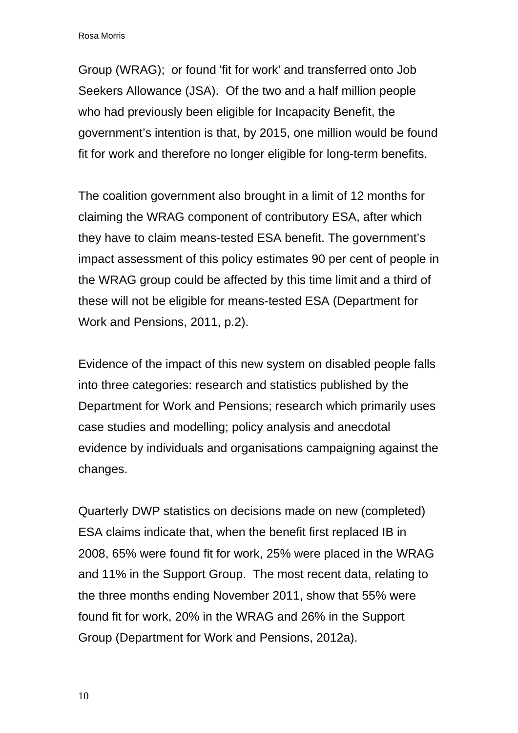Group (WRAG); or found 'fit for work' and transferred onto Job Seekers Allowance (JSA). Of the two and a half million people who had previously been eligible for Incapacity Benefit, the government's intention is that, by 2015, one million would be found fit for work and therefore no longer eligible for long-term benefits.

The coalition government also brought in a limit of 12 months for claiming the WRAG component of contributory ESA, after which they have to claim means-tested ESA benefit. The government's impact assessment of this policy estimates 90 per cent of people in the WRAG group could be affected by this time limit and a third of these will not be eligible for means-tested ESA (Department for Work and Pensions, 2011, p.2).

Evidence of the impact of this new system on disabled people falls into three categories: research and statistics published by the Department for Work and Pensions; research which primarily uses case studies and modelling; policy analysis and anecdotal evidence by individuals and organisations campaigning against the changes.

Quarterly DWP statistics on decisions made on new (completed) ESA claims indicate that, when the benefit first replaced IB in 2008, 65% were found fit for work, 25% were placed in the WRAG and 11% in the Support Group. The most recent data, relating to the three months ending November 2011, show that 55% were found fit for work, 20% in the WRAG and 26% in the Support Group (Department for Work and Pensions, 2012a).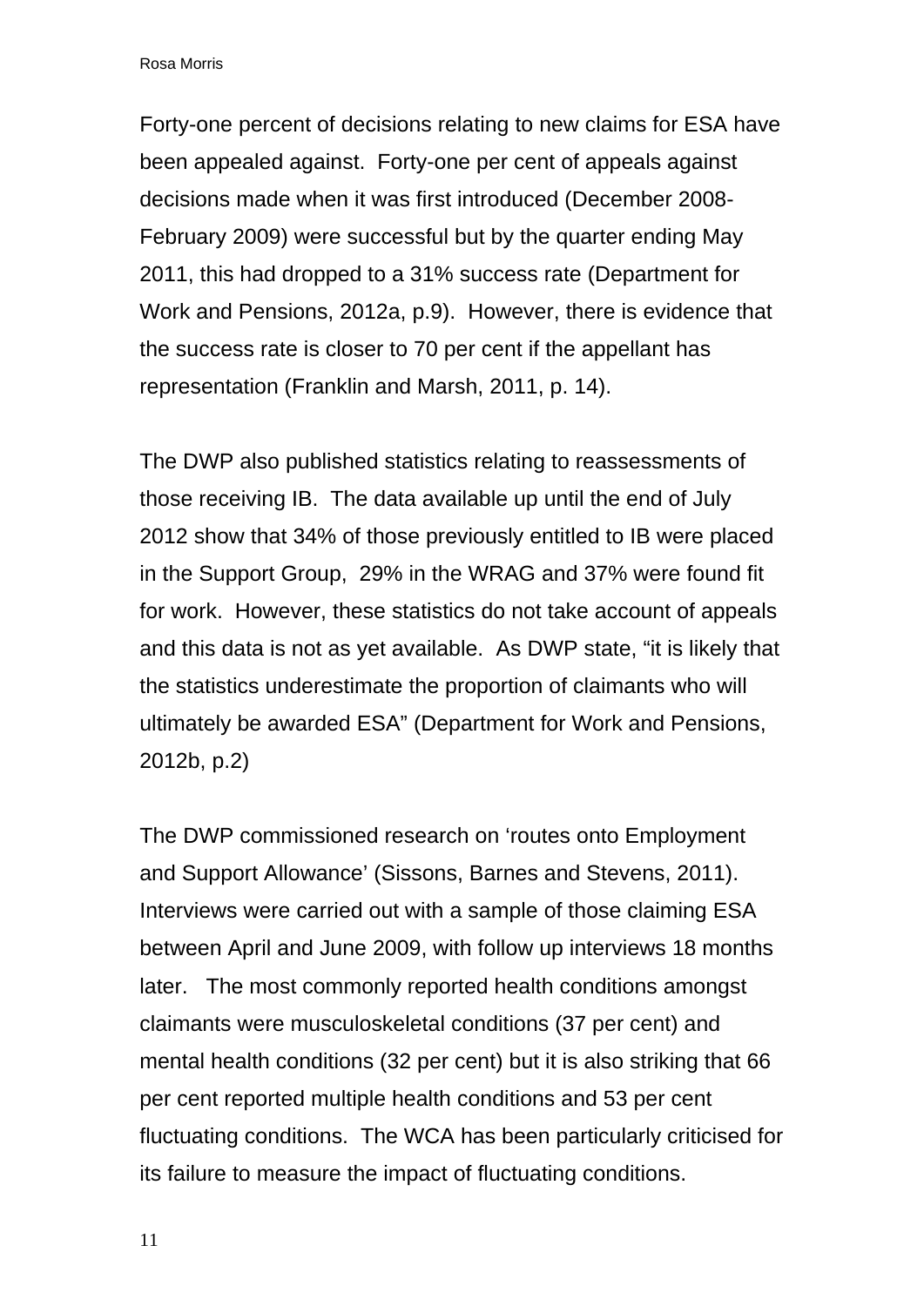Forty-one percent of decisions relating to new claims for ESA have been appealed against. Forty-one per cent of appeals against decisions made when it was first introduced (December 2008-February 2009) were successful but by the quarter ending May 2011, this had dropped to a 31% success rate (Department for Work and Pensions, 2012a, p.9). However, there is evidence that the success rate is closer to 70 per cent if the appellant has representation (Franklin and Marsh, 2011, p. 14).

The DWP also published statistics relating to reassessments of those receiving IB. The data available up until the end of July 2012 show that 34% of those previously entitled to IB were placed in the Support Group, 29% in the WRAG and 37% were found fit for work. However, these statistics do not take account of appeals and this data is not as yet available. As DWP state, "it is likely that the statistics underestimate the proportion of claimants who will ultimately be awarded ESA" (Department for Work and Pensions, 2012b, p.2)

The DWP commissioned research on 'routes onto Employment and Support Allowance' (Sissons, Barnes and Stevens, 2011). Interviews were carried out with a sample of those claiming ESA between April and June 2009, with follow up interviews 18 months later. The most commonly reported health conditions amongst claimants were musculoskeletal conditions (37 per cent) and mental health conditions (32 per cent) but it is also striking that 66 per cent reported multiple health conditions and 53 per cent fluctuating conditions. The WCA has been particularly criticised for its failure to measure the impact of fluctuating conditions.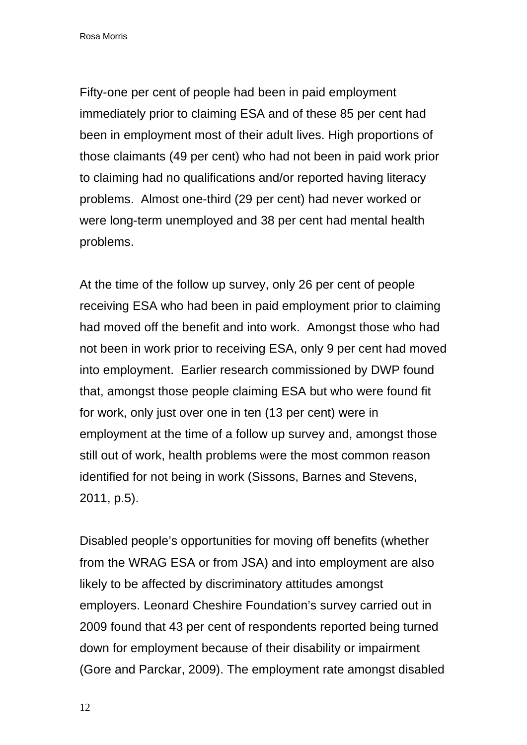Fifty-one per cent of people had been in paid employment immediately prior to claiming ESA and of these 85 per cent had been in employment most of their adult lives. High proportions of those claimants (49 per cent) who had not been in paid work prior to claiming had no qualifications and/or reported having literacy problems. Almost one-third (29 per cent) had never worked or were long-term unemployed and 38 per cent had mental health problems.

At the time of the follow up survey, only 26 per cent of people receiving ESA who had been in paid employment prior to claiming had moved off the benefit and into work. Amongst those who had not been in work prior to receiving ESA, only 9 per cent had moved into employment. Earlier research commissioned by DWP found that, amongst those people claiming ESA but who were found fit for work, only just over one in ten (13 per cent) were in employment at the time of a follow up survey and, amongst those still out of work, health problems were the most common reason identified for not being in work (Sissons, Barnes and Stevens, 2011, p.5).

Disabled people's opportunities for moving off benefits (whether from the WRAG ESA or from JSA) and into employment are also likely to be affected by discriminatory attitudes amongst employers. Leonard Cheshire Foundation's survey carried out in 2009 found that 43 per cent of respondents reported being turned down for employment because of their disability or impairment (Gore and Parckar, 2009). The employment rate amongst disabled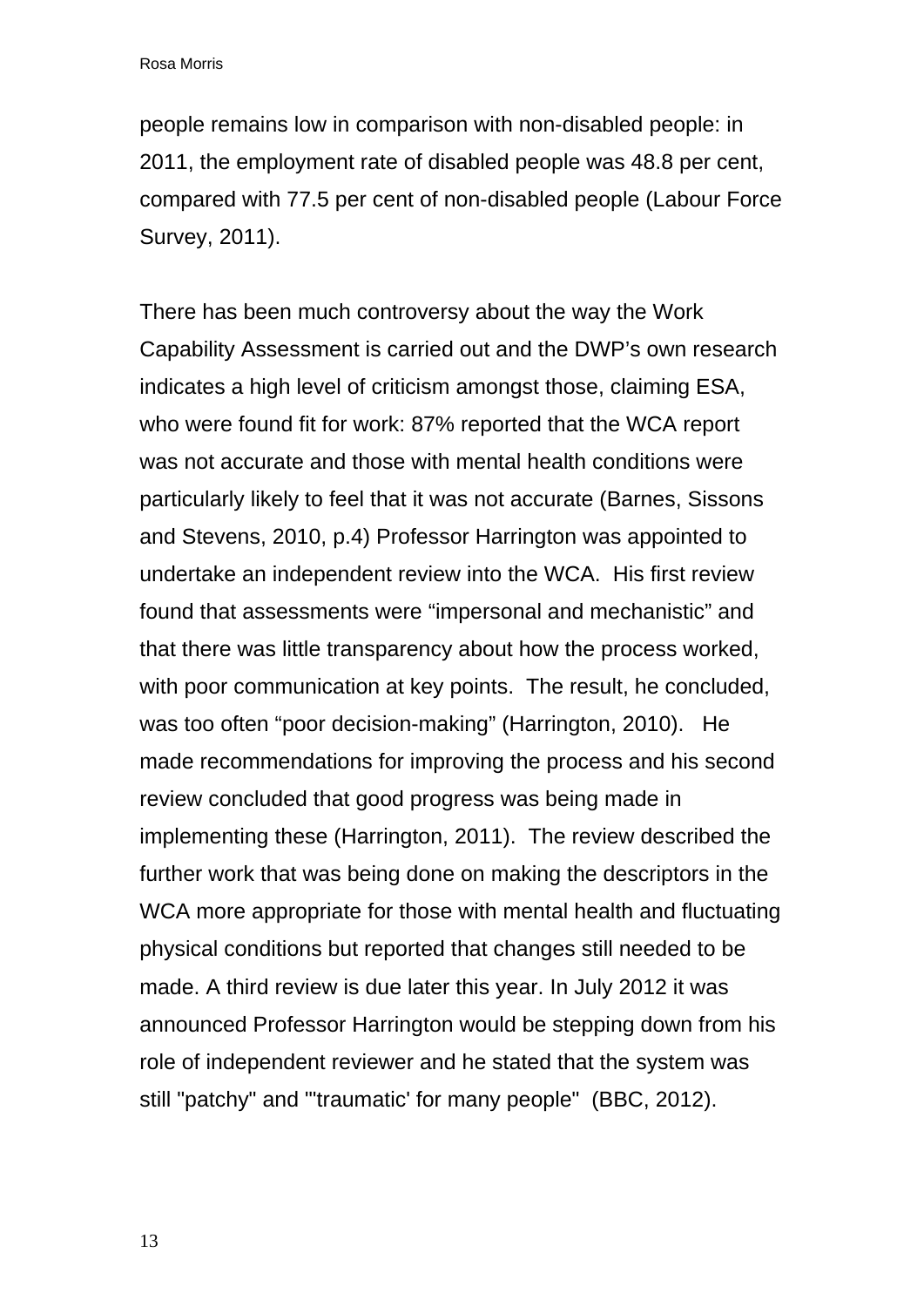people remains low in comparison with non-disabled people: in 2011, the employment rate of disabled people was 48.8 per cent, compared with 77.5 per cent of non-disabled people (Labour Force Survey, 2011).

There has been much controversy about the way the Work Capability Assessment is carried out and the DWP’s own research indicates a high level of criticism amongst those, claiming ESA, who were found fit for work: 87% reported that the WCA report was not accurate and those with mental health conditions were particularly likely to feel that it was not accurate (Barnes, Sissons and Stevens, 2010, p.4) Professor Harrington was appointed to undertake an independent review into the WCA.  His first review found that assessments were “impersonal and mechanistic” and that there was little transparency about how the process worked, with poor communication at key points.  The result, he concluded, was too often “poor decision-making” (Harrington, 2010).   He made recommendations for improving the process and his second review concluded that good progress was being made in implementing these (Harrington, 2011).  The review described the further work that was being done on making the descriptors in the WCA more appropriate for those with mental health and fluctuating physical conditions but reported that changes still needed to be made. A third review is due later this year. In July 2012 it was announced Professor Harrington would be stepping down from his role of independent reviewer and he stated that the system was still "patchy" and "'traumatic' for many people"  (BBC, 2012).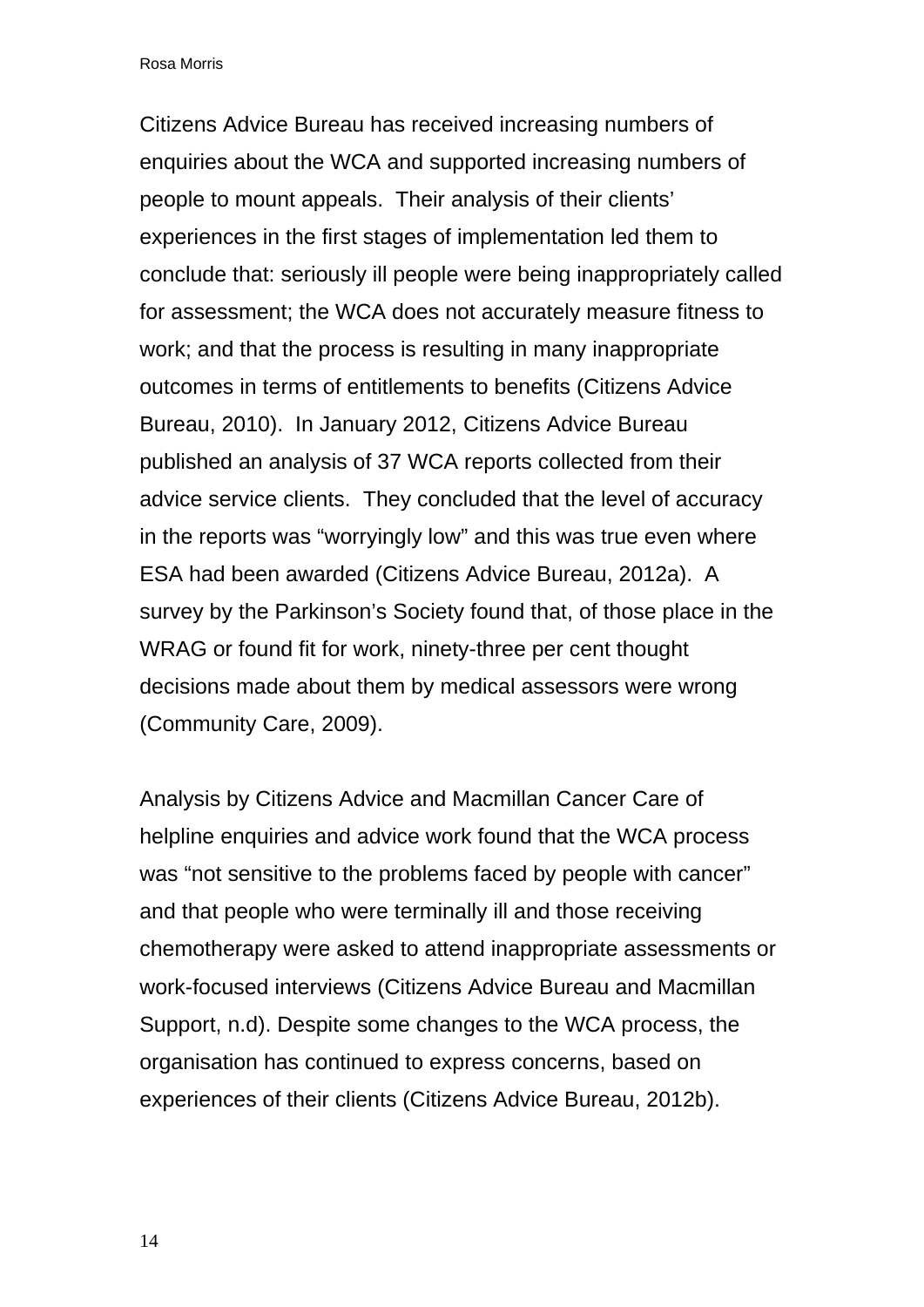Citizens Advice Bureau has received increasing numbers of enquiries about the WCA and supported increasing numbers of people to mount appeals. Their analysis of their clients' experiences in the first stages of implementation led them to conclude that: seriously ill people were being inappropriately called for assessment; the WCA does not accurately measure fitness to work; and that the process is resulting in many inappropriate outcomes in terms of entitlements to benefits (Citizens Advice Bureau, 2010). In January 2012, Citizens Advice Bureau published an analysis of 37 WCA reports collected from their advice service clients. They concluded that the level of accuracy in the reports was "worryingly low" and this was true even where ESA had been awarded (Citizens Advice Bureau, 2012a). A survey by the Parkinson's Society found that, of those place in the WRAG or found fit for work, ninety-three per cent thought decisions made about them by medical assessors were wrong (Community Care, 2009).

Analysis by Citizens Advice and Macmillan Cancer Care of helpline enquiries and advice work found that the WCA process was "not sensitive to the problems faced by people with cancer" and that people who were terminally ill and those receiving chemotherapy were asked to attend inappropriate assessments or work-focused interviews (Citizens Advice Bureau and Macmillan Support, n.d). Despite some changes to the WCA process, the organisation has continued to express concerns, based on experiences of their clients (Citizens Advice Bureau, 2012b).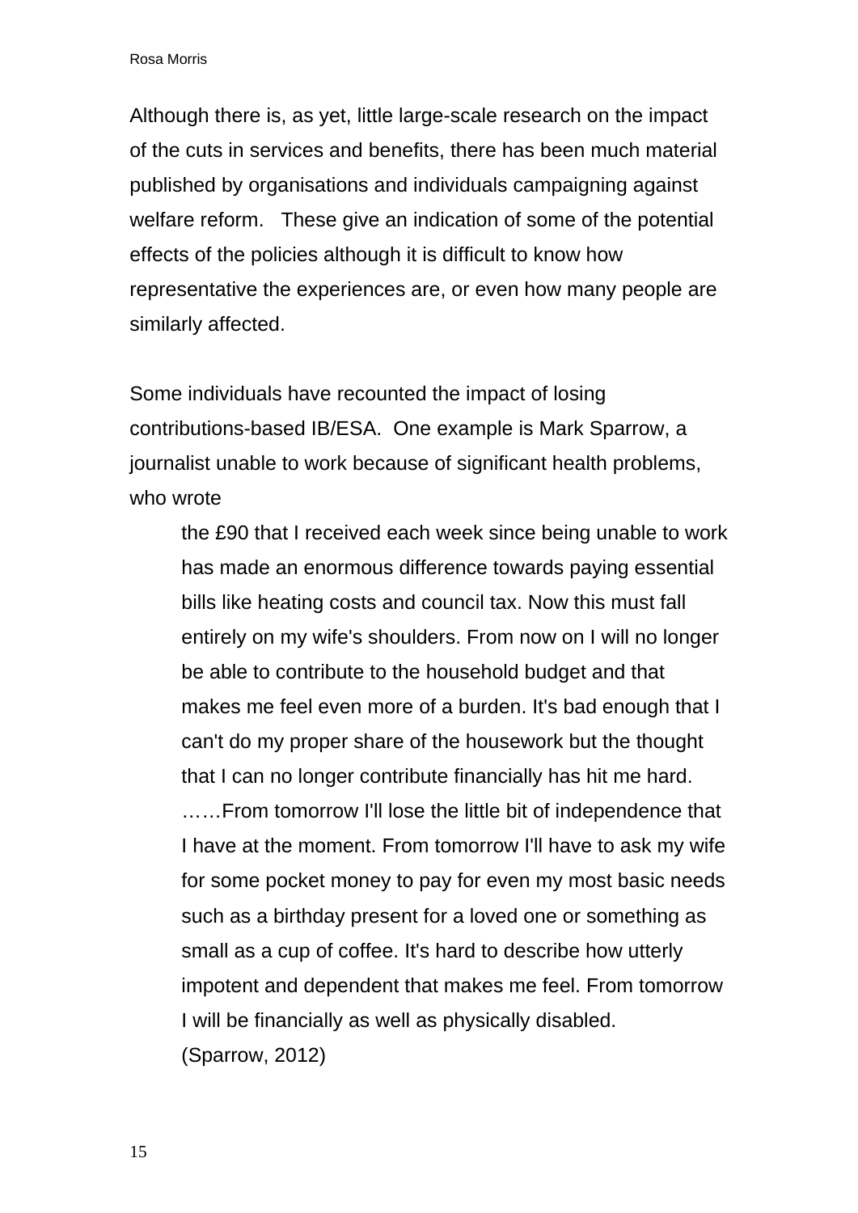Although there is, as yet, little large-scale research on the impact of the cuts in services and benefits, there has been much material published by organisations and individuals campaigning against welfare reform. These give an indication of some of the potential effects of the policies although it is difficult to know how representative the experiences are, or even how many people are similarly affected.

Some individuals have recounted the impact of losing contributions-based IB/ESA. One example is Mark Sparrow, a journalist unable to work because of significant health problems, who wrote

> the £90 that I received each week since being unable to work has made an enormous difference towards paying essential bills like heating costs and council tax. Now this must fall entirely on my wife's shoulders. From now on I will no longer be able to contribute to the household budget and that makes me feel even more of a burden. It's bad enough that I can't do my proper share of the housework but the thought that I can no longer contribute financially has hit me hard. ……From tomorrow I'll lose the little bit of independence that I have at the moment. From tomorrow I'll have to ask my wife for some pocket money to pay for even my most basic needs such as a birthday present for a loved one or something as small as a cup of coffee. It's hard to describe how utterly impotent and dependent that makes me feel. From tomorrow I will be financially as well as physically disabled.
> (Sparrow, 2012)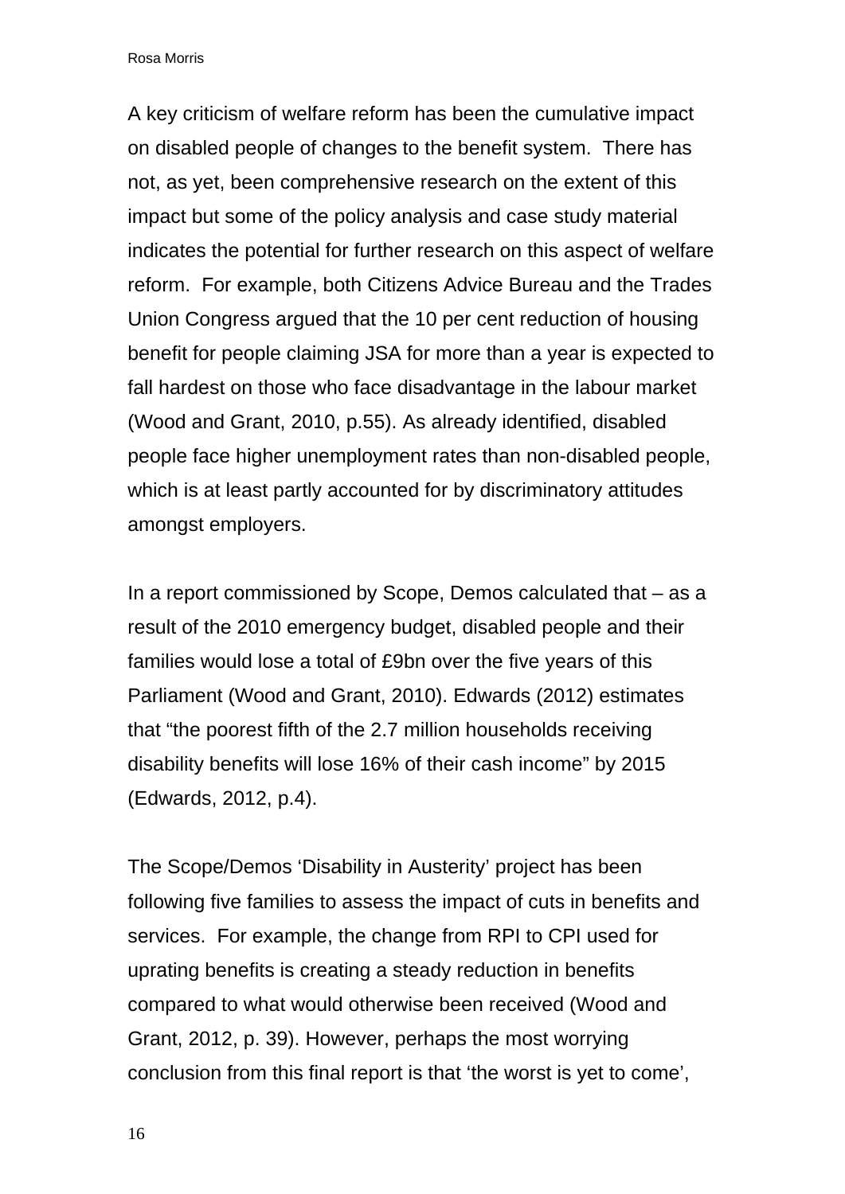A key criticism of welfare reform has been the cumulative impact on disabled people of changes to the benefit system. There has not, as yet, been comprehensive research on the extent of this impact but some of the policy analysis and case study material indicates the potential for further research on this aspect of welfare reform. For example, both Citizens Advice Bureau and the Trades Union Congress argued that the 10 per cent reduction of housing benefit for people claiming JSA for more than a year is expected to fall hardest on those who face disadvantage in the labour market (Wood and Grant, 2010, p.55). As already identified, disabled people face higher unemployment rates than non-disabled people, which is at least partly accounted for by discriminatory attitudes amongst employers.

In a report commissioned by Scope, Demos calculated that – as a result of the 2010 emergency budget, disabled people and their families would lose a total of £9bn over the five years of this Parliament (Wood and Grant, 2010). Edwards (2012) estimates that "the poorest fifth of the 2.7 million households receiving disability benefits will lose 16% of their cash income" by 2015 (Edwards, 2012, p.4).

The Scope/Demos 'Disability in Austerity' project has been following five families to assess the impact of cuts in benefits and services. For example, the change from RPI to CPI used for uprating benefits is creating a steady reduction in benefits compared to what would otherwise been received (Wood and Grant, 2012, p. 39). However, perhaps the most worrying conclusion from this final report is that 'the worst is yet to come',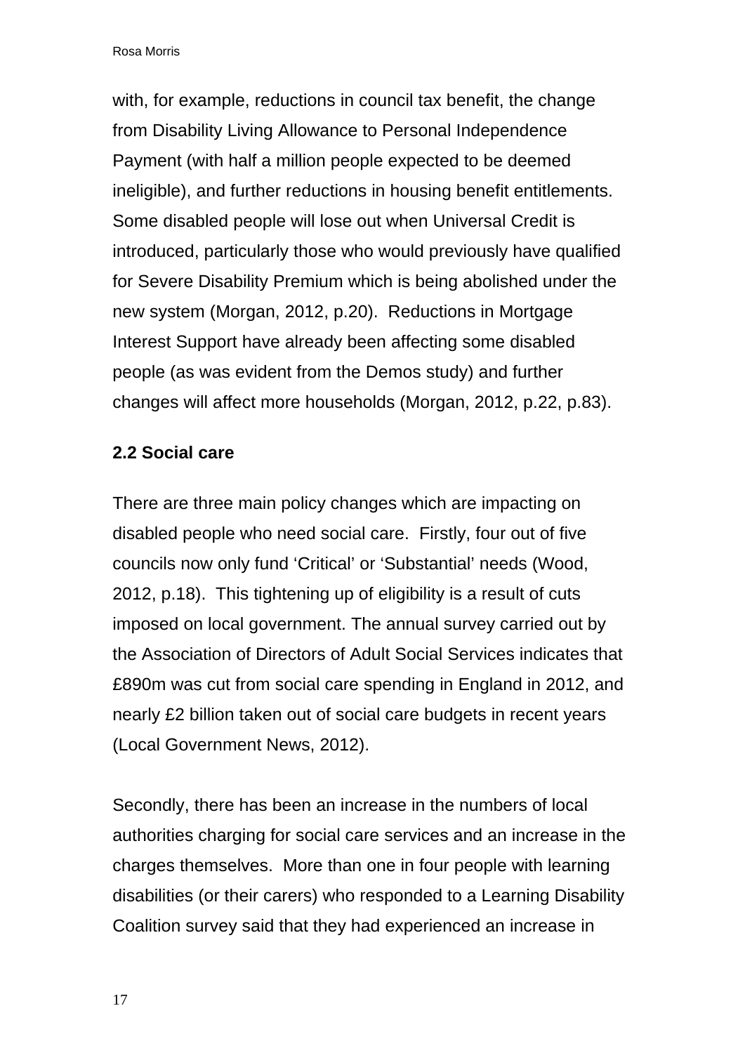with, for example, reductions in council tax benefit, the change from Disability Living Allowance to Personal Independence Payment (with half a million people expected to be deemed ineligible), and further reductions in housing benefit entitlements. Some disabled people will lose out when Universal Credit is introduced, particularly those who would previously have qualified for Severe Disability Premium which is being abolished under the new system (Morgan, 2012, p.20). Reductions in Mortgage Interest Support have already been affecting some disabled people (as was evident from the Demos study) and further changes will affect more households (Morgan, 2012, p.22, p.83).

### 2.2 Social care

There are three main policy changes which are impacting on disabled people who need social care. Firstly, four out of five councils now only fund 'Critical' or 'Substantial' needs (Wood, 2012, p.18). This tightening up of eligibility is a result of cuts imposed on local government. The annual survey carried out by the Association of Directors of Adult Social Services indicates that £890m was cut from social care spending in England in 2012, and nearly £2 billion taken out of social care budgets in recent years (Local Government News, 2012).

Secondly, there has been an increase in the numbers of local authorities charging for social care services and an increase in the charges themselves. More than one in four people with learning disabilities (or their carers) who responded to a Learning Disability Coalition survey said that they had experienced an increase in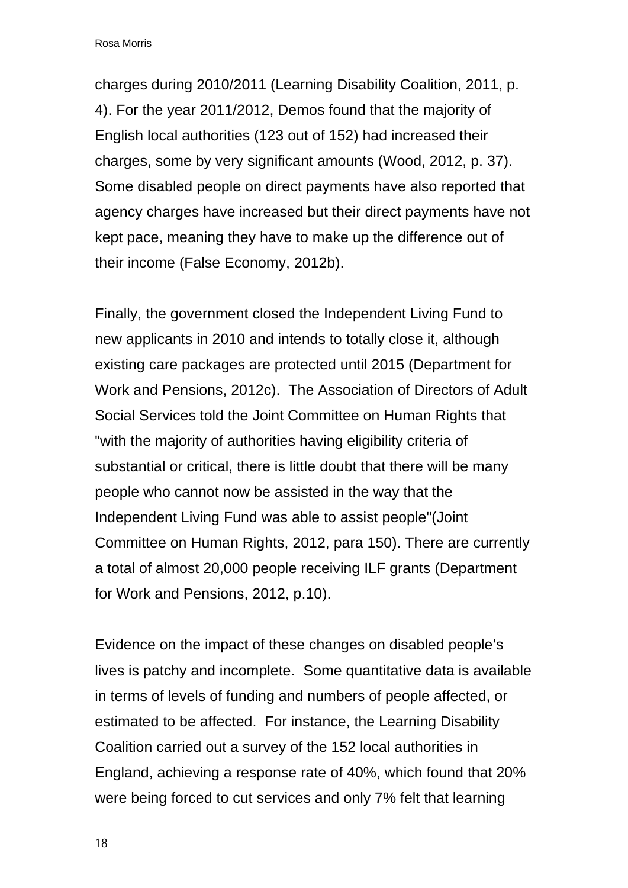charges during 2010/2011 (Learning Disability Coalition, 2011, p. 4). For the year 2011/2012, Demos found that the majority of English local authorities (123 out of 152) had increased their charges, some by very significant amounts (Wood, 2012, p. 37). Some disabled people on direct payments have also reported that agency charges have increased but their direct payments have not kept pace, meaning they have to make up the difference out of their income (False Economy, 2012b).

Finally, the government closed the Independent Living Fund to new applicants in 2010 and intends to totally close it, although existing care packages are protected until 2015 (Department for Work and Pensions, 2012c). The Association of Directors of Adult Social Services told the Joint Committee on Human Rights that "with the majority of authorities having eligibility criteria of substantial or critical, there is little doubt that there will be many people who cannot now be assisted in the way that the Independent Living Fund was able to assist people"(Joint Committee on Human Rights, 2012, para 150). There are currently a total of almost 20,000 people receiving ILF grants (Department for Work and Pensions, 2012, p.10).

Evidence on the impact of these changes on disabled people's lives is patchy and incomplete. Some quantitative data is available in terms of levels of funding and numbers of people affected, or estimated to be affected. For instance, the Learning Disability Coalition carried out a survey of the 152 local authorities in England, achieving a response rate of 40%, which found that 20% were being forced to cut services and only 7% felt that learning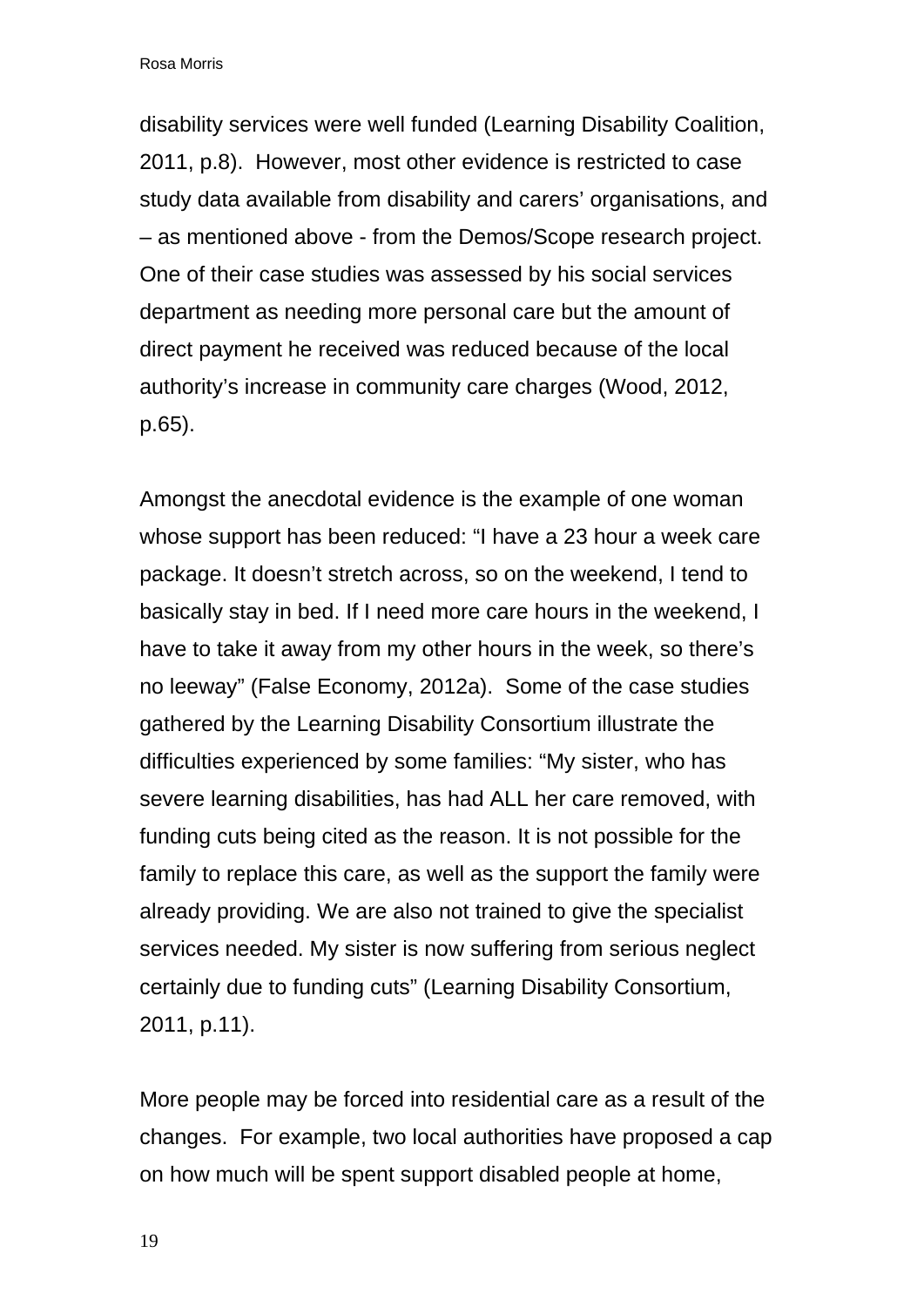disability services were well funded (Learning Disability Coalition, 2011, p.8). However, most other evidence is restricted to case study data available from disability and carers' organisations, and – as mentioned above - from the Demos/Scope research project. One of their case studies was assessed by his social services department as needing more personal care but the amount of direct payment he received was reduced because of the local authority's increase in community care charges (Wood, 2012, p.65).

Amongst the anecdotal evidence is the example of one woman whose support has been reduced: "I have a 23 hour a week care package. It doesn't stretch across, so on the weekend, I tend to basically stay in bed. If I need more care hours in the weekend, I have to take it away from my other hours in the week, so there's no leeway" (False Economy, 2012a). Some of the case studies gathered by the Learning Disability Consortium illustrate the difficulties experienced by some families: "My sister, who has severe learning disabilities, has had ALL her care removed, with funding cuts being cited as the reason. It is not possible for the family to replace this care, as well as the support the family were already providing. We are also not trained to give the specialist services needed. My sister is now suffering from serious neglect certainly due to funding cuts" (Learning Disability Consortium, 2011, p.11).

More people may be forced into residential care as a result of the changes. For example, two local authorities have proposed a cap on how much will be spent support disabled people at home,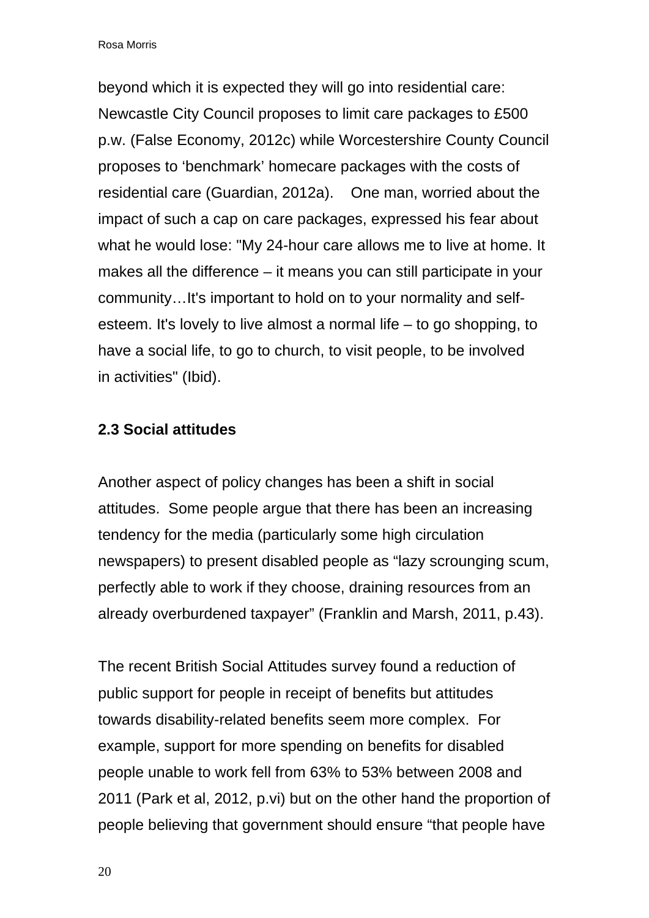beyond which it is expected they will go into residential care: Newcastle City Council proposes to limit care packages to £500 p.w. (False Economy, 2012c) while Worcestershire County Council proposes to 'benchmark' homecare packages with the costs of residential care (Guardian, 2012a). One man, worried about the impact of such a cap on care packages, expressed his fear about what he would lose: "My 24-hour care allows me to live at home. It makes all the difference – it means you can still participate in your community…It's important to hold on to your normality and self-esteem. It's lovely to live almost a normal life – to go shopping, to have a social life, to go to church, to visit people, to be involved in activities" (Ibid).

### 2.3 Social attitudes

Another aspect of policy changes has been a shift in social attitudes. Some people argue that there has been an increasing tendency for the media (particularly some high circulation newspapers) to present disabled people as "lazy scrounging scum, perfectly able to work if they choose, draining resources from an already overburdened taxpayer" (Franklin and Marsh, 2011, p.43).

The recent British Social Attitudes survey found a reduction of public support for people in receipt of benefits but attitudes towards disability-related benefits seem more complex. For example, support for more spending on benefits for disabled people unable to work fell from 63% to 53% between 2008 and 2011 (Park et al, 2012, p.vi) but on the other hand the proportion of people believing that government should ensure "that people have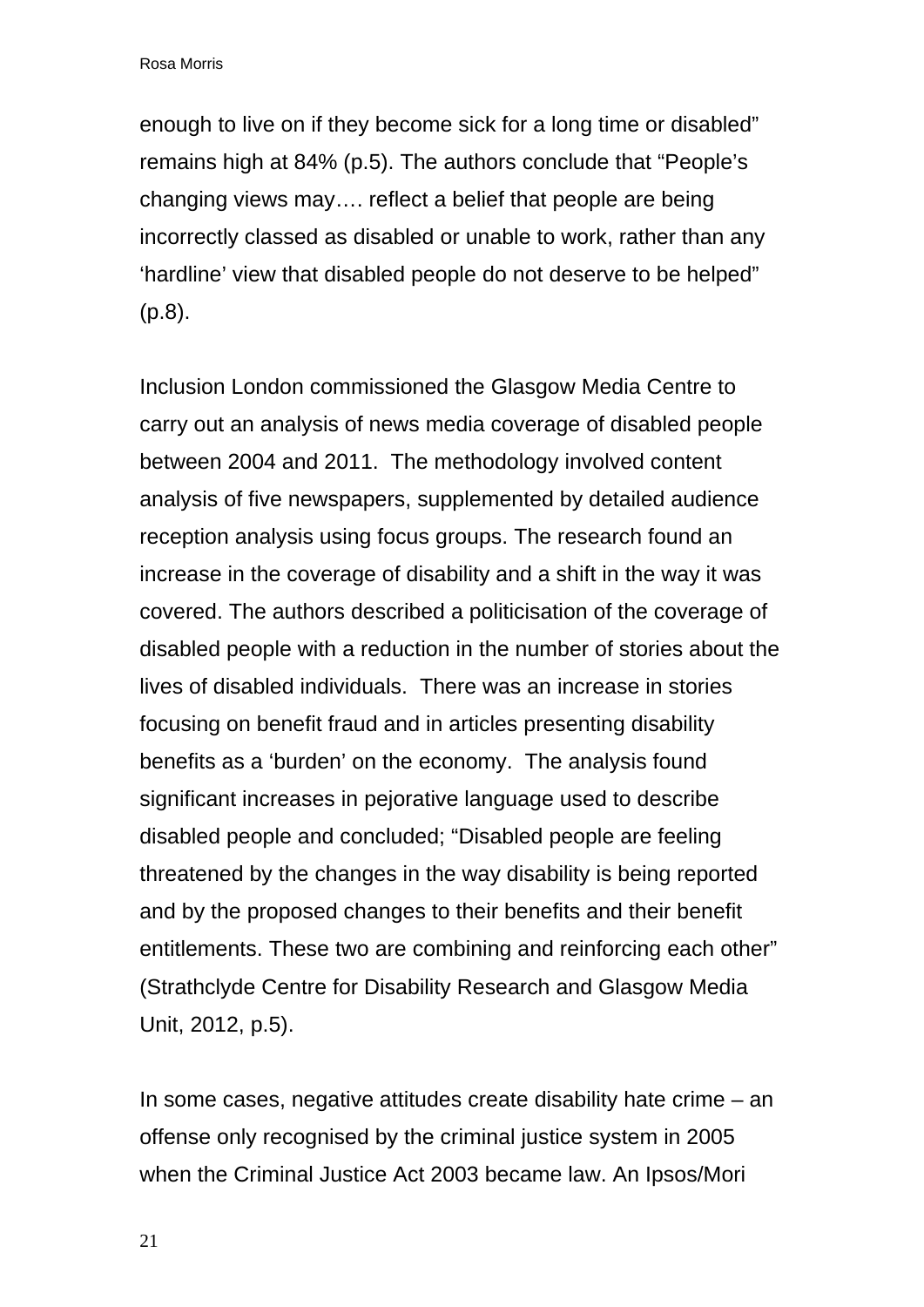enough to live on if they become sick for a long time or disabled" remains high at 84% (p.5). The authors conclude that "People's changing views may…. reflect a belief that people are being incorrectly classed as disabled or unable to work, rather than any 'hardline' view that disabled people do not deserve to be helped" (p.8).

Inclusion London commissioned the Glasgow Media Centre to carry out an analysis of news media coverage of disabled people between 2004 and 2011. The methodology involved content analysis of five newspapers, supplemented by detailed audience reception analysis using focus groups. The research found an increase in the coverage of disability and a shift in the way it was covered. The authors described a politicisation of the coverage of disabled people with a reduction in the number of stories about the lives of disabled individuals. There was an increase in stories focusing on benefit fraud and in articles presenting disability benefits as a 'burden' on the economy. The analysis found significant increases in pejorative language used to describe disabled people and concluded; "Disabled people are feeling threatened by the changes in the way disability is being reported and by the proposed changes to their benefits and their benefit entitlements. These two are combining and reinforcing each other" (Strathclyde Centre for Disability Research and Glasgow Media Unit, 2012, p.5).

In some cases, negative attitudes create disability hate crime – an offense only recognised by the criminal justice system in 2005 when the Criminal Justice Act 2003 became law. An Ipsos/Mori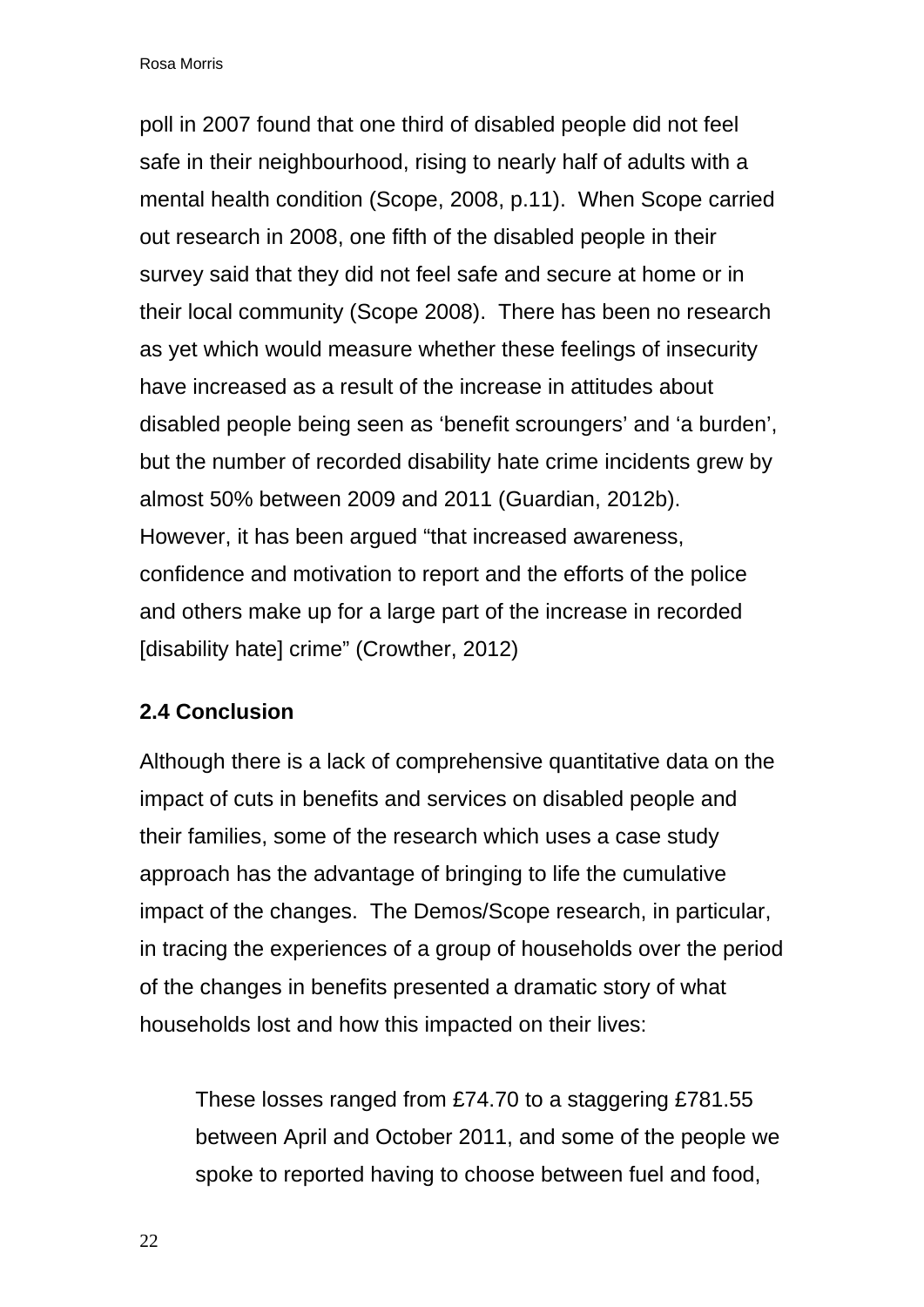poll in 2007 found that one third of disabled people did not feel safe in their neighbourhood, rising to nearly half of adults with a mental health condition (Scope, 2008, p.11). When Scope carried out research in 2008, one fifth of the disabled people in their survey said that they did not feel safe and secure at home or in their local community (Scope 2008). There has been no research as yet which would measure whether these feelings of insecurity have increased as a result of the increase in attitudes about disabled people being seen as 'benefit scroungers' and 'a burden', but the number of recorded disability hate crime incidents grew by almost 50% between 2009 and 2011 (Guardian, 2012b). However, it has been argued "that increased awareness, confidence and motivation to report and the efforts of the police and others make up for a large part of the increase in recorded [disability hate] crime" (Crowther, 2012)

### 2.4 Conclusion

Although there is a lack of comprehensive quantitative data on the impact of cuts in benefits and services on disabled people and their families, some of the research which uses a case study approach has the advantage of bringing to life the cumulative impact of the changes. The Demos/Scope research, in particular, in tracing the experiences of a group of households over the period of the changes in benefits presented a dramatic story of what households lost and how this impacted on their lives:

> These losses ranged from £74.70 to a staggering £781.55 between April and October 2011, and some of the people we spoke to reported having to choose between fuel and food,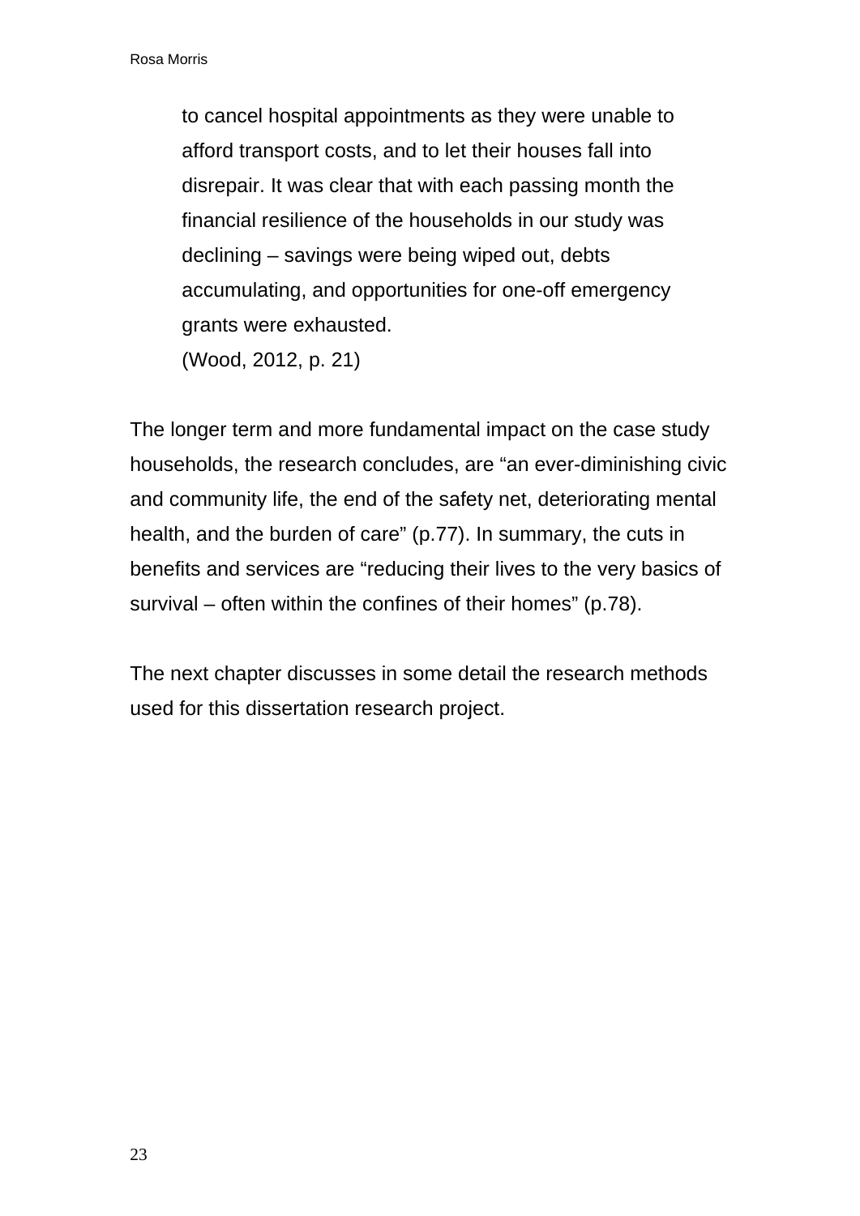> to cancel hospital appointments as they were unable to afford transport costs, and to let their houses fall into disrepair. It was clear that with each passing month the financial resilience of the households in our study was declining – savings were being wiped out, debts accumulating, and opportunities for one-off emergency grants were exhausted.
> (Wood, 2012, p. 21)

The longer term and more fundamental impact on the case study households, the research concludes, are “an ever-diminishing civic and community life, the end of the safety net, deteriorating mental health, and the burden of care” (p.77). In summary, the cuts in benefits and services are “reducing their lives to the very basics of survival – often within the confines of their homes” (p.78).

The next chapter discusses in some detail the research methods used for this dissertation research project.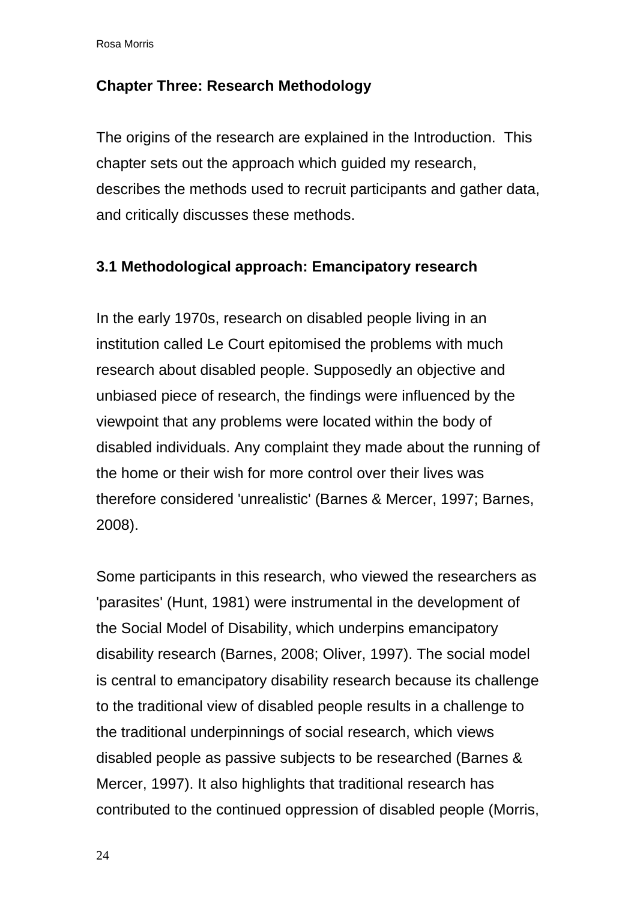## Chapter Three: Research Methodology

The origins of the research are explained in the Introduction. This chapter sets out the approach which guided my research, describes the methods used to recruit participants and gather data, and critically discusses these methods.

### 3.1 Methodological approach: Emancipatory research

In the early 1970s, research on disabled people living in an institution called Le Court epitomised the problems with much research about disabled people. Supposedly an objective and unbiased piece of research, the findings were influenced by the viewpoint that any problems were located within the body of disabled individuals. Any complaint they made about the running of the home or their wish for more control over their lives was therefore considered 'unrealistic' (Barnes & Mercer, 1997; Barnes, 2008).

Some participants in this research, who viewed the researchers as 'parasites' (Hunt, 1981) were instrumental in the development of the Social Model of Disability, which underpins emancipatory disability research (Barnes, 2008; Oliver, 1997). The social model is central to emancipatory disability research because its challenge to the traditional view of disabled people results in a challenge to the traditional underpinnings of social research, which views disabled people as passive subjects to be researched (Barnes & Mercer, 1997). It also highlights that traditional research has contributed to the continued oppression of disabled people (Morris,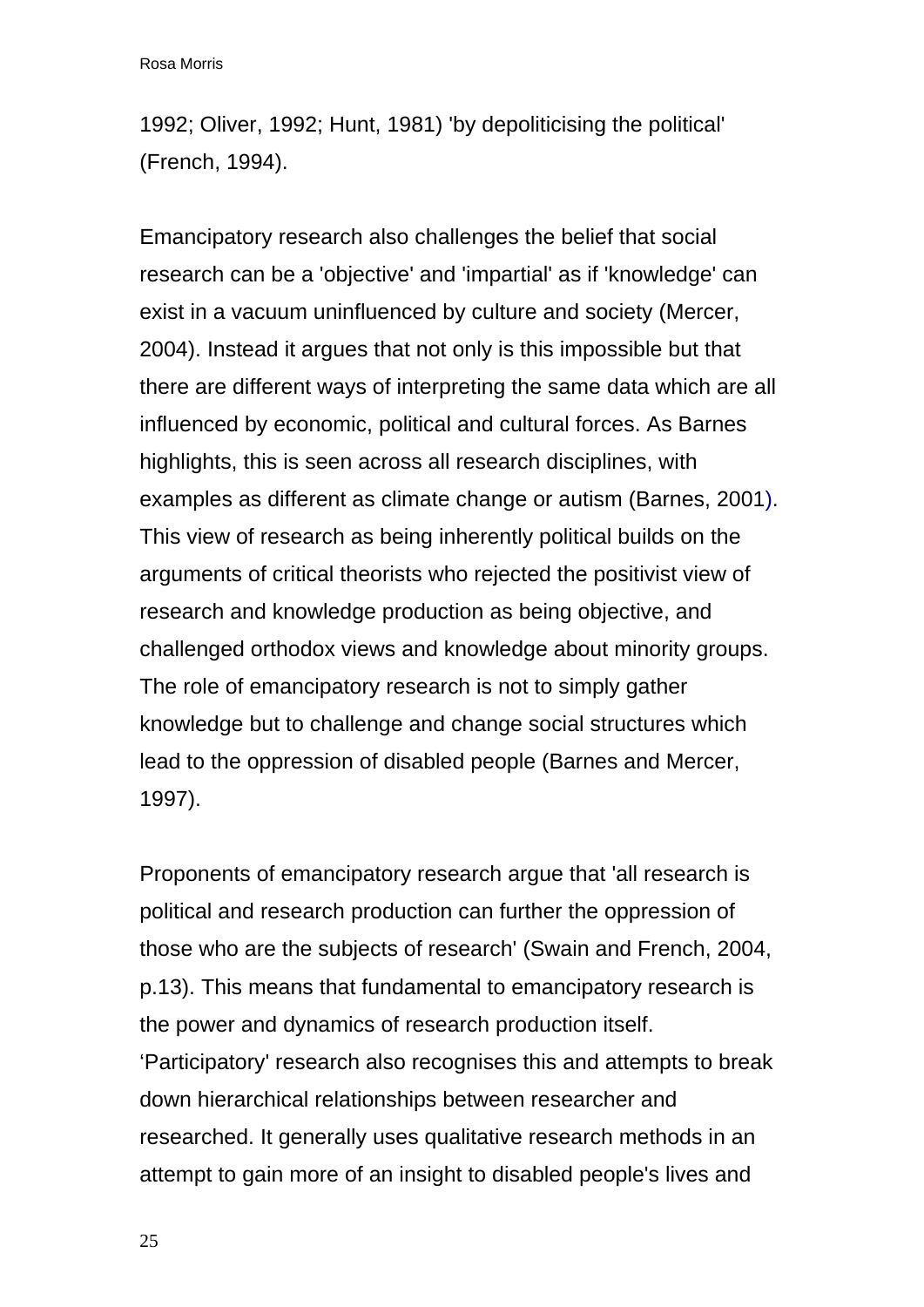1992; Oliver, 1992; Hunt, 1981) 'by depoliticising the political' (French, 1994).

Emancipatory research also challenges the belief that social research can be a 'objective' and 'impartial' as if 'knowledge' can exist in a vacuum uninfluenced by culture and society (Mercer, 2004). Instead it argues that not only is this impossible but that there are different ways of interpreting the same data which are all influenced by economic, political and cultural forces. As Barnes highlights, this is seen across all research disciplines, with examples as different as climate change or autism (Barnes, 2001). This view of research as being inherently political builds on the arguments of critical theorists who rejected the positivist view of research and knowledge production as being objective, and challenged orthodox views and knowledge about minority groups. The role of emancipatory research is not to simply gather knowledge but to challenge and change social structures which lead to the oppression of disabled people (Barnes and Mercer, 1997).

Proponents of emancipatory research argue that 'all research is political and research production can further the oppression of those who are the subjects of research' (Swain and French, 2004, p.13). This means that fundamental to emancipatory research is the power and dynamics of research production itself. ‘Participatory' research also recognises this and attempts to break down hierarchical relationships between researcher and researched. It generally uses qualitative research methods in an attempt to gain more of an insight to disabled people's lives and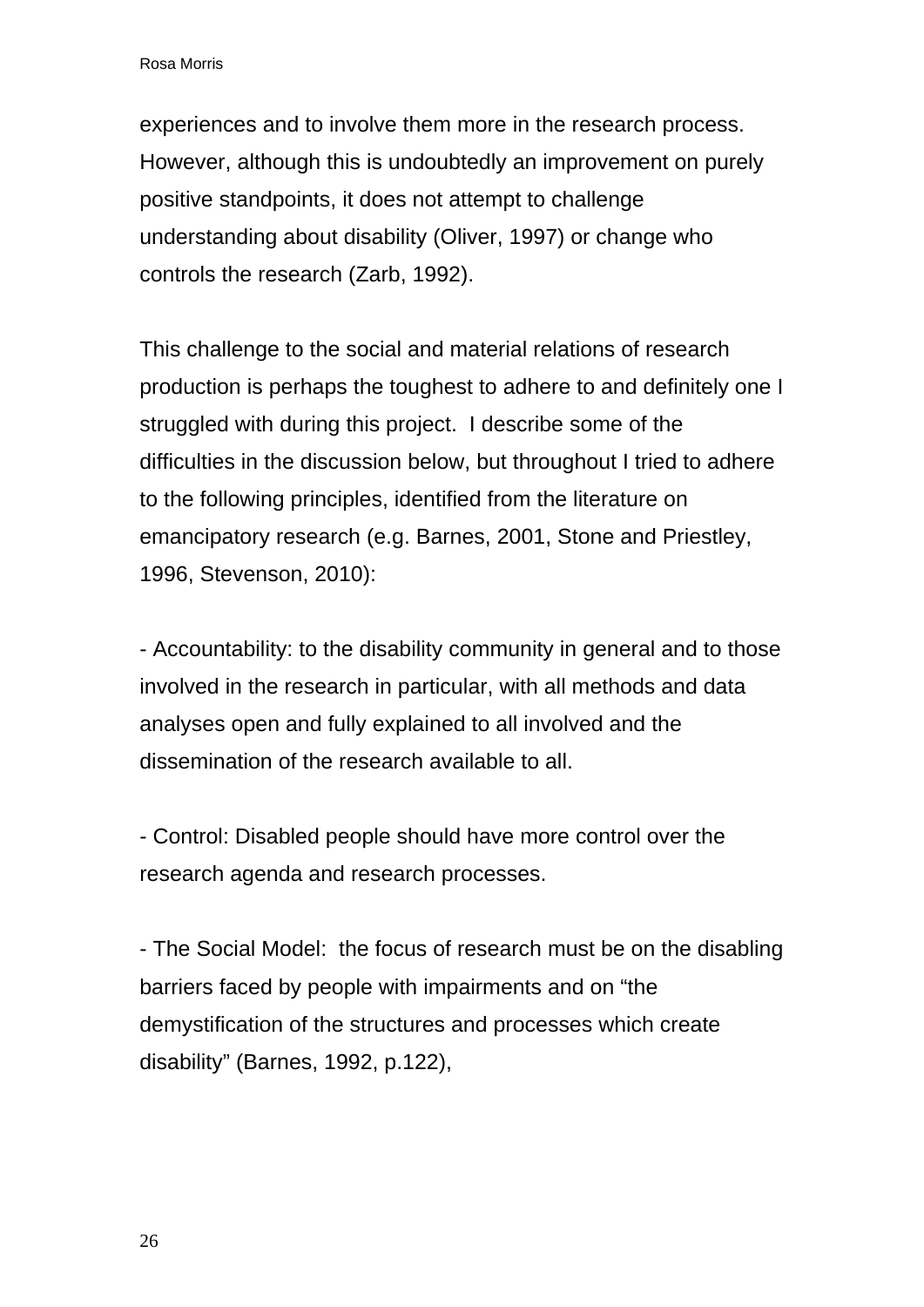experiences and to involve them more in the research process. However, although this is undoubtedly an improvement on purely positive standpoints, it does not attempt to challenge understanding about disability (Oliver, 1997) or change who controls the research (Zarb, 1992).

This challenge to the social and material relations of research production is perhaps the toughest to adhere to and definitely one I struggled with during this project. I describe some of the difficulties in the discussion below, but throughout I tried to adhere to the following principles, identified from the literature on emancipatory research (e.g. Barnes, 2001, Stone and Priestley, 1996, Stevenson, 2010):

- Accountability: to the disability community in general and to those involved in the research in particular, with all methods and data analyses open and fully explained to all involved and the dissemination of the research available to all.

- Control: Disabled people should have more control over the research agenda and research processes.

- The Social Model: the focus of research must be on the disabling barriers faced by people with impairments and on "the demystification of the structures and processes which create disability" (Barnes, 1992, p.122),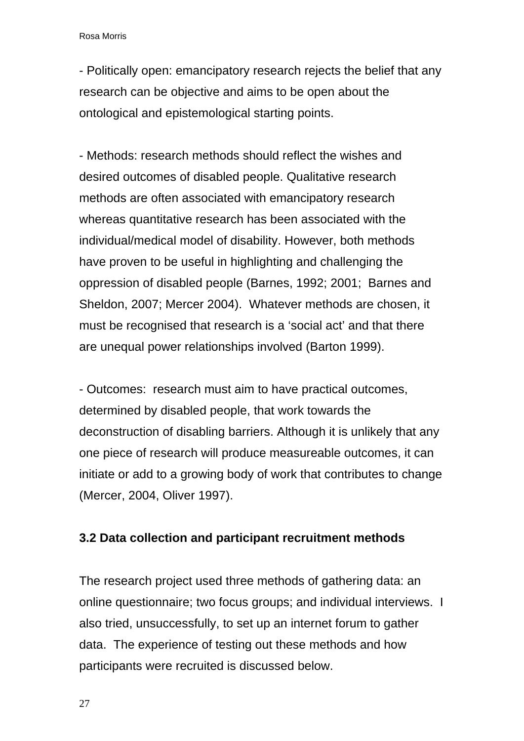- Politically open: emancipatory research rejects the belief that any research can be objective and aims to be open about the ontological and epistemological starting points.

- Methods: research methods should reflect the wishes and desired outcomes of disabled people. Qualitative research methods are often associated with emancipatory research whereas quantitative research has been associated with the individual/medical model of disability. However, both methods have proven to be useful in highlighting and challenging the oppression of disabled people (Barnes, 1992; 2001; Barnes and Sheldon, 2007; Mercer 2004). Whatever methods are chosen, it must be recognised that research is a 'social act' and that there are unequal power relationships involved (Barton 1999).

- Outcomes: research must aim to have practical outcomes, determined by disabled people, that work towards the deconstruction of disabling barriers. Although it is unlikely that any one piece of research will produce measureable outcomes, it can initiate or add to a growing body of work that contributes to change (Mercer, 2004, Oliver 1997).

### 3.2 Data collection and participant recruitment methods

The research project used three methods of gathering data: an online questionnaire; two focus groups; and individual interviews. I also tried, unsuccessfully, to set up an internet forum to gather data. The experience of testing out these methods and how participants were recruited is discussed below.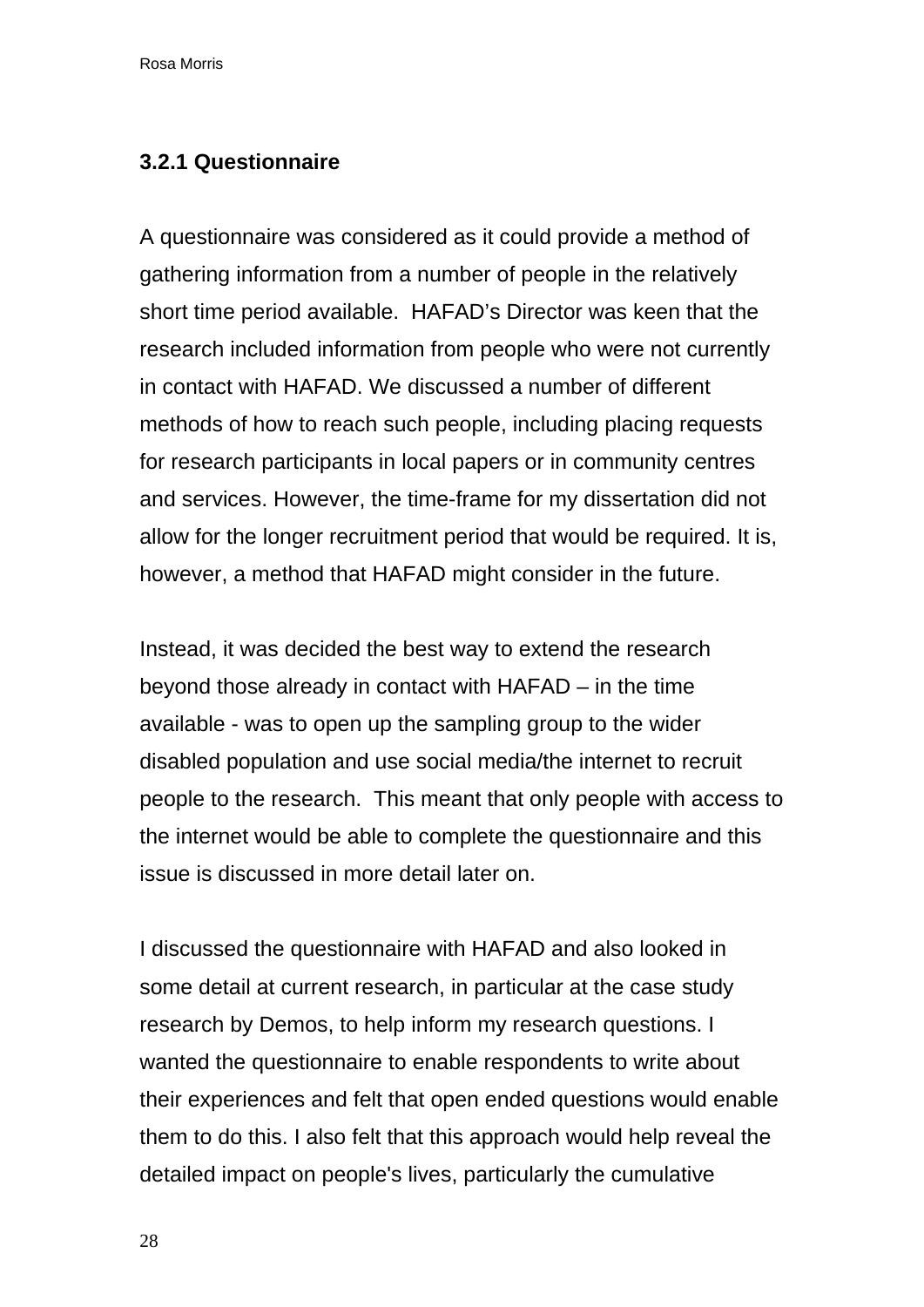### 3.2.1 Questionnaire

A questionnaire was considered as it could provide a method of gathering information from a number of people in the relatively short time period available. HAFAD's Director was keen that the research included information from people who were not currently in contact with HAFAD. We discussed a number of different methods of how to reach such people, including placing requests for research participants in local papers or in community centres and services. However, the time-frame for my dissertation did not allow for the longer recruitment period that would be required. It is, however, a method that HAFAD might consider in the future.

Instead, it was decided the best way to extend the research beyond those already in contact with HAFAD – in the time available - was to open up the sampling group to the wider disabled population and use social media/the internet to recruit people to the research. This meant that only people with access to the internet would be able to complete the questionnaire and this issue is discussed in more detail later on.

I discussed the questionnaire with HAFAD and also looked in some detail at current research, in particular at the case study research by Demos, to help inform my research questions. I wanted the questionnaire to enable respondents to write about their experiences and felt that open ended questions would enable them to do this. I also felt that this approach would help reveal the detailed impact on people's lives, particularly the cumulative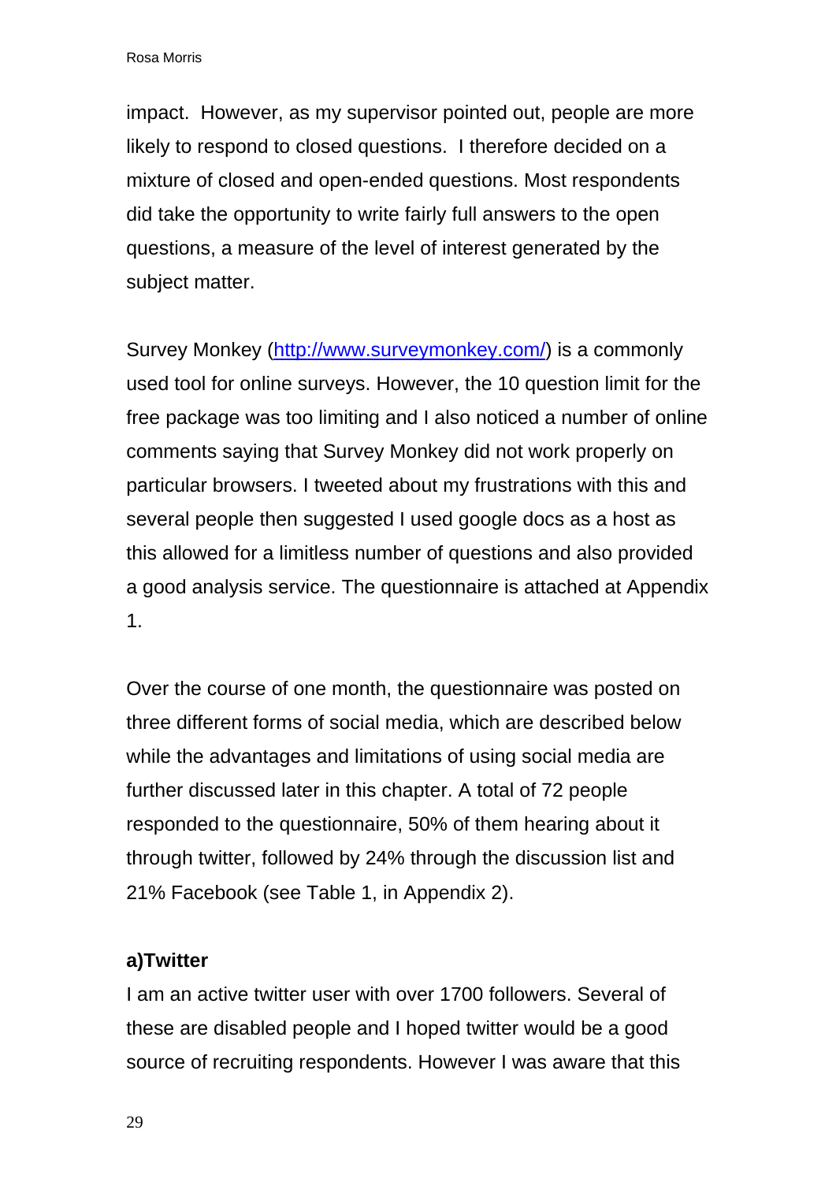impact. However, as my supervisor pointed out, people are more likely to respond to closed questions. I therefore decided on a mixture of closed and open-ended questions. Most respondents did take the opportunity to write fairly full answers to the open questions, a measure of the level of interest generated by the subject matter.

Survey Monkey (http://www.surveymonkey.com/) is a commonly used tool for online surveys. However, the 10 question limit for the free package was too limiting and I also noticed a number of online comments saying that Survey Monkey did not work properly on particular browsers. I tweeted about my frustrations with this and several people then suggested I used google docs as a host as this allowed for a limitless number of questions and also provided a good analysis service. The questionnaire is attached at Appendix 1.

Over the course of one month, the questionnaire was posted on three different forms of social media, which are described below while the advantages and limitations of using social media are further discussed later in this chapter. A total of 72 people responded to the questionnaire, 50% of them hearing about it through twitter, followed by 24% through the discussion list and 21% Facebook (see Table 1, in Appendix 2).

**a)Twitter**

I am an active twitter user with over 1700 followers. Several of these are disabled people and I hoped twitter would be a good source of recruiting respondents. However I was aware that this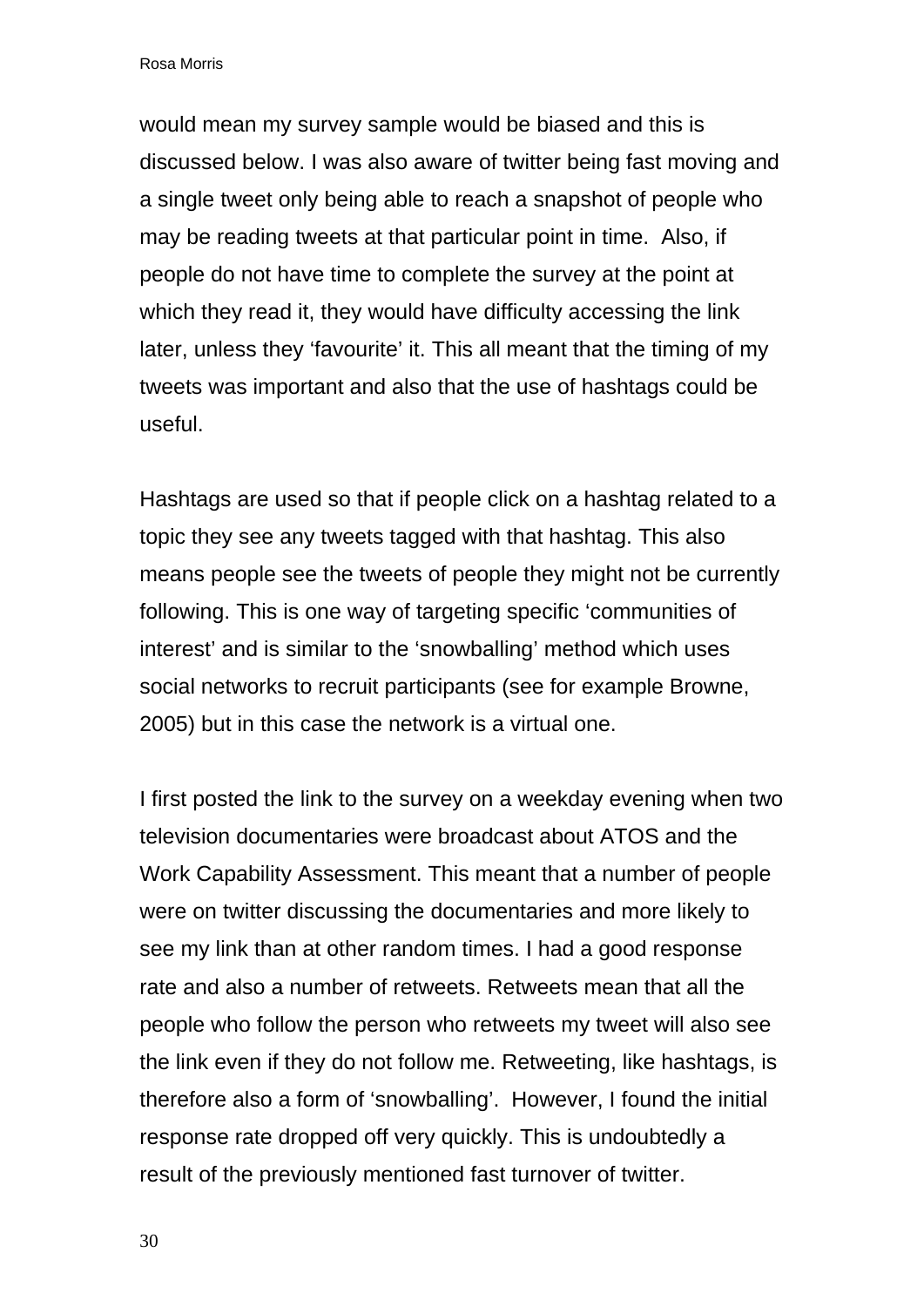would mean my survey sample would be biased and this is discussed below. I was also aware of twitter being fast moving and a single tweet only being able to reach a snapshot of people who may be reading tweets at that particular point in time.  Also, if people do not have time to complete the survey at the point at which they read it, they would have difficulty accessing the link later, unless they 'favourite' it. This all meant that the timing of my tweets was important and also that the use of hashtags could be useful.

Hashtags are used so that if people click on a hashtag related to a topic they see any tweets tagged with that hashtag. This also means people see the tweets of people they might not be currently following. This is one way of targeting specific 'communities of interest' and is similar to the 'snowballing' method which uses social networks to recruit participants (see for example Browne, 2005) but in this case the network is a virtual one.

I first posted the link to the survey on a weekday evening when two television documentaries were broadcast about ATOS and the Work Capability Assessment. This meant that a number of people were on twitter discussing the documentaries and more likely to see my link than at other random times. I had a good response rate and also a number of retweets. Retweets mean that all the people who follow the person who retweets my tweet will also see the link even if they do not follow me. Retweeting, like hashtags, is therefore also a form of 'snowballing'.  However, I found the initial response rate dropped off very quickly. This is undoubtedly a result of the previously mentioned fast turnover of twitter.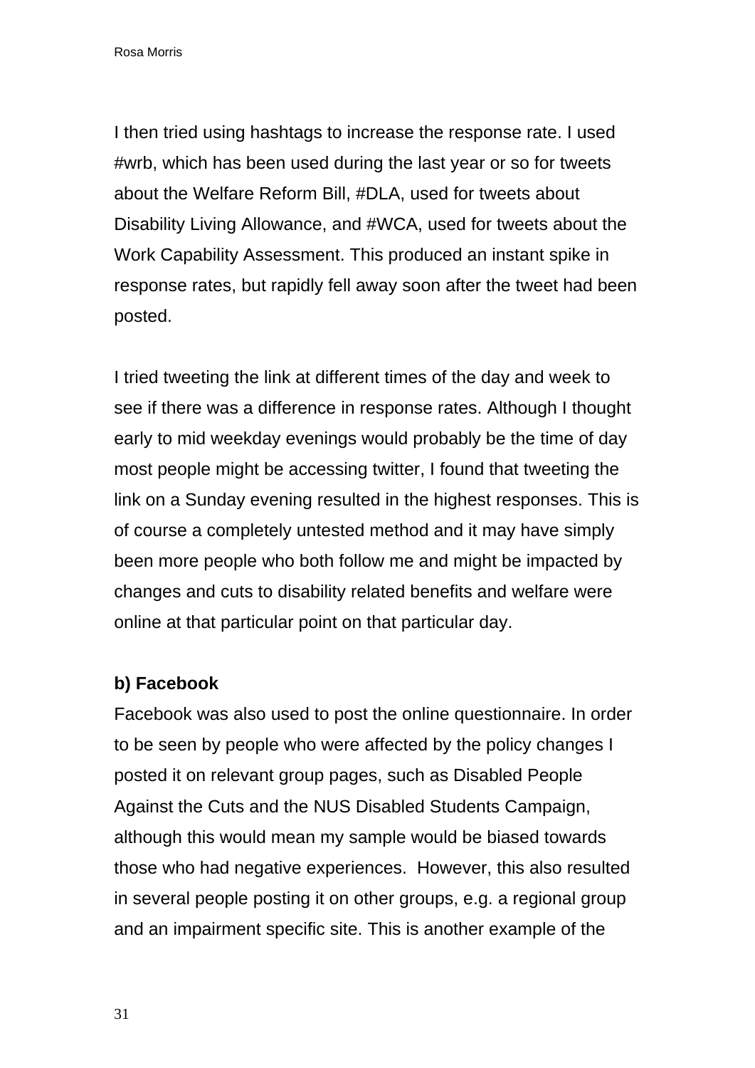I then tried using hashtags to increase the response rate. I used #wrb, which has been used during the last year or so for tweets about the Welfare Reform Bill, #DLA, used for tweets about Disability Living Allowance, and #WCA, used for tweets about the Work Capability Assessment. This produced an instant spike in response rates, but rapidly fell away soon after the tweet had been posted.

I tried tweeting the link at different times of the day and week to see if there was a difference in response rates. Although I thought early to mid weekday evenings would probably be the time of day most people might be accessing twitter, I found that tweeting the link on a Sunday evening resulted in the highest responses. This is of course a completely untested method and it may have simply been more people who both follow me and might be impacted by changes and cuts to disability related benefits and welfare were online at that particular point on that particular day.

**b) Facebook**

Facebook was also used to post the online questionnaire. In order to be seen by people who were affected by the policy changes I posted it on relevant group pages, such as Disabled People Against the Cuts and the NUS Disabled Students Campaign, although this would mean my sample would be biased towards those who had negative experiences.  However, this also resulted in several people posting it on other groups, e.g. a regional group and an impairment specific site. This is another example of the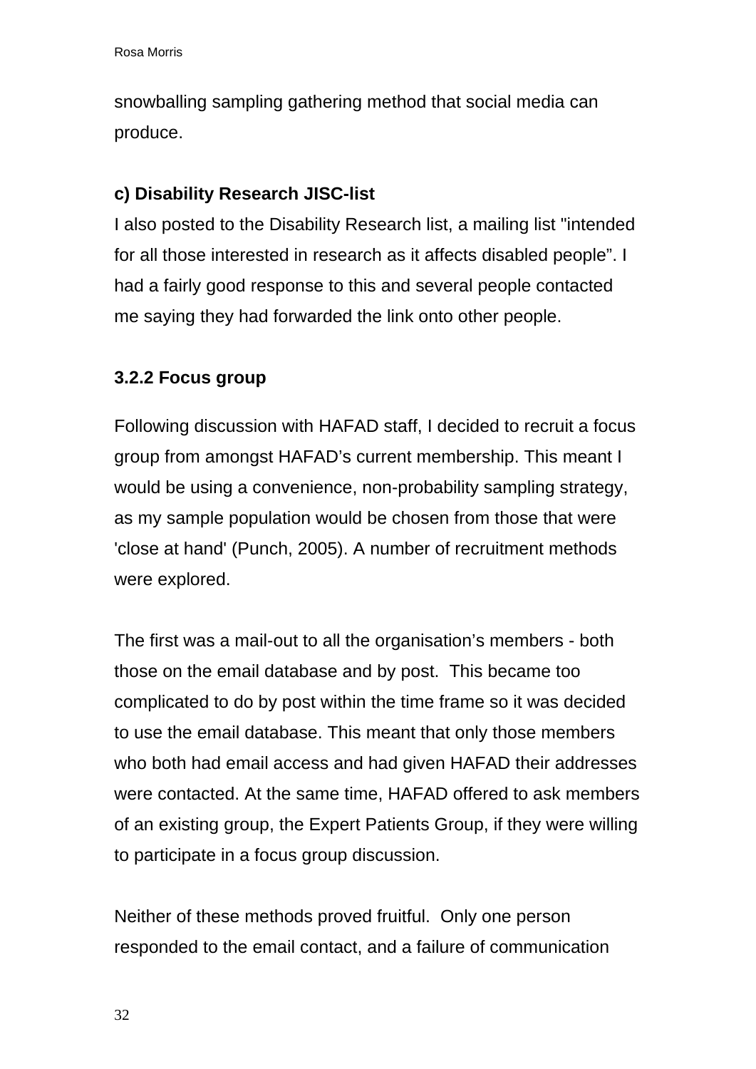snowballing sampling gathering method that social media can produce.

**c) Disability Research JISC-list**

I also posted to the Disability Research list, a mailing list "intended for all those interested in research as it affects disabled people". I had a fairly good response to this and several people contacted me saying they had forwarded the link onto other people.

### 3.2.2 Focus group

Following discussion with HAFAD staff, I decided to recruit a focus group from amongst HAFAD's current membership. This meant I would be using a convenience, non-probability sampling strategy, as my sample population would be chosen from those that were 'close at hand' (Punch, 2005). A number of recruitment methods were explored.

The first was a mail-out to all the organisation's members - both those on the email database and by post. This became too complicated to do by post within the time frame so it was decided to use the email database. This meant that only those members who both had email access and had given HAFAD their addresses were contacted. At the same time, HAFAD offered to ask members of an existing group, the Expert Patients Group, if they were willing to participate in a focus group discussion.

Neither of these methods proved fruitful. Only one person responded to the email contact, and a failure of communication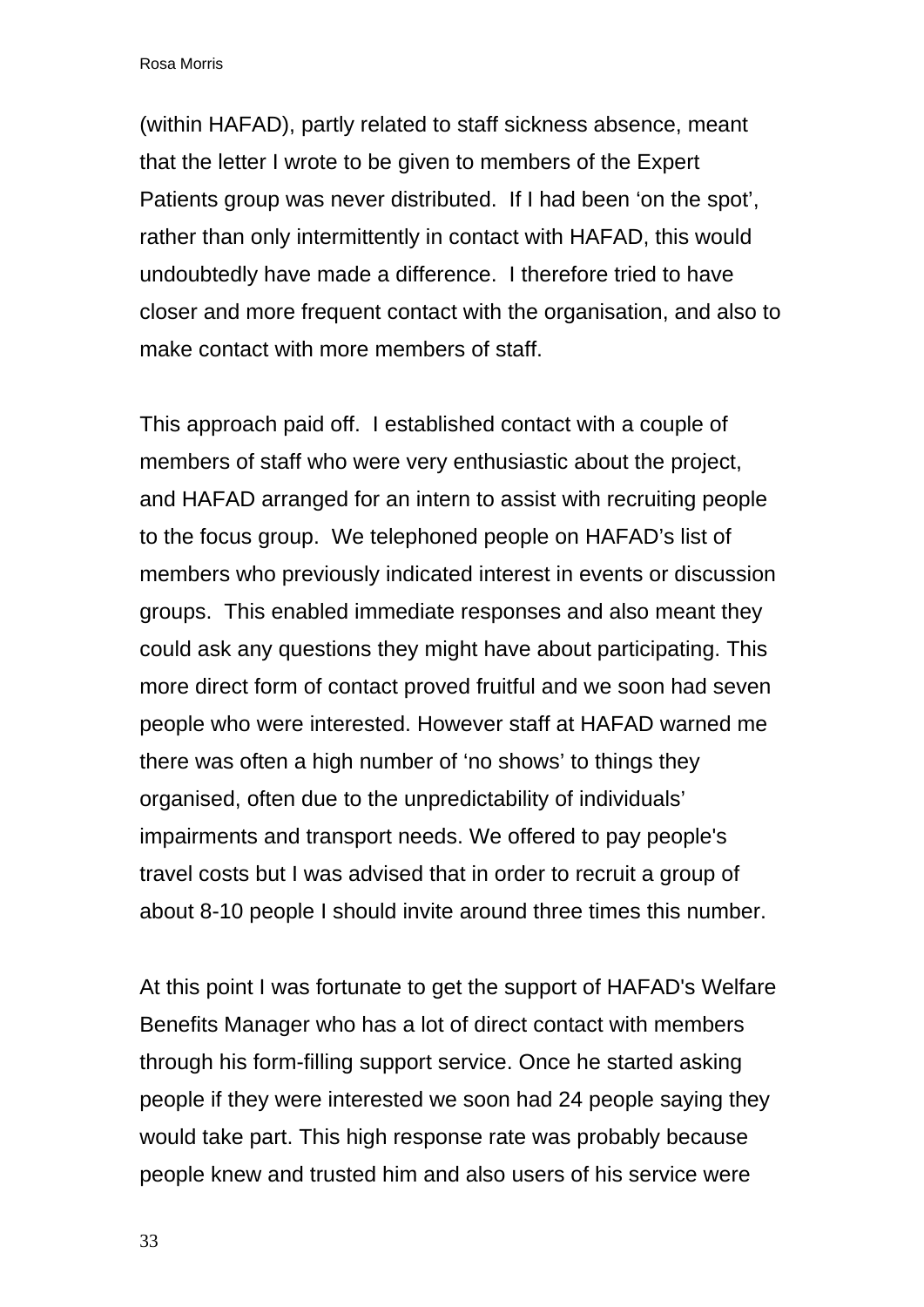(within HAFAD), partly related to staff sickness absence, meant that the letter I wrote to be given to members of the Expert Patients group was never distributed.  If I had been 'on the spot', rather than only intermittently in contact with HAFAD, this would undoubtedly have made a difference.  I therefore tried to have closer and more frequent contact with the organisation, and also to make contact with more members of staff.

This approach paid off.  I established contact with a couple of members of staff who were very enthusiastic about the project, and HAFAD arranged for an intern to assist with recruiting people to the focus group.  We telephoned people on HAFAD's list of members who previously indicated interest in events or discussion groups.  This enabled immediate responses and also meant they could ask any questions they might have about participating. This more direct form of contact proved fruitful and we soon had seven people who were interested. However staff at HAFAD warned me there was often a high number of 'no shows' to things they organised, often due to the unpredictability of individuals' impairments and transport needs. We offered to pay people's travel costs but I was advised that in order to recruit a group of about 8-10 people I should invite around three times this number.

At this point I was fortunate to get the support of HAFAD's Welfare Benefits Manager who has a lot of direct contact with members through his form-filling support service. Once he started asking people if they were interested we soon had 24 people saying they would take part. This high response rate was probably because people knew and trusted him and also users of his service were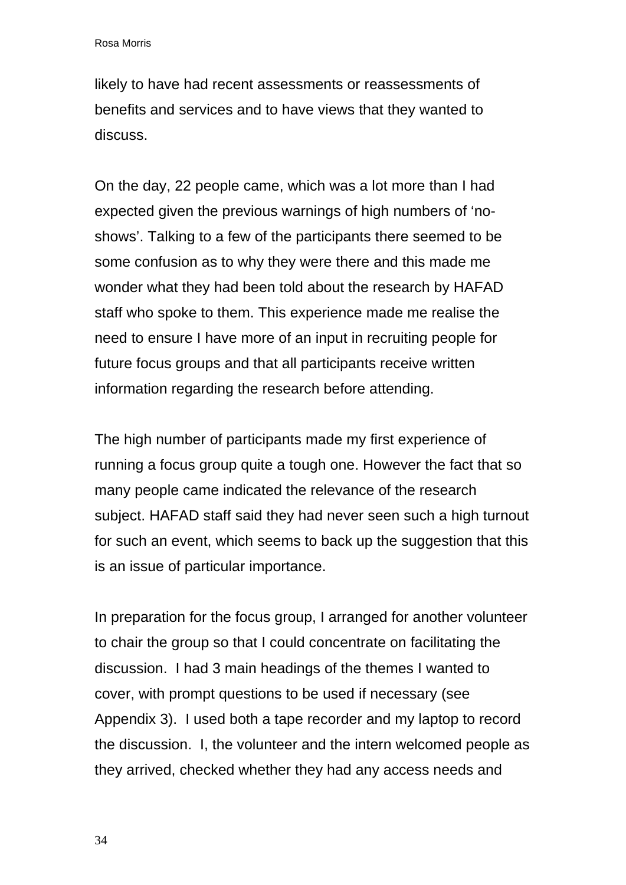likely to have had recent assessments or reassessments of benefits and services and to have views that they wanted to discuss.

On the day, 22 people came, which was a lot more than I had expected given the previous warnings of high numbers of 'no-shows'. Talking to a few of the participants there seemed to be some confusion as to why they were there and this made me wonder what they had been told about the research by HAFAD staff who spoke to them. This experience made me realise the need to ensure I have more of an input in recruiting people for future focus groups and that all participants receive written information regarding the research before attending.

The high number of participants made my first experience of running a focus group quite a tough one. However the fact that so many people came indicated the relevance of the research subject. HAFAD staff said they had never seen such a high turnout for such an event, which seems to back up the suggestion that this is an issue of particular importance.

In preparation for the focus group, I arranged for another volunteer to chair the group so that I could concentrate on facilitating the discussion. I had 3 main headings of the themes I wanted to cover, with prompt questions to be used if necessary (see Appendix 3). I used both a tape recorder and my laptop to record the discussion. I, the volunteer and the intern welcomed people as they arrived, checked whether they had any access needs and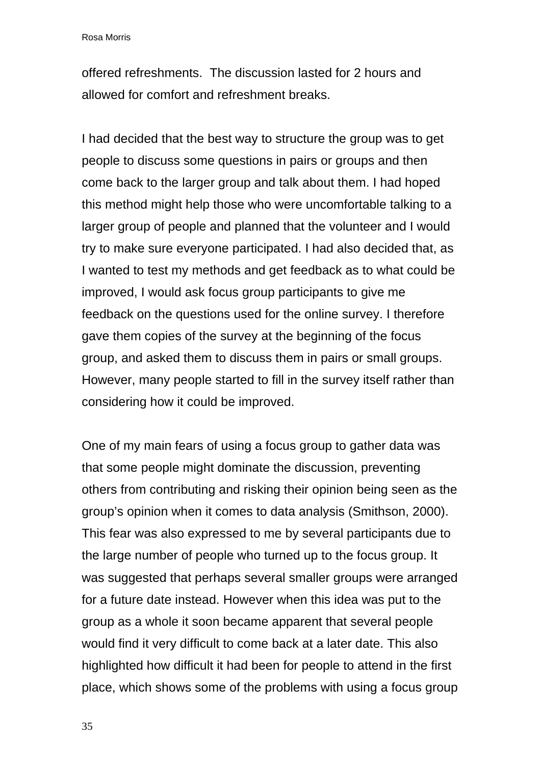offered refreshments. The discussion lasted for 2 hours and allowed for comfort and refreshment breaks.

I had decided that the best way to structure the group was to get people to discuss some questions in pairs or groups and then come back to the larger group and talk about them. I had hoped this method might help those who were uncomfortable talking to a larger group of people and planned that the volunteer and I would try to make sure everyone participated. I had also decided that, as I wanted to test my methods and get feedback as to what could be improved, I would ask focus group participants to give me feedback on the questions used for the online survey. I therefore gave them copies of the survey at the beginning of the focus group, and asked them to discuss them in pairs or small groups. However, many people started to fill in the survey itself rather than considering how it could be improved.

One of my main fears of using a focus group to gather data was that some people might dominate the discussion, preventing others from contributing and risking their opinion being seen as the group's opinion when it comes to data analysis (Smithson, 2000). This fear was also expressed to me by several participants due to the large number of people who turned up to the focus group. It was suggested that perhaps several smaller groups were arranged for a future date instead. However when this idea was put to the group as a whole it soon became apparent that several people would find it very difficult to come back at a later date. This also highlighted how difficult it had been for people to attend in the first place, which shows some of the problems with using a focus group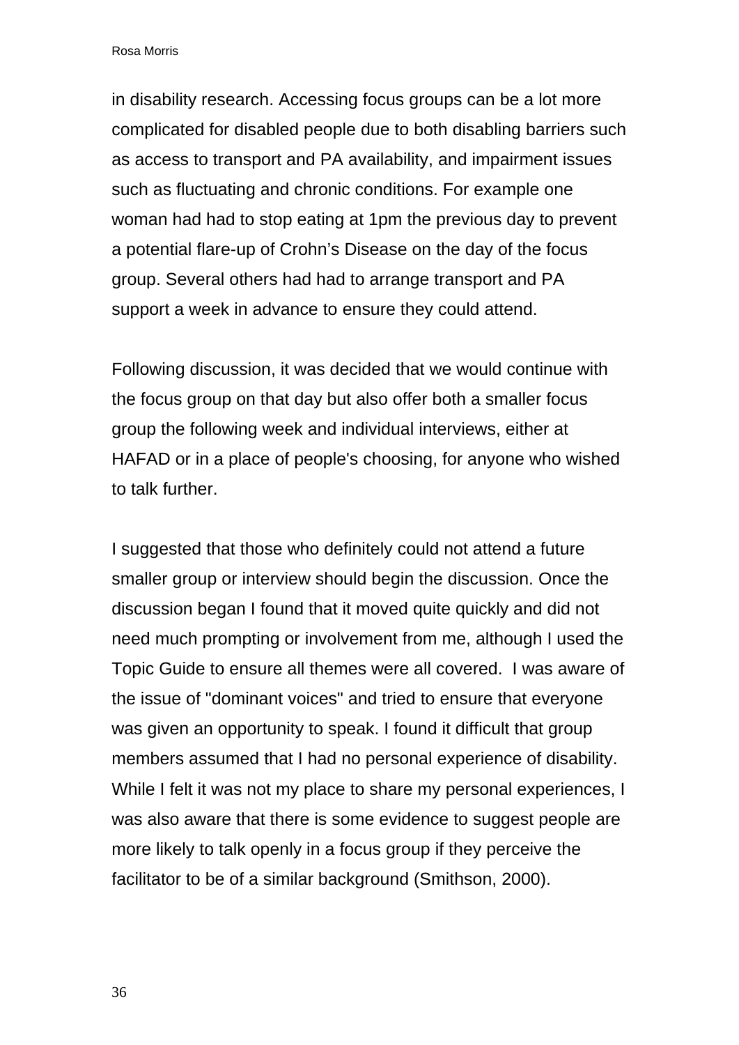in disability research. Accessing focus groups can be a lot more complicated for disabled people due to both disabling barriers such as access to transport and PA availability, and impairment issues such as fluctuating and chronic conditions. For example one woman had had to stop eating at 1pm the previous day to prevent a potential flare-up of Crohn's Disease on the day of the focus group. Several others had had to arrange transport and PA support a week in advance to ensure they could attend.

Following discussion, it was decided that we would continue with the focus group on that day but also offer both a smaller focus group the following week and individual interviews, either at HAFAD or in a place of people's choosing, for anyone who wished to talk further.

I suggested that those who definitely could not attend a future smaller group or interview should begin the discussion. Once the discussion began I found that it moved quite quickly and did not need much prompting or involvement from me, although I used the Topic Guide to ensure all themes were all covered.  I was aware of the issue of "dominant voices" and tried to ensure that everyone was given an opportunity to speak. I found it difficult that group members assumed that I had no personal experience of disability. While I felt it was not my place to share my personal experiences, I was also aware that there is some evidence to suggest people are more likely to talk openly in a focus group if they perceive the facilitator to be of a similar background (Smithson, 2000).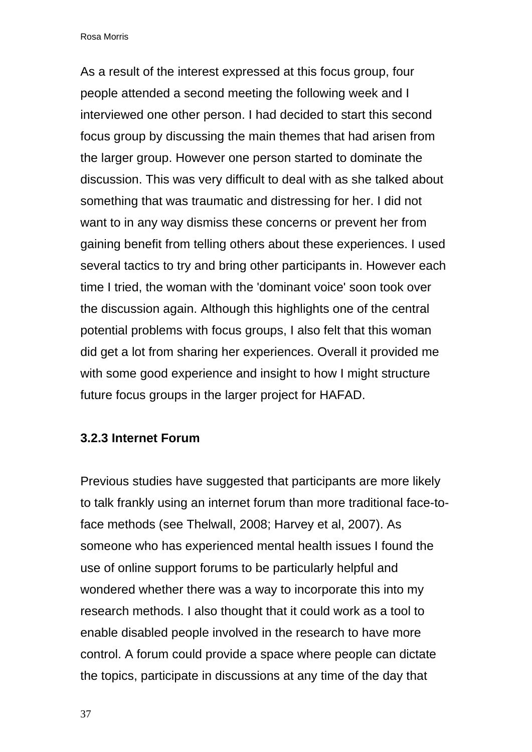As a result of the interest expressed at this focus group, four people attended a second meeting the following week and I interviewed one other person. I had decided to start this second focus group by discussing the main themes that had arisen from the larger group. However one person started to dominate the discussion. This was very difficult to deal with as she talked about something that was traumatic and distressing for her. I did not want to in any way dismiss these concerns or prevent her from gaining benefit from telling others about these experiences. I used several tactics to try and bring other participants in. However each time I tried, the woman with the 'dominant voice' soon took over the discussion again. Although this highlights one of the central potential problems with focus groups, I also felt that this woman did get a lot from sharing her experiences. Overall it provided me with some good experience and insight to how I might structure future focus groups in the larger project for HAFAD.

### 3.2.3 Internet Forum

Previous studies have suggested that participants are more likely to talk frankly using an internet forum than more traditional face-to-face methods (see Thelwall, 2008; Harvey et al, 2007). As someone who has experienced mental health issues I found the use of online support forums to be particularly helpful and wondered whether there was a way to incorporate this into my research methods. I also thought that it could work as a tool to enable disabled people involved in the research to have more control. A forum could provide a space where people can dictate the topics, participate in discussions at any time of the day that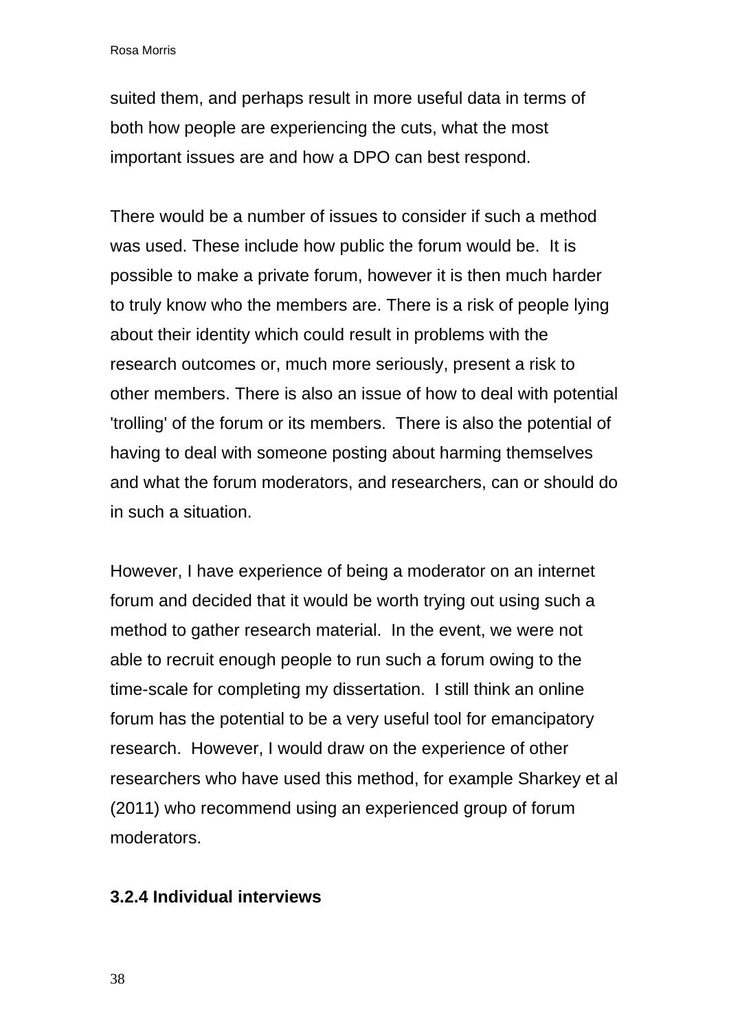suited them, and perhaps result in more useful data in terms of both how people are experiencing the cuts, what the most important issues are and how a DPO can best respond.

There would be a number of issues to consider if such a method was used. These include how public the forum would be. It is possible to make a private forum, however it is then much harder to truly know who the members are. There is a risk of people lying about their identity which could result in problems with the research outcomes or, much more seriously, present a risk to other members. There is also an issue of how to deal with potential 'trolling' of the forum or its members. There is also the potential of having to deal with someone posting about harming themselves and what the forum moderators, and researchers, can or should do in such a situation.

However, I have experience of being a moderator on an internet forum and decided that it would be worth trying out using such a method to gather research material. In the event, we were not able to recruit enough people to run such a forum owing to the time-scale for completing my dissertation. I still think an online forum has the potential to be a very useful tool for emancipatory research. However, I would draw on the experience of other researchers who have used this method, for example Sharkey et al (2011) who recommend using an experienced group of forum moderators.

### 3.2.4 Individual interviews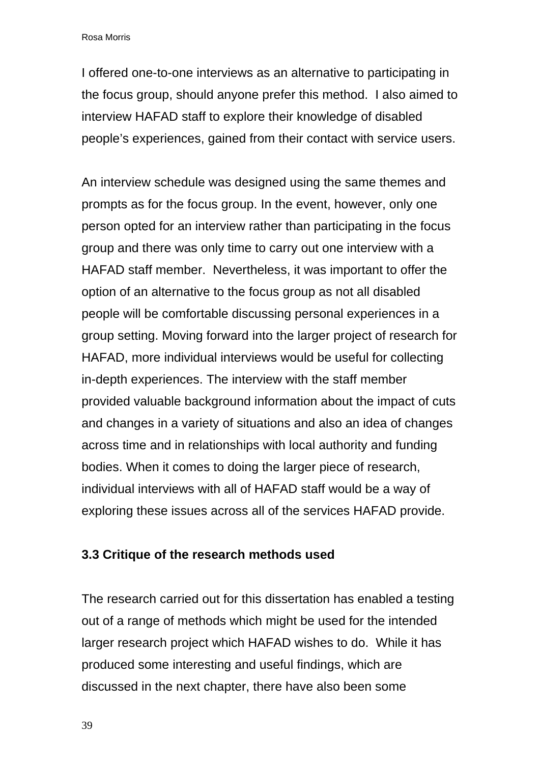I offered one-to-one interviews as an alternative to participating in the focus group, should anyone prefer this method. I also aimed to interview HAFAD staff to explore their knowledge of disabled people's experiences, gained from their contact with service users.

An interview schedule was designed using the same themes and prompts as for the focus group. In the event, however, only one person opted for an interview rather than participating in the focus group and there was only time to carry out one interview with a HAFAD staff member. Nevertheless, it was important to offer the option of an alternative to the focus group as not all disabled people will be comfortable discussing personal experiences in a group setting. Moving forward into the larger project of research for HAFAD, more individual interviews would be useful for collecting in-depth experiences. The interview with the staff member provided valuable background information about the impact of cuts and changes in a variety of situations and also an idea of changes across time and in relationships with local authority and funding bodies. When it comes to doing the larger piece of research, individual interviews with all of HAFAD staff would be a way of exploring these issues across all of the services HAFAD provide.

### 3.3 Critique of the research methods used

The research carried out for this dissertation has enabled a testing out of a range of methods which might be used for the intended larger research project which HAFAD wishes to do. While it has produced some interesting and useful findings, which are discussed in the next chapter, there have also been some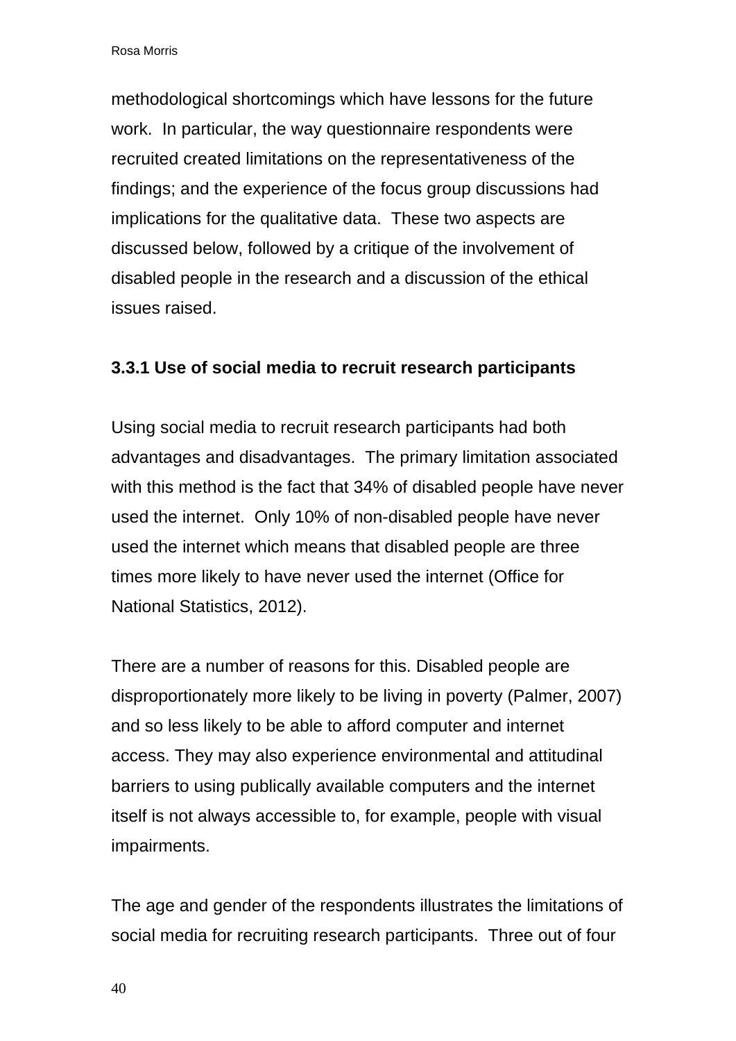methodological shortcomings which have lessons for the future work. In particular, the way questionnaire respondents were recruited created limitations on the representativeness of the findings; and the experience of the focus group discussions had implications for the qualitative data. These two aspects are discussed below, followed by a critique of the involvement of disabled people in the research and a discussion of the ethical issues raised.

### 3.3.1 Use of social media to recruit research participants

Using social media to recruit research participants had both advantages and disadvantages. The primary limitation associated with this method is the fact that 34% of disabled people have never used the internet. Only 10% of non-disabled people have never used the internet which means that disabled people are three times more likely to have never used the internet (Office for National Statistics, 2012).

There are a number of reasons for this. Disabled people are disproportionately more likely to be living in poverty (Palmer, 2007) and so less likely to be able to afford computer and internet access. They may also experience environmental and attitudinal barriers to using publically available computers and the internet itself is not always accessible to, for example, people with visual impairments.

The age and gender of the respondents illustrates the limitations of social media for recruiting research participants. Three out of four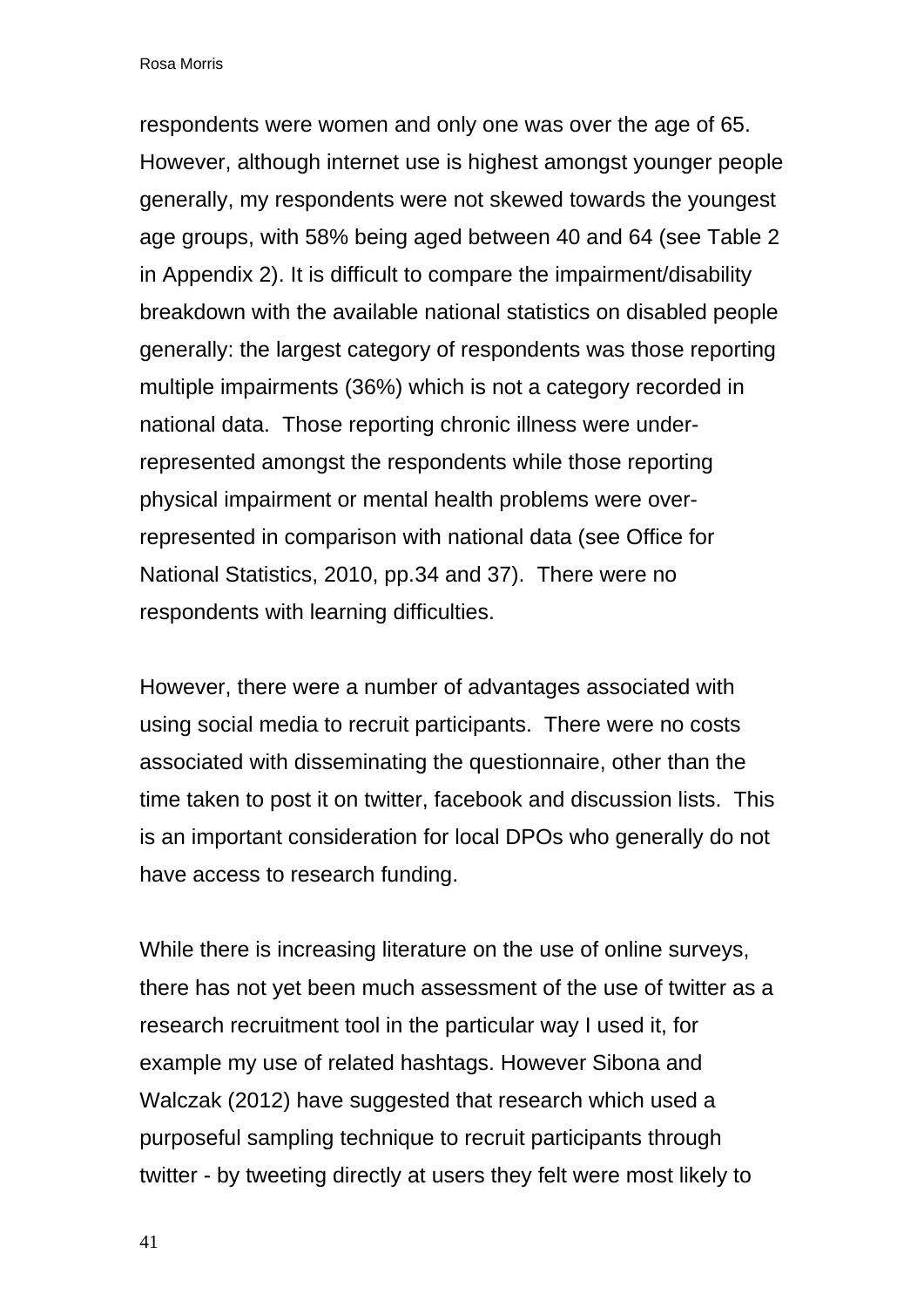respondents were women and only one was over the age of 65. However, although internet use is highest amongst younger people generally, my respondents were not skewed towards the youngest age groups, with 58% being aged between 40 and 64 (see Table 2 in Appendix 2). It is difficult to compare the impairment/disability breakdown with the available national statistics on disabled people generally: the largest category of respondents was those reporting multiple impairments (36%) which is not a category recorded in national data. Those reporting chronic illness were under-represented amongst the respondents while those reporting physical impairment or mental health problems were over-represented in comparison with national data (see Office for National Statistics, 2010, pp.34 and 37). There were no respondents with learning difficulties.

However, there were a number of advantages associated with using social media to recruit participants. There were no costs associated with disseminating the questionnaire, other than the time taken to post it on twitter, facebook and discussion lists. This is an important consideration for local DPOs who generally do not have access to research funding.

While there is increasing literature on the use of online surveys, there has not yet been much assessment of the use of twitter as a research recruitment tool in the particular way I used it, for example my use of related hashtags. However Sibona and Walczak (2012) have suggested that research which used a purposeful sampling technique to recruit participants through twitter - by tweeting directly at users they felt were most likely to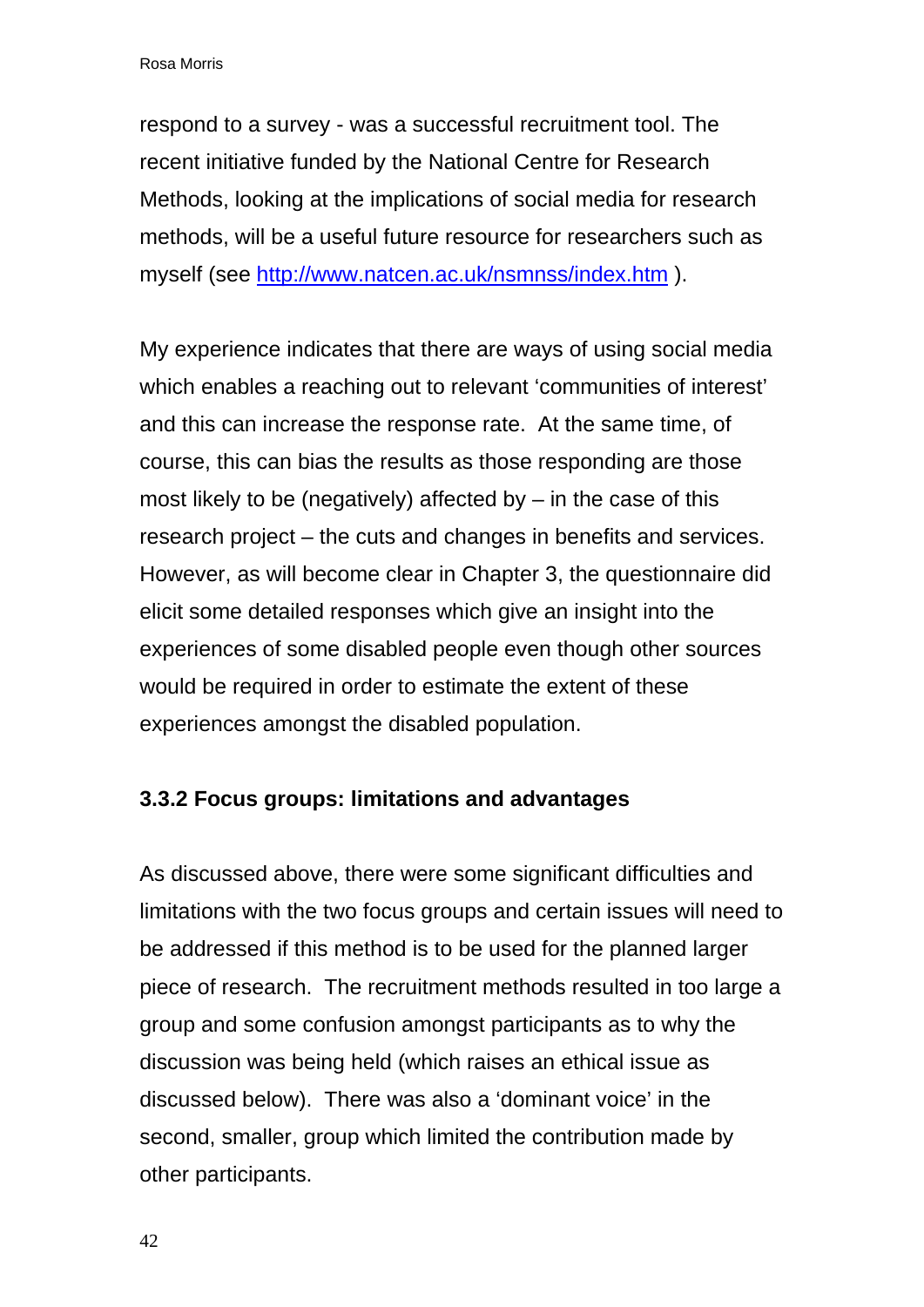respond to a survey - was a successful recruitment tool. The recent initiative funded by the National Centre for Research Methods, looking at the implications of social media for research methods, will be a useful future resource for researchers such as myself (see http://www.natcen.ac.uk/nsmnss/index.htm ).

My experience indicates that there are ways of using social media which enables a reaching out to relevant 'communities of interest' and this can increase the response rate. At the same time, of course, this can bias the results as those responding are those most likely to be (negatively) affected by – in the case of this research project – the cuts and changes in benefits and services. However, as will become clear in Chapter 3, the questionnaire did elicit some detailed responses which give an insight into the experiences of some disabled people even though other sources would be required in order to estimate the extent of these experiences amongst the disabled population.

### 3.3.2 Focus groups: limitations and advantages

As discussed above, there were some significant difficulties and limitations with the two focus groups and certain issues will need to be addressed if this method is to be used for the planned larger piece of research. The recruitment methods resulted in too large a group and some confusion amongst participants as to why the discussion was being held (which raises an ethical issue as discussed below). There was also a 'dominant voice' in the second, smaller, group which limited the contribution made by other participants.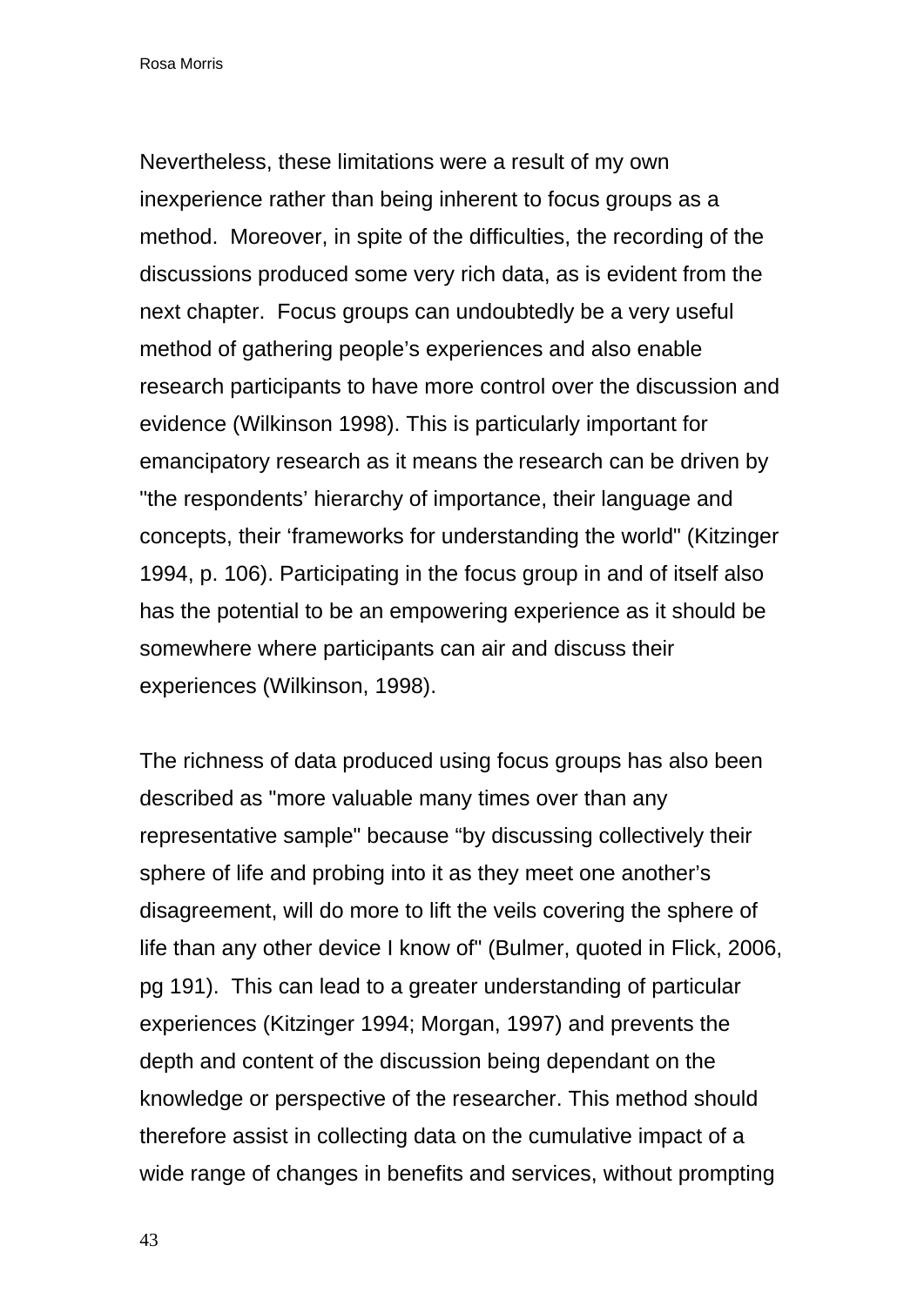Nevertheless, these limitations were a result of my own inexperience rather than being inherent to focus groups as a method.  Moreover, in spite of the difficulties, the recording of the discussions produced some very rich data, as is evident from the next chapter.  Focus groups can undoubtedly be a very useful method of gathering people's experiences and also enable research participants to have more control over the discussion and evidence (Wilkinson 1998). This is particularly important for emancipatory research as it means the research can be driven by "the respondents' hierarchy of importance, their language and concepts, their 'frameworks for understanding the world" (Kitzinger 1994, p. 106). Participating in the focus group in and of itself also has the potential to be an empowering experience as it should be somewhere where participants can air and discuss their experiences (Wilkinson, 1998).

The richness of data produced using focus groups has also been described as "more valuable many times over than any representative sample" because "by discussing collectively their sphere of life and probing into it as they meet one another's disagreement, will do more to lift the veils covering the sphere of life than any other device I know of" (Bulmer, quoted in Flick, 2006, pg 191).  This can lead to a greater understanding of particular experiences (Kitzinger 1994; Morgan, 1997) and prevents the depth and content of the discussion being dependant on the knowledge or perspective of the researcher. This method should therefore assist in collecting data on the cumulative impact of a wide range of changes in benefits and services, without prompting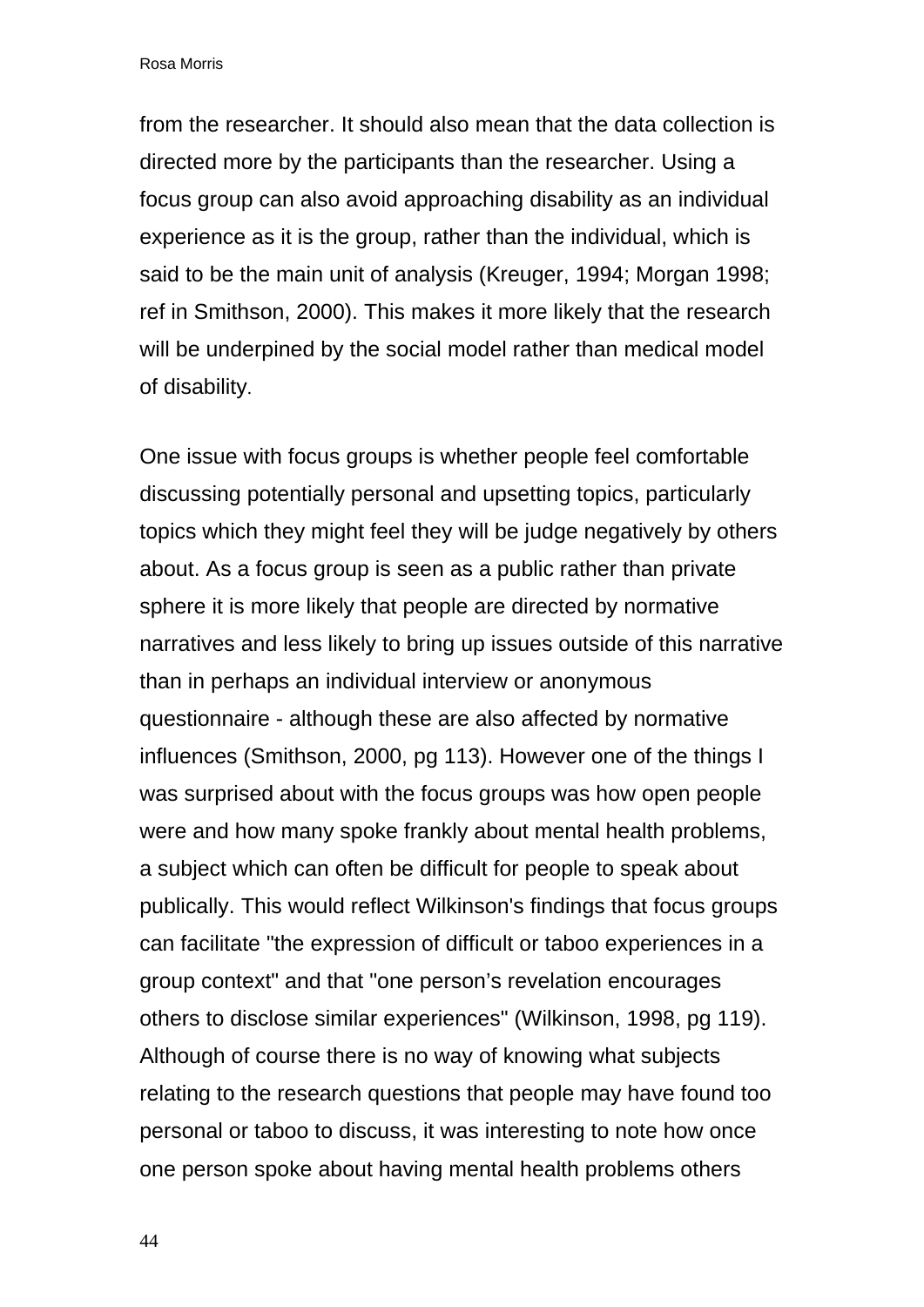from the researcher. It should also mean that the data collection is directed more by the participants than the researcher. Using a focus group can also avoid approaching disability as an individual experience as it is the group, rather than the individual, which is said to be the main unit of analysis (Kreuger, 1994; Morgan 1998; ref in Smithson, 2000). This makes it more likely that the research will be underpinned by the social model rather than medical model of disability.

One issue with focus groups is whether people feel comfortable discussing potentially personal and upsetting topics, particularly topics which they might feel they will be judge negatively by others about. As a focus group is seen as a public rather than private sphere it is more likely that people are directed by normative narratives and less likely to bring up issues outside of this narrative than in perhaps an individual interview or anonymous questionnaire - although these are also affected by normative influences (Smithson, 2000, pg 113). However one of the things I was surprised about with the focus groups was how open people were and how many spoke frankly about mental health problems, a subject which can often be difficult for people to speak about publically. This would reflect Wilkinson's findings that focus groups can facilitate "the expression of difficult or taboo experiences in a group context" and that "one person’s revelation encourages others to disclose similar experiences" (Wilkinson, 1998, pg 119). Although of course there is no way of knowing what subjects relating to the research questions that people may have found too personal or taboo to discuss, it was interesting to note how once one person spoke about having mental health problems others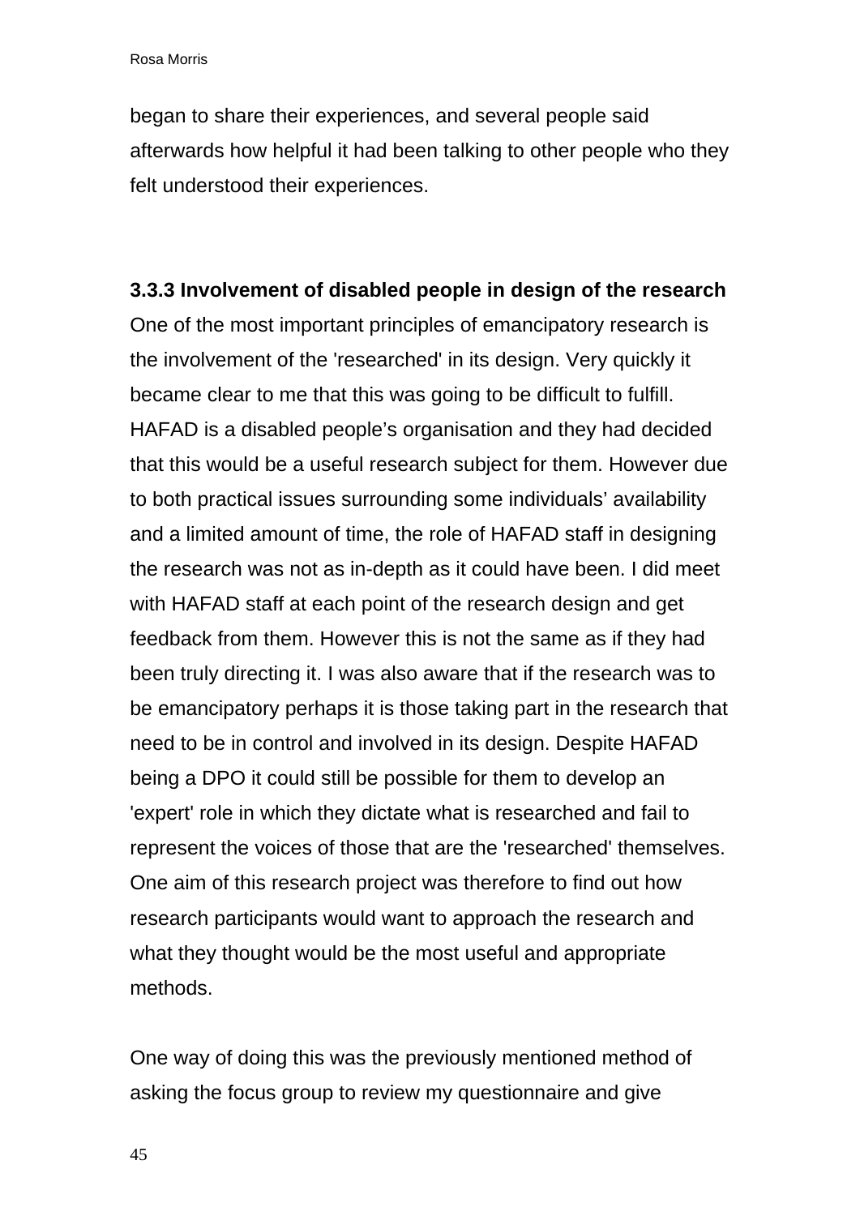began to share their experiences, and several people said afterwards how helpful it had been talking to other people who they felt understood their experiences.

### 3.3.3 Involvement of disabled people in design of the research

One of the most important principles of emancipatory research is the involvement of the 'researched' in its design. Very quickly it became clear to me that this was going to be difficult to fulfill. HAFAD is a disabled people's organisation and they had decided that this would be a useful research subject for them. However due to both practical issues surrounding some individuals' availability and a limited amount of time, the role of HAFAD staff in designing the research was not as in-depth as it could have been. I did meet with HAFAD staff at each point of the research design and get feedback from them. However this is not the same as if they had been truly directing it. I was also aware that if the research was to be emancipatory perhaps it is those taking part in the research that need to be in control and involved in its design. Despite HAFAD being a DPO it could still be possible for them to develop an 'expert' role in which they dictate what is researched and fail to represent the voices of those that are the 'researched' themselves. One aim of this research project was therefore to find out how research participants would want to approach the research and what they thought would be the most useful and appropriate methods.

One way of doing this was the previously mentioned method of asking the focus group to review my questionnaire and give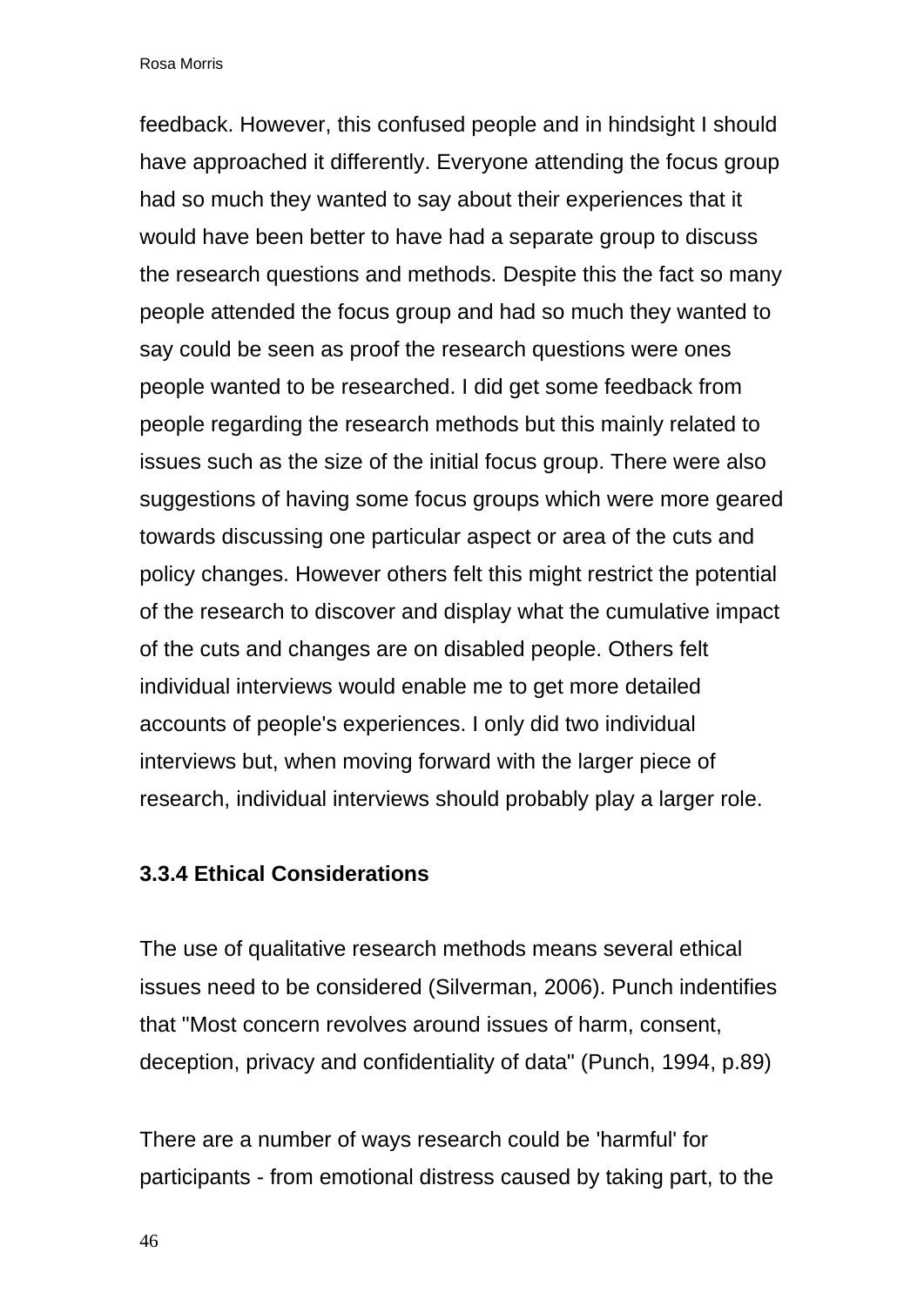feedback. However, this confused people and in hindsight I should have approached it differently. Everyone attending the focus group had so much they wanted to say about their experiences that it would have been better to have had a separate group to discuss the research questions and methods. Despite this the fact so many people attended the focus group and had so much they wanted to say could be seen as proof the research questions were ones people wanted to be researched. I did get some feedback from people regarding the research methods but this mainly related to issues such as the size of the initial focus group. There were also suggestions of having some focus groups which were more geared towards discussing one particular aspect or area of the cuts and policy changes. However others felt this might restrict the potential of the research to discover and display what the cumulative impact of the cuts and changes are on disabled people. Others felt individual interviews would enable me to get more detailed accounts of people's experiences. I only did two individual interviews but, when moving forward with the larger piece of research, individual interviews should probably play a larger role.

### 3.3.4 Ethical Considerations

The use of qualitative research methods means several ethical issues need to be considered (Silverman, 2006). Punch indentifies that "Most concern revolves around issues of harm, consent, deception, privacy and confidentiality of data" (Punch, 1994, p.89)

There are a number of ways research could be 'harmful' for participants - from emotional distress caused by taking part, to the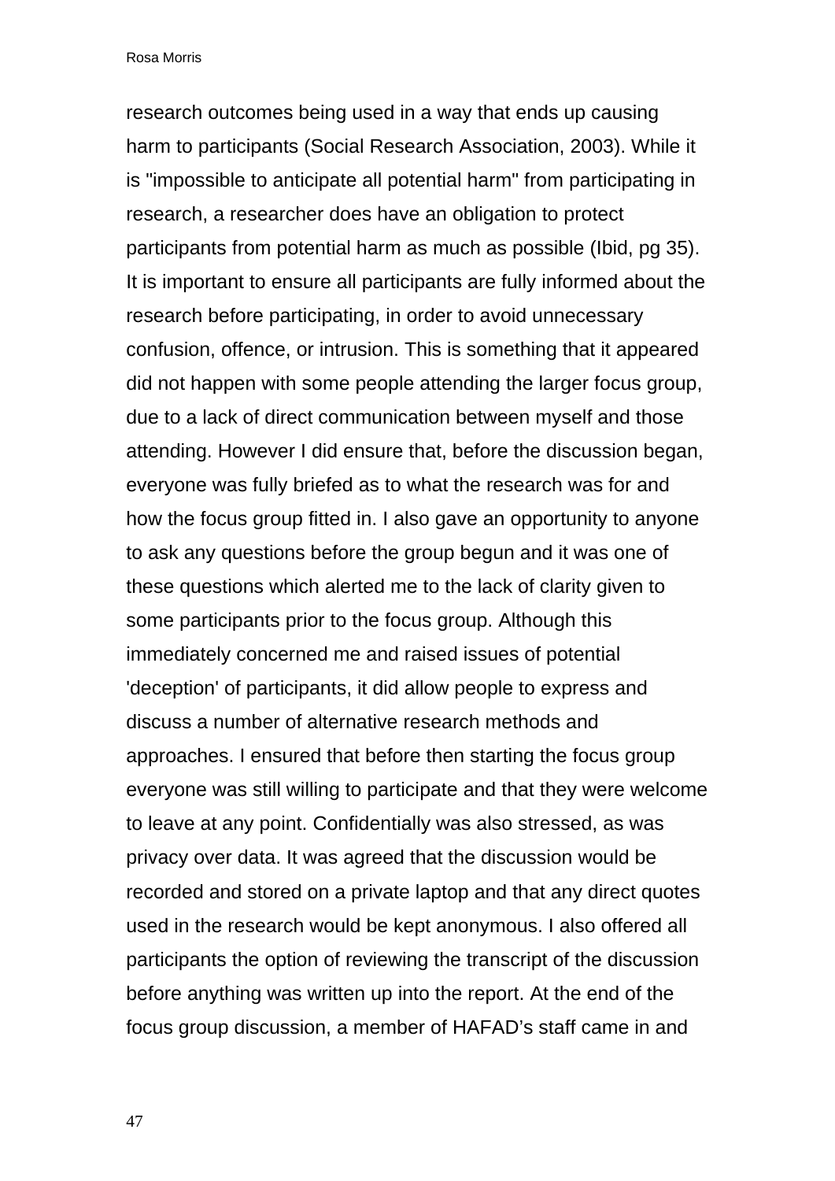research outcomes being used in a way that ends up causing harm to participants (Social Research Association, 2003). While it is "impossible to anticipate all potential harm" from participating in research, a researcher does have an obligation to protect participants from potential harm as much as possible (Ibid, pg 35). It is important to ensure all participants are fully informed about the research before participating, in order to avoid unnecessary confusion, offence, or intrusion. This is something that it appeared did not happen with some people attending the larger focus group, due to a lack of direct communication between myself and those attending. However I did ensure that, before the discussion began, everyone was fully briefed as to what the research was for and how the focus group fitted in. I also gave an opportunity to anyone to ask any questions before the group begun and it was one of these questions which alerted me to the lack of clarity given to some participants prior to the focus group. Although this immediately concerned me and raised issues of potential 'deception' of participants, it did allow people to express and discuss a number of alternative research methods and approaches. I ensured that before then starting the focus group everyone was still willing to participate and that they were welcome to leave at any point. Confidentially was also stressed, as was privacy over data. It was agreed that the discussion would be recorded and stored on a private laptop and that any direct quotes used in the research would be kept anonymous. I also offered all participants the option of reviewing the transcript of the discussion before anything was written up into the report. At the end of the focus group discussion, a member of HAFAD's staff came in and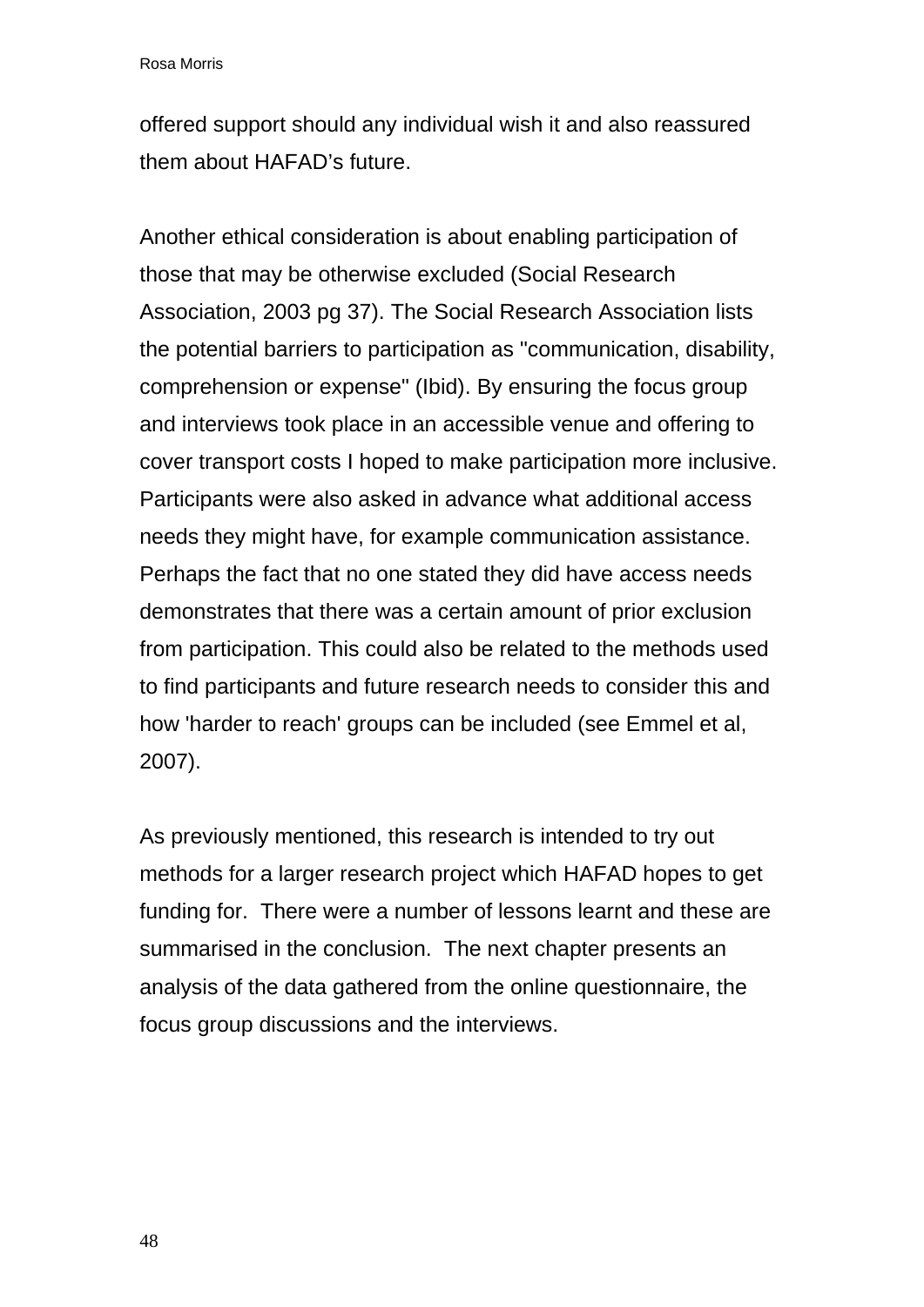offered support should any individual wish it and also reassured them about HAFAD's future.

Another ethical consideration is about enabling participation of those that may be otherwise excluded (Social Research Association, 2003 pg 37). The Social Research Association lists the potential barriers to participation as "communication, disability, comprehension or expense" (Ibid). By ensuring the focus group and interviews took place in an accessible venue and offering to cover transport costs I hoped to make participation more inclusive. Participants were also asked in advance what additional access needs they might have, for example communication assistance. Perhaps the fact that no one stated they did have access needs demonstrates that there was a certain amount of prior exclusion from participation. This could also be related to the methods used to find participants and future research needs to consider this and how 'harder to reach' groups can be included (see Emmel et al, 2007).

As previously mentioned, this research is intended to try out methods for a larger research project which HAFAD hopes to get funding for. There were a number of lessons learnt and these are summarised in the conclusion. The next chapter presents an analysis of the data gathered from the online questionnaire, the focus group discussions and the interviews.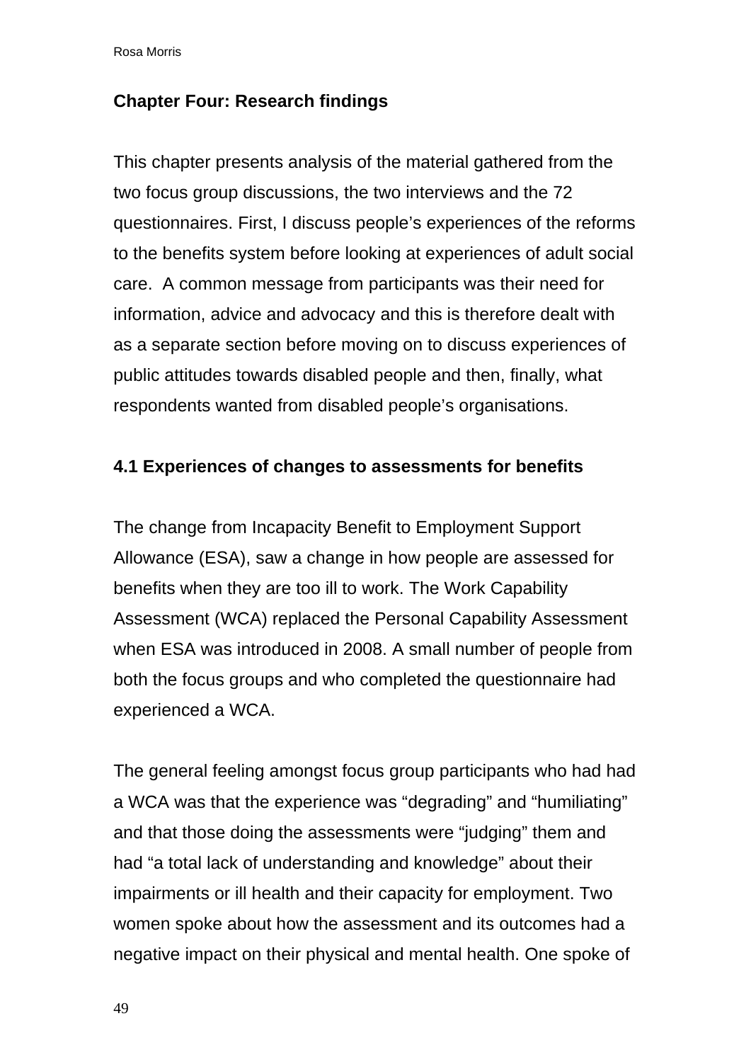## Chapter Four: Research findings

This chapter presents analysis of the material gathered from the two focus group discussions, the two interviews and the 72 questionnaires. First, I discuss people's experiences of the reforms to the benefits system before looking at experiences of adult social care. A common message from participants was their need for information, advice and advocacy and this is therefore dealt with as a separate section before moving on to discuss experiences of public attitudes towards disabled people and then, finally, what respondents wanted from disabled people's organisations.

### 4.1 Experiences of changes to assessments for benefits

The change from Incapacity Benefit to Employment Support Allowance (ESA), saw a change in how people are assessed for benefits when they are too ill to work. The Work Capability Assessment (WCA) replaced the Personal Capability Assessment when ESA was introduced in 2008. A small number of people from both the focus groups and who completed the questionnaire had experienced a WCA.

The general feeling amongst focus group participants who had had a WCA was that the experience was "degrading" and "humiliating" and that those doing the assessments were "judging" them and had "a total lack of understanding and knowledge" about their impairments or ill health and their capacity for employment. Two women spoke about how the assessment and its outcomes had a negative impact on their physical and mental health. One spoke of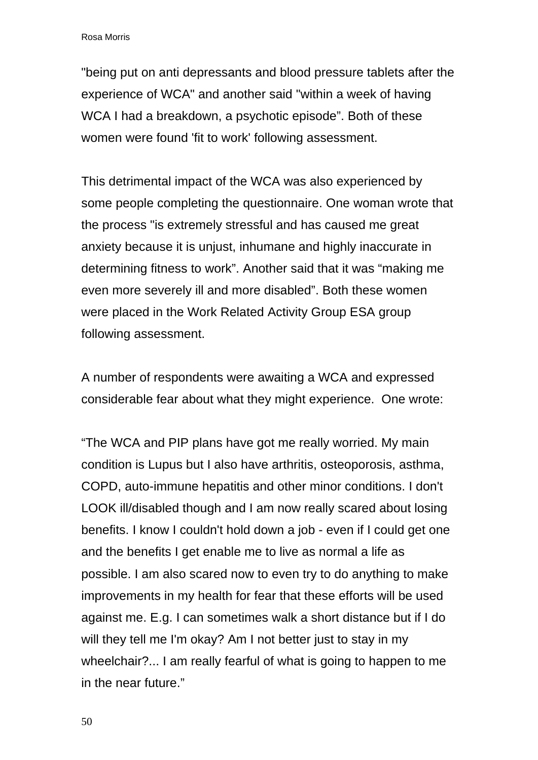"being put on anti depressants and blood pressure tablets after the experience of WCA" and another said "within a week of having WCA I had a breakdown, a psychotic episode". Both of these women were found 'fit to work' following assessment.

This detrimental impact of the WCA was also experienced by some people completing the questionnaire. One woman wrote that the process "is extremely stressful and has caused me great anxiety because it is unjust, inhumane and highly inaccurate in determining fitness to work". Another said that it was "making me even more severely ill and more disabled". Both these women were placed in the Work Related Activity Group ESA group following assessment.

A number of respondents were awaiting a WCA and expressed considerable fear about what they might experience. One wrote:

"The WCA and PIP plans have got me really worried. My main condition is Lupus but I also have arthritis, osteoporosis, asthma, COPD, auto-immune hepatitis and other minor conditions. I don't LOOK ill/disabled though and I am now really scared about losing benefits. I know I couldn't hold down a job - even if I could get one and the benefits I get enable me to live as normal a life as possible. I am also scared now to even try to do anything to make improvements in my health for fear that these efforts will be used against me. E.g. I can sometimes walk a short distance but if I do will they tell me I'm okay? Am I not better just to stay in my wheelchair?... I am really fearful of what is going to happen to me in the near future."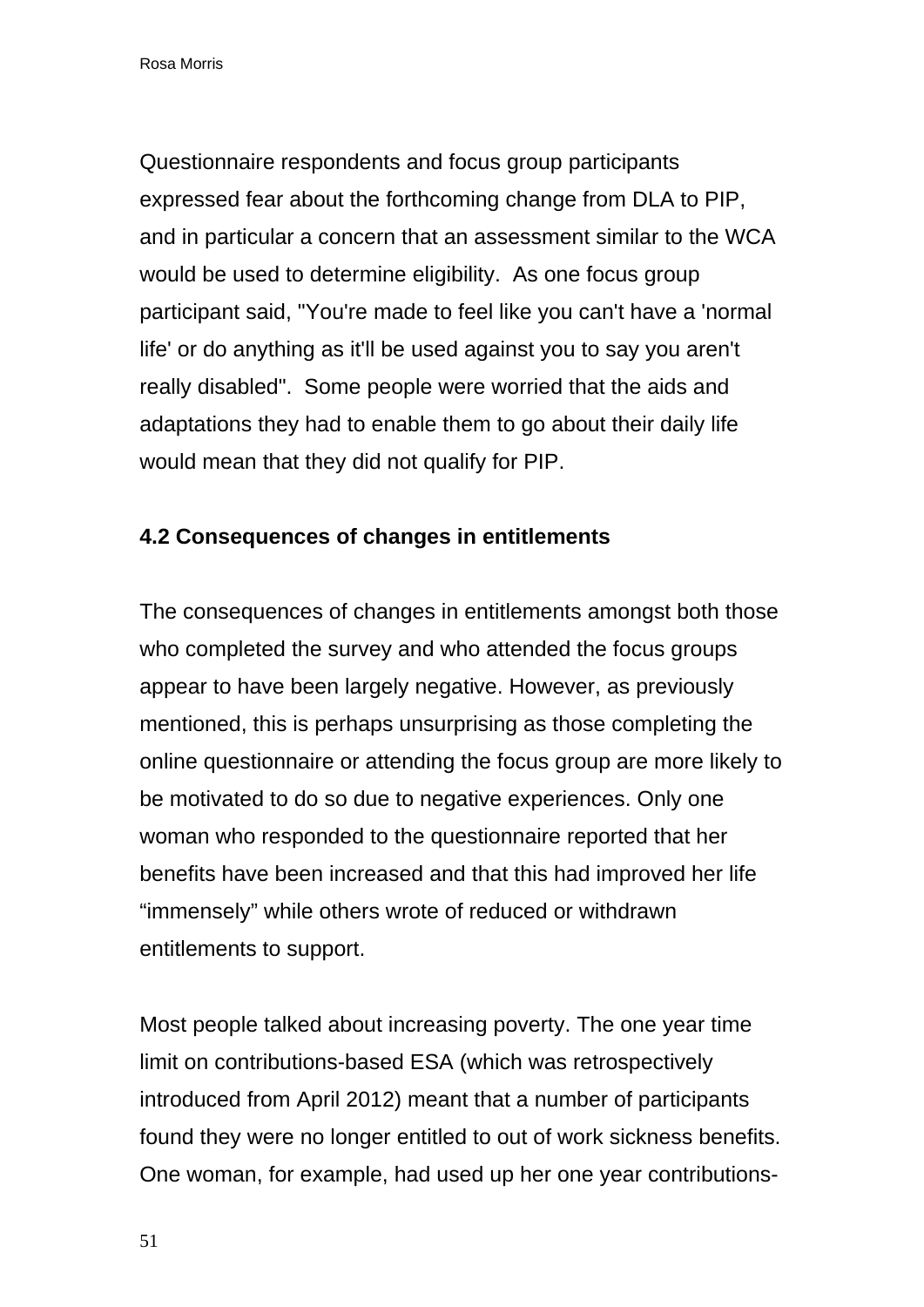Questionnaire respondents and focus group participants expressed fear about the forthcoming change from DLA to PIP, and in particular a concern that an assessment similar to the WCA would be used to determine eligibility.  As one focus group participant said, "You're made to feel like you can't have a 'normal life' or do anything as it'll be used against you to say you aren't really disabled".  Some people were worried that the aids and adaptations they had to enable them to go about their daily life would mean that they did not qualify for PIP.

**4.2 Consequences of changes in entitlements**

The consequences of changes in entitlements amongst both those who completed the survey and who attended the focus groups appear to have been largely negative. However, as previously mentioned, this is perhaps unsurprising as those completing the online questionnaire or attending the focus group are more likely to be motivated to do so due to negative experiences. Only one woman who responded to the questionnaire reported that her benefits have been increased and that this had improved her life "immensely" while others wrote of reduced or withdrawn entitlements to support.

Most people talked about increasing poverty. The one year time limit on contributions-based ESA (which was retrospectively introduced from April 2012) meant that a number of participants found they were no longer entitled to out of work sickness benefits. One woman, for example, had used up her one year contributions-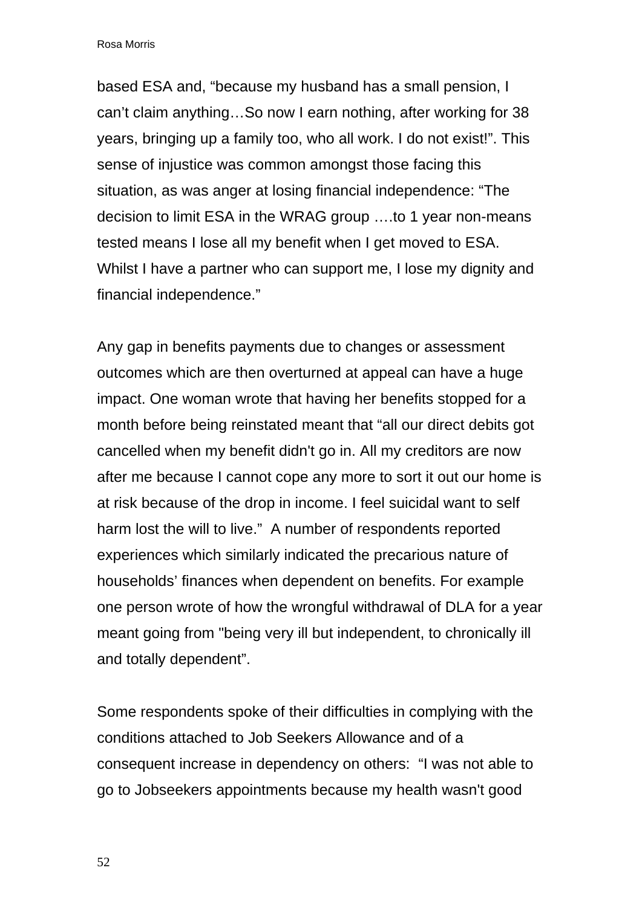based ESA and, “because my husband has a small pension, I can’t claim anything…So now I earn nothing, after working for 38 years, bringing up a family too, who all work. I do not exist!”. This sense of injustice was common amongst those facing this situation, as was anger at losing financial independence: “The decision to limit ESA in the WRAG group ….to 1 year non-means tested means I lose all my benefit when I get moved to ESA. Whilst I have a partner who can support me, I lose my dignity and financial independence.”

Any gap in benefits payments due to changes or assessment outcomes which are then overturned at appeal can have a huge impact. One woman wrote that having her benefits stopped for a month before being reinstated meant that “all our direct debits got cancelled when my benefit didn't go in. All my creditors are now after me because I cannot cope any more to sort it out our home is at risk because of the drop in income. I feel suicidal want to self harm lost the will to live.” A number of respondents reported experiences which similarly indicated the precarious nature of households’ finances when dependent on benefits. For example one person wrote of how the wrongful withdrawal of DLA for a year meant going from "being very ill but independent, to chronically ill and totally dependent”.

Some respondents spoke of their difficulties in complying with the conditions attached to Job Seekers Allowance and of a consequent increase in dependency on others: “I was not able to go to Jobseekers appointments because my health wasn't good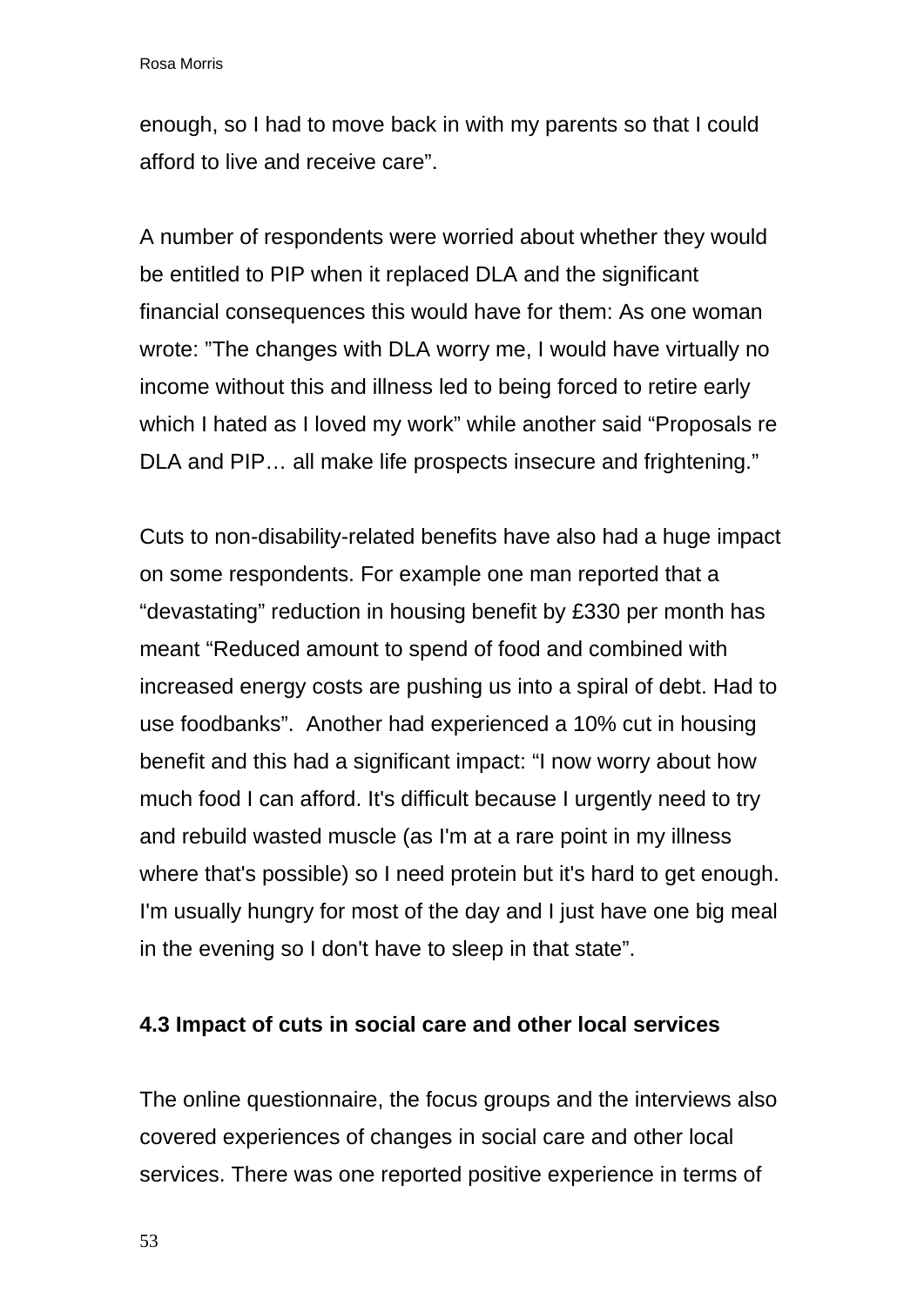enough, so I had to move back in with my parents so that I could afford to live and receive care".

A number of respondents were worried about whether they would be entitled to PIP when it replaced DLA and the significant financial consequences this would have for them: As one woman wrote: "The changes with DLA worry me, I would have virtually no income without this and illness led to being forced to retire early which I hated as I loved my work" while another said "Proposals re DLA and PIP… all make life prospects insecure and frightening."

Cuts to non-disability-related benefits have also had a huge impact on some respondents. For example one man reported that a "devastating" reduction in housing benefit by £330 per month has meant "Reduced amount to spend of food and combined with increased energy costs are pushing us into a spiral of debt. Had to use foodbanks". Another had experienced a 10% cut in housing benefit and this had a significant impact: "I now worry about how much food I can afford. It's difficult because I urgently need to try and rebuild wasted muscle (as I'm at a rare point in my illness where that's possible) so I need protein but it's hard to get enough. I'm usually hungry for most of the day and I just have one big meal in the evening so I don't have to sleep in that state".

### 4.3 Impact of cuts in social care and other local services

The online questionnaire, the focus groups and the interviews also covered experiences of changes in social care and other local services. There was one reported positive experience in terms of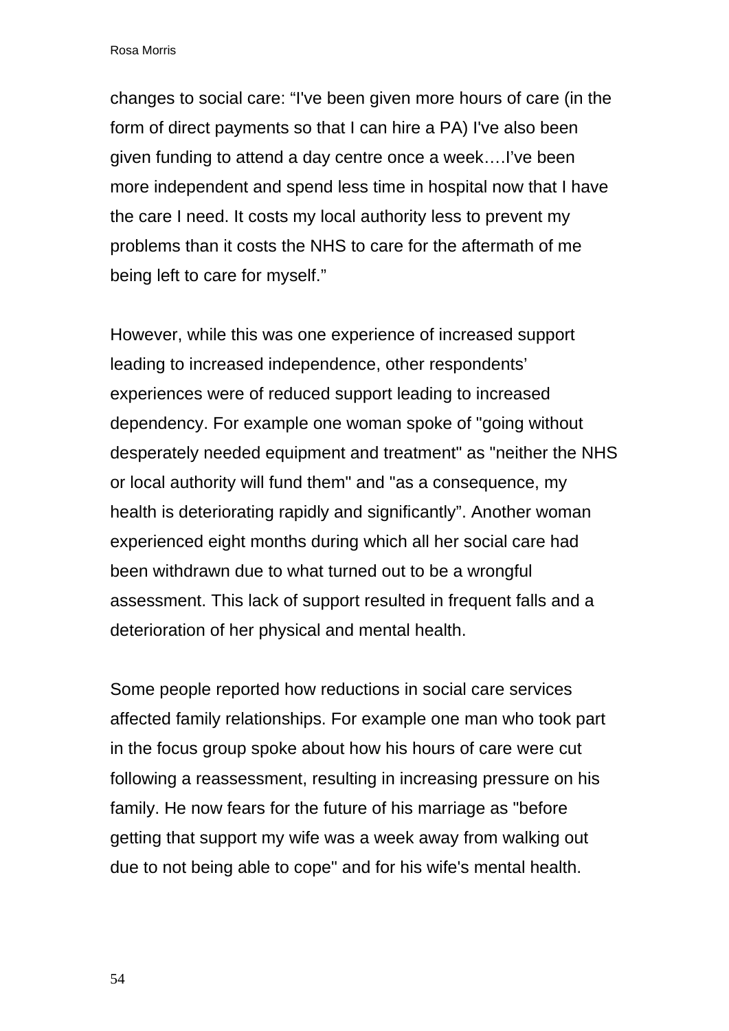changes to social care: “I've been given more hours of care (in the form of direct payments so that I can hire a PA) I've also been given funding to attend a day centre once a week….I’ve been more independent and spend less time in hospital now that I have the care I need. It costs my local authority less to prevent my problems than it costs the NHS to care for the aftermath of me being left to care for myself.”

However, while this was one experience of increased support leading to increased independence, other respondents’ experiences were of reduced support leading to increased dependency. For example one woman spoke of "going without desperately needed equipment and treatment" as "neither the NHS or local authority will fund them" and "as a consequence, my health is deteriorating rapidly and significantly”. Another woman experienced eight months during which all her social care had been withdrawn due to what turned out to be a wrongful assessment. This lack of support resulted in frequent falls and a deterioration of her physical and mental health.

Some people reported how reductions in social care services affected family relationships. For example one man who took part in the focus group spoke about how his hours of care were cut following a reassessment, resulting in increasing pressure on his family. He now fears for the future of his marriage as "before getting that support my wife was a week away from walking out due to not being able to cope" and for his wife's mental health.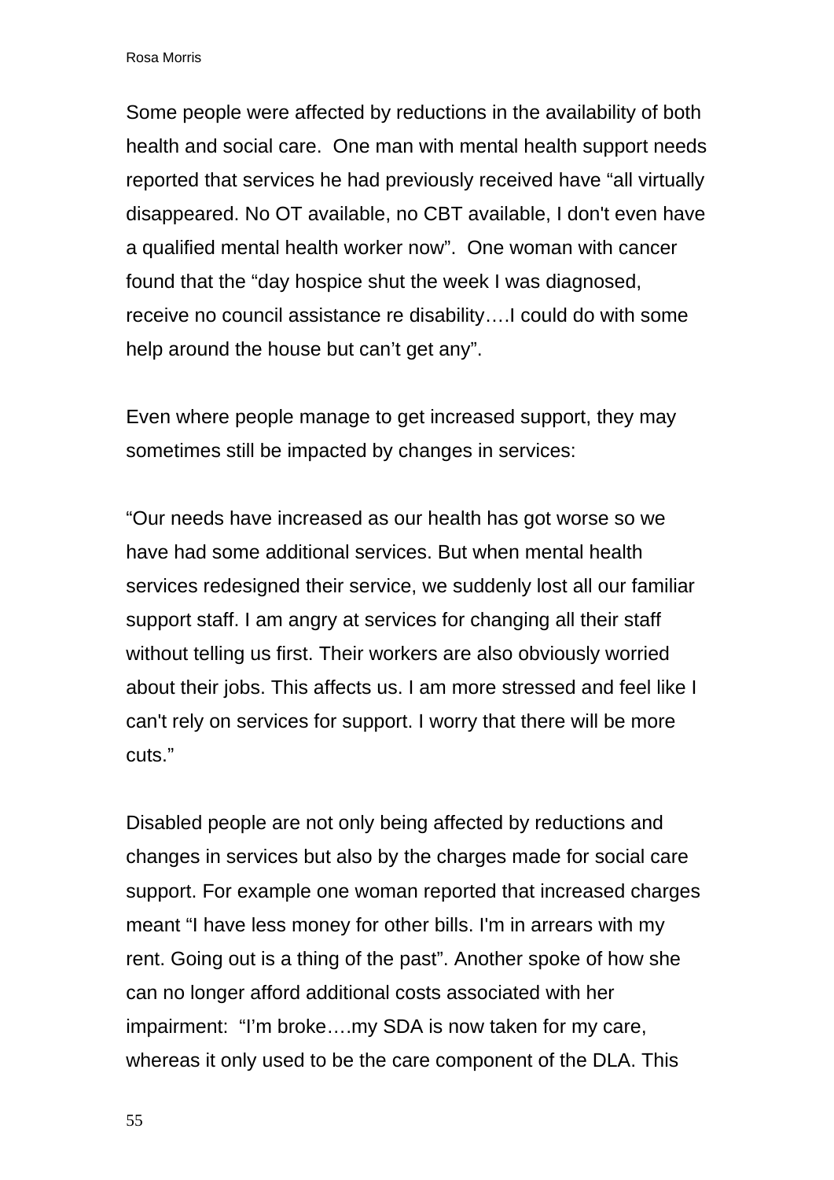Some people were affected by reductions in the availability of both health and social care. One man with mental health support needs reported that services he had previously received have “all virtually disappeared. No OT available, no CBT available, I don't even have a qualified mental health worker now”. One woman with cancer found that the “day hospice shut the week I was diagnosed, receive no council assistance re disability….I could do with some help around the house but can’t get any”.

Even where people manage to get increased support, they may sometimes still be impacted by changes in services:

“Our needs have increased as our health has got worse so we have had some additional services. But when mental health services redesigned their service, we suddenly lost all our familiar support staff. I am angry at services for changing all their staff without telling us first. Their workers are also obviously worried about their jobs. This affects us. I am more stressed and feel like I can't rely on services for support. I worry that there will be more cuts.”

Disabled people are not only being affected by reductions and changes in services but also by the charges made for social care support. For example one woman reported that increased charges meant “I have less money for other bills. I'm in arrears with my rent. Going out is a thing of the past”. Another spoke of how she can no longer afford additional costs associated with her impairment: “I’m broke….my SDA is now taken for my care, whereas it only used to be the care component of the DLA. This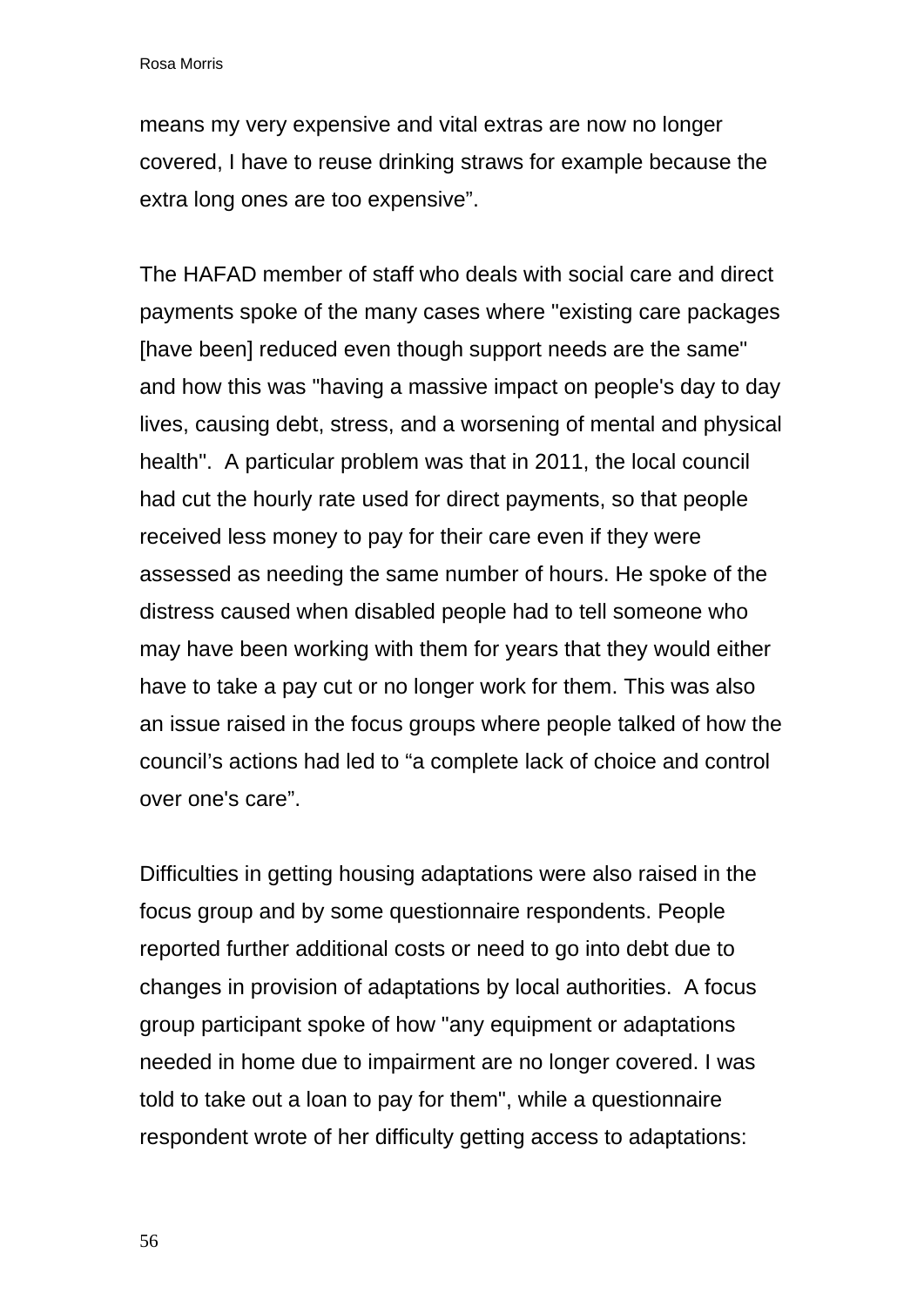means my very expensive and vital extras are now no longer covered, I have to reuse drinking straws for example because the extra long ones are too expensive”.

The HAFAD member of staff who deals with social care and direct payments spoke of the many cases where "existing care packages [have been] reduced even though support needs are the same" and how this was "having a massive impact on people's day to day lives, causing debt, stress, and a worsening of mental and physical health". A particular problem was that in 2011, the local council had cut the hourly rate used for direct payments, so that people received less money to pay for their care even if they were assessed as needing the same number of hours. He spoke of the distress caused when disabled people had to tell someone who may have been working with them for years that they would either have to take a pay cut or no longer work for them. This was also an issue raised in the focus groups where people talked of how the council’s actions had led to “a complete lack of choice and control over one's care”.

Difficulties in getting housing adaptations were also raised in the focus group and by some questionnaire respondents. People reported further additional costs or need to go into debt due to changes in provision of adaptations by local authorities. A focus group participant spoke of how "any equipment or adaptations needed in home due to impairment are no longer covered. I was told to take out a loan to pay for them", while a questionnaire respondent wrote of her difficulty getting access to adaptations: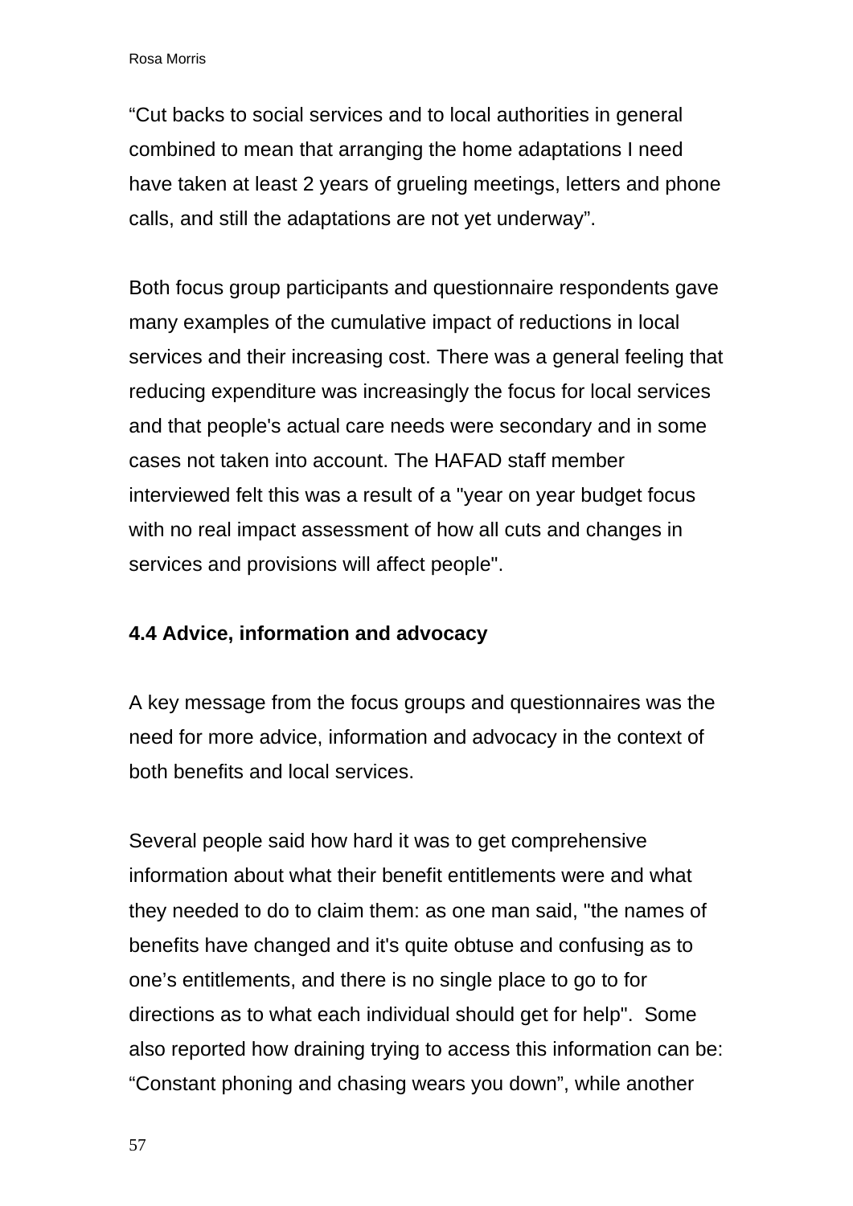“Cut backs to social services and to local authorities in general combined to mean that arranging the home adaptations I need have taken at least 2 years of grueling meetings, letters and phone calls, and still the adaptations are not yet underway”.

Both focus group participants and questionnaire respondents gave many examples of the cumulative impact of reductions in local services and their increasing cost. There was a general feeling that reducing expenditure was increasingly the focus for local services and that people's actual care needs were secondary and in some cases not taken into account. The HAFAD staff member interviewed felt this was a result of a "year on year budget focus with no real impact assessment of how all cuts and changes in services and provisions will affect people".

### 4.4 Advice, information and advocacy

A key message from the focus groups and questionnaires was the need for more advice, information and advocacy in the context of both benefits and local services.

Several people said how hard it was to get comprehensive information about what their benefit entitlements were and what they needed to do to claim them: as one man said, "the names of benefits have changed and it's quite obtuse and confusing as to one’s entitlements, and there is no single place to go to for directions as to what each individual should get for help". Some also reported how draining trying to access this information can be: “Constant phoning and chasing wears you down”, while another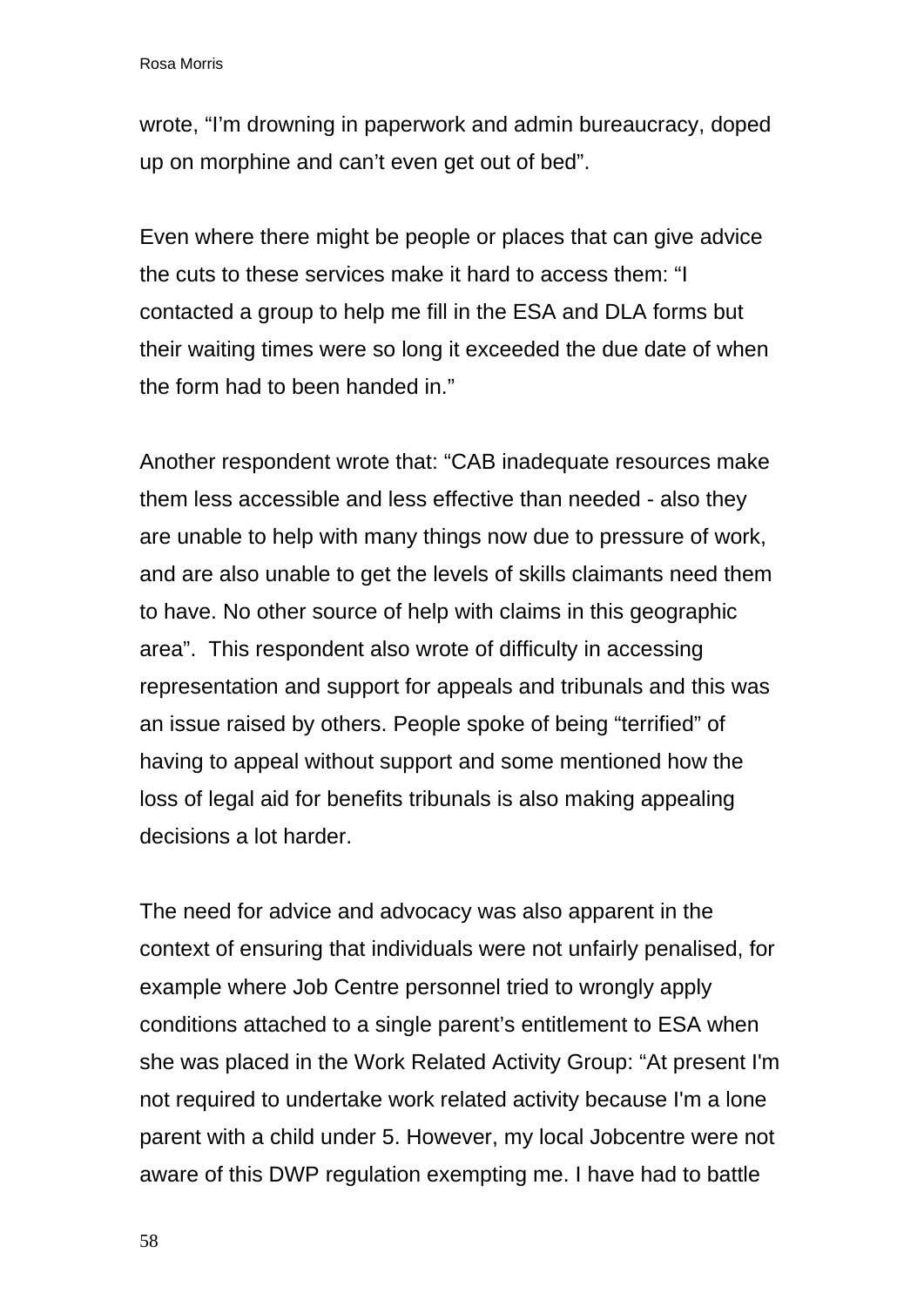wrote, “I’m drowning in paperwork and admin bureaucracy, doped up on morphine and can’t even get out of bed”.

Even where there might be people or places that can give advice the cuts to these services make it hard to access them: “I contacted a group to help me fill in the ESA and DLA forms but their waiting times were so long it exceeded the due date of when the form had to been handed in.”

Another respondent wrote that: “CAB inadequate resources make them less accessible and less effective than needed - also they are unable to help with many things now due to pressure of work, and are also unable to get the levels of skills claimants need them to have. No other source of help with claims in this geographic area”.  This respondent also wrote of difficulty in accessing representation and support for appeals and tribunals and this was an issue raised by others. People spoke of being “terrified” of having to appeal without support and some mentioned how the loss of legal aid for benefits tribunals is also making appealing decisions a lot harder.

The need for advice and advocacy was also apparent in the context of ensuring that individuals were not unfairly penalised, for example where Job Centre personnel tried to wrongly apply conditions attached to a single parent’s entitlement to ESA when she was placed in the Work Related Activity Group: “At present I'm not required to undertake work related activity because I'm a lone parent with a child under 5. However, my local Jobcentre were not aware of this DWP regulation exempting me. I have had to battle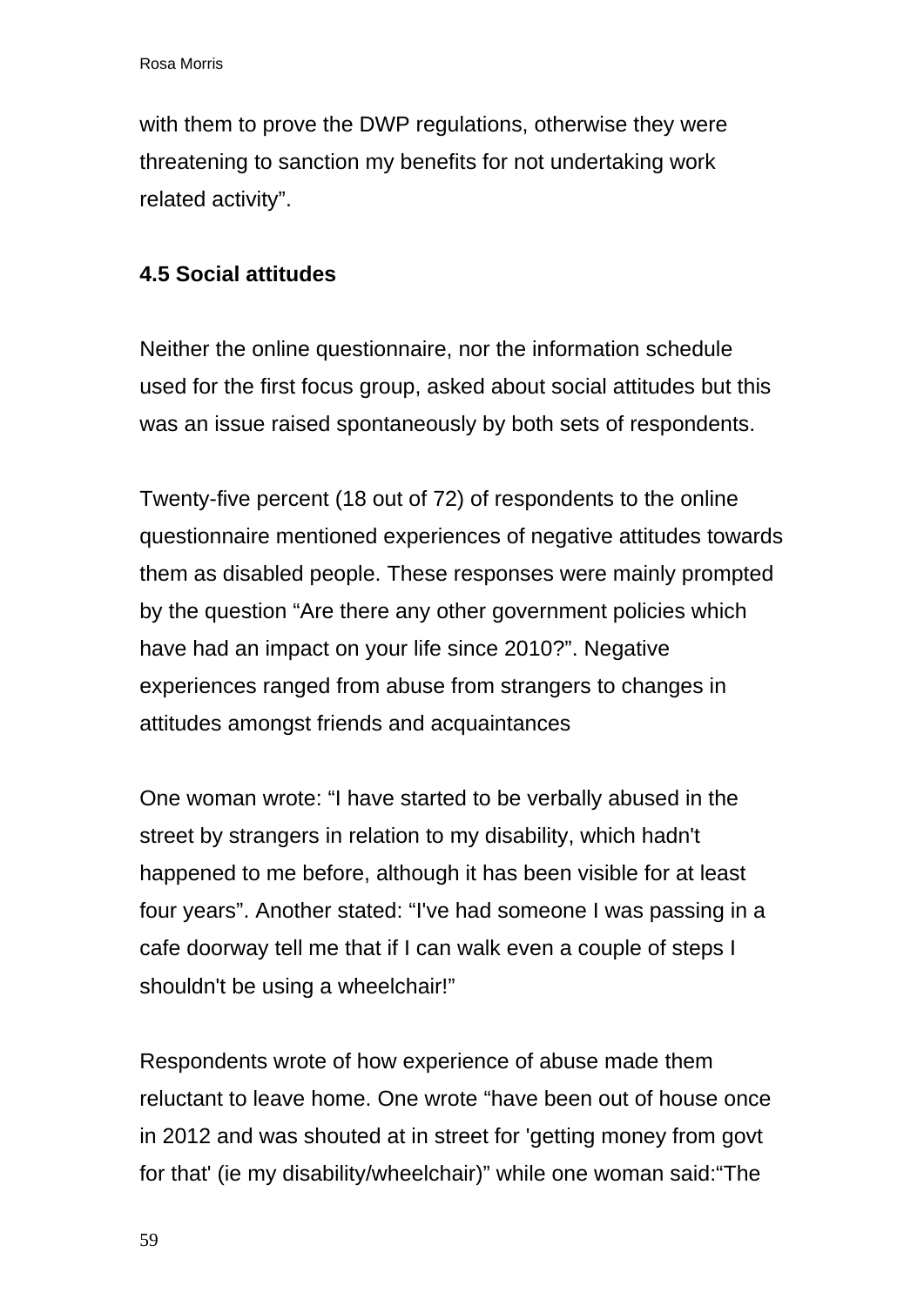with them to prove the DWP regulations, otherwise they were threatening to sanction my benefits for not undertaking work related activity".

### 4.5 Social attitudes

Neither the online questionnaire, nor the information schedule used for the first focus group, asked about social attitudes but this was an issue raised spontaneously by both sets of respondents.

Twenty-five percent (18 out of 72) of respondents to the online questionnaire mentioned experiences of negative attitudes towards them as disabled people. These responses were mainly prompted by the question "Are there any other government policies which have had an impact on your life since 2010?". Negative experiences ranged from abuse from strangers to changes in attitudes amongst friends and acquaintances

One woman wrote: "I have started to be verbally abused in the street by strangers in relation to my disability, which hadn't happened to me before, although it has been visible for at least four years". Another stated: "I've had someone I was passing in a cafe doorway tell me that if I can walk even a couple of steps I shouldn't be using a wheelchair!"

Respondents wrote of how experience of abuse made them reluctant to leave home. One wrote "have been out of house once in 2012 and was shouted at in street for 'getting money from govt for that' (ie my disability/wheelchair)" while one woman said:"The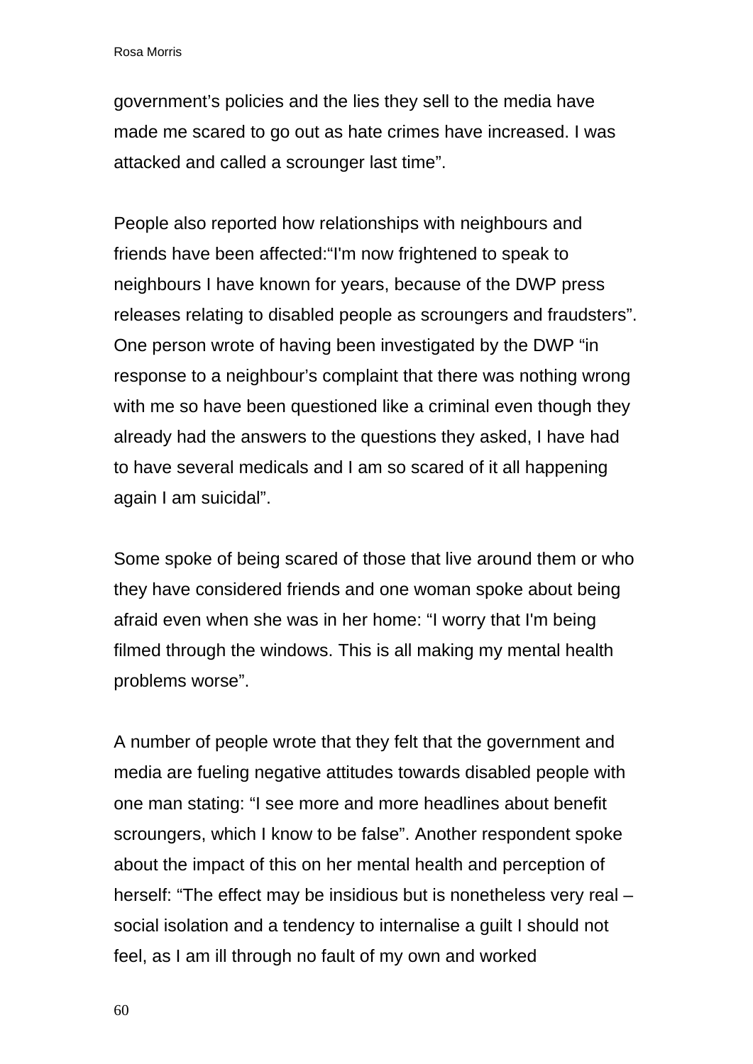government’s policies and the lies they sell to the media have made me scared to go out as hate crimes have increased. I was attacked and called a scrounger last time”.

People also reported how relationships with neighbours and friends have been affected:“I'm now frightened to speak to neighbours I have known for years, because of the DWP press releases relating to disabled people as scroungers and fraudsters”. One person wrote of having been investigated by the DWP “in response to a neighbour’s complaint that there was nothing wrong with me so have been questioned like a criminal even though they already had the answers to the questions they asked, I have had to have several medicals and I am so scared of it all happening again I am suicidal”.

Some spoke of being scared of those that live around them or who they have considered friends and one woman spoke about being afraid even when she was in her home: “I worry that I'm being filmed through the windows. This is all making my mental health problems worse”.

A number of people wrote that they felt that the government and media are fueling negative attitudes towards disabled people with one man stating: “I see more and more headlines about benefit scroungers, which I know to be false”. Another respondent spoke about the impact of this on her mental health and perception of herself: “The effect may be insidious but is nonetheless very real – social isolation and a tendency to internalise a guilt I should not feel, as I am ill through no fault of my own and worked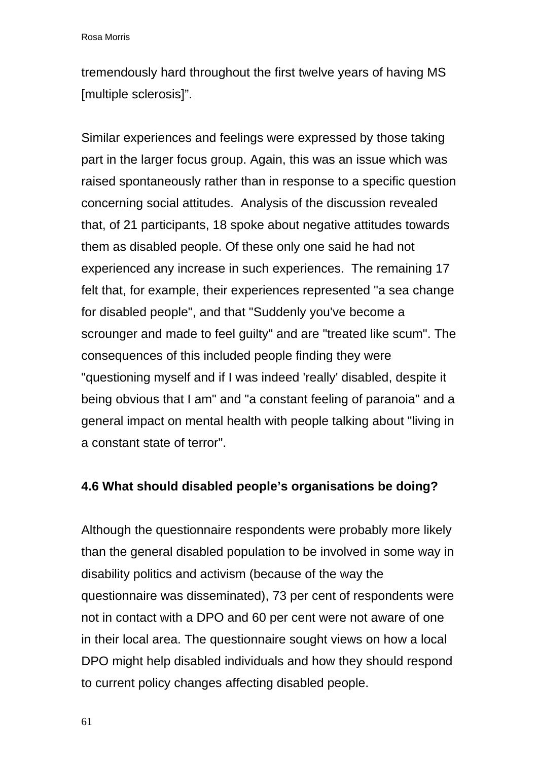tremendously hard throughout the first twelve years of having MS [multiple sclerosis]".

Similar experiences and feelings were expressed by those taking part in the larger focus group. Again, this was an issue which was raised spontaneously rather than in response to a specific question concerning social attitudes. Analysis of the discussion revealed that, of 21 participants, 18 spoke about negative attitudes towards them as disabled people. Of these only one said he had not experienced any increase in such experiences. The remaining 17 felt that, for example, their experiences represented "a sea change for disabled people", and that "Suddenly you've become a scrounger and made to feel guilty" and are "treated like scum". The consequences of this included people finding they were "questioning myself and if I was indeed 'really' disabled, despite it being obvious that I am" and "a constant feeling of paranoia" and a general impact on mental health with people talking about "living in a constant state of terror".

### 4.6 What should disabled people's organisations be doing?

Although the questionnaire respondents were probably more likely than the general disabled population to be involved in some way in disability politics and activism (because of the way the questionnaire was disseminated), 73 per cent of respondents were not in contact with a DPO and 60 per cent were not aware of one in their local area. The questionnaire sought views on how a local DPO might help disabled individuals and how they should respond to current policy changes affecting disabled people.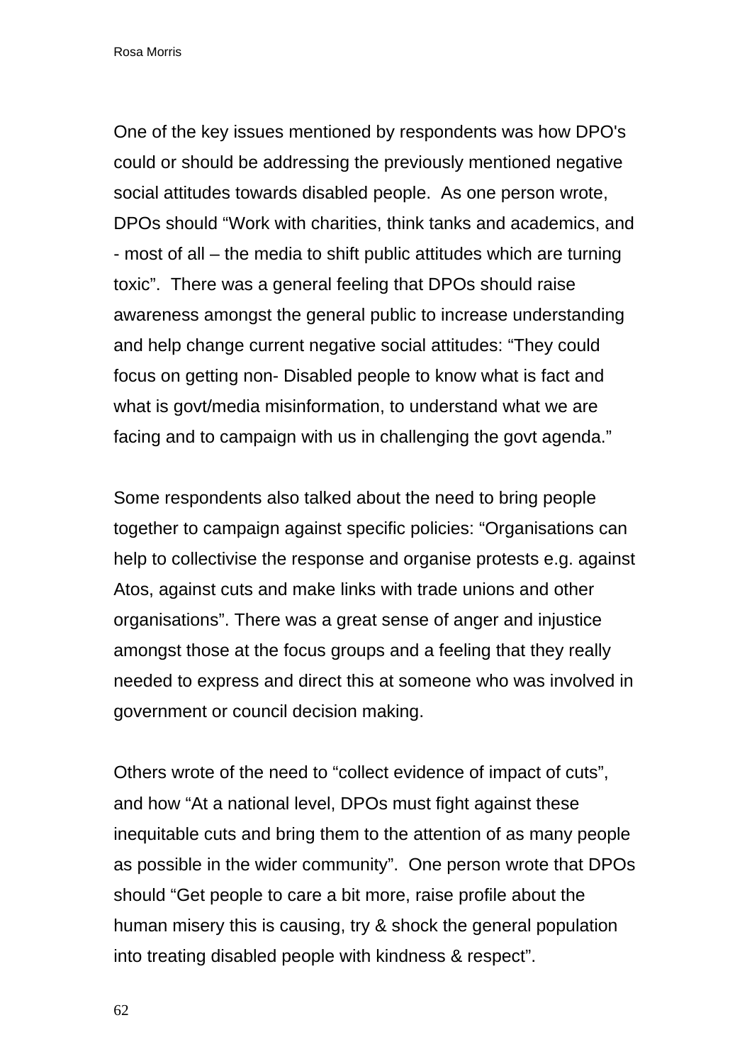One of the key issues mentioned by respondents was how DPO's could or should be addressing the previously mentioned negative social attitudes towards disabled people. As one person wrote, DPOs should "Work with charities, think tanks and academics, and - most of all – the media to shift public attitudes which are turning toxic". There was a general feeling that DPOs should raise awareness amongst the general public to increase understanding and help change current negative social attitudes: "They could focus on getting non- Disabled people to know what is fact and what is govt/media misinformation, to understand what we are facing and to campaign with us in challenging the govt agenda."

Some respondents also talked about the need to bring people together to campaign against specific policies: "Organisations can help to collectivise the response and organise protests e.g. against Atos, against cuts and make links with trade unions and other organisations". There was a great sense of anger and injustice amongst those at the focus groups and a feeling that they really needed to express and direct this at someone who was involved in government or council decision making.

Others wrote of the need to "collect evidence of impact of cuts", and how "At a national level, DPOs must fight against these inequitable cuts and bring them to the attention of as many people as possible in the wider community". One person wrote that DPOs should "Get people to care a bit more, raise profile about the human misery this is causing, try & shock the general population into treating disabled people with kindness & respect".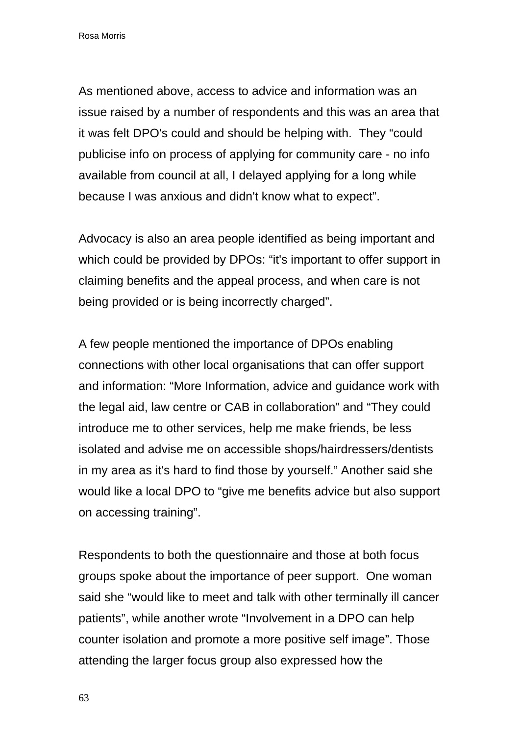As mentioned above, access to advice and information was an issue raised by a number of respondents and this was an area that it was felt DPO's could and should be helping with.  They "could publicise info on process of applying for community care - no info available from council at all, I delayed applying for a long while because I was anxious and didn't know what to expect".

Advocacy is also an area people identified as being important and which could be provided by DPOs: "it's important to offer support in claiming benefits and the appeal process, and when care is not being provided or is being incorrectly charged".

A few people mentioned the importance of DPOs enabling connections with other local organisations that can offer support and information: "More Information, advice and guidance work with the legal aid, law centre or CAB in collaboration" and "They could introduce me to other services, help me make friends, be less isolated and advise me on accessible shops/hairdressers/dentists in my area as it's hard to find those by yourself." Another said she would like a local DPO to "give me benefits advice but also support on accessing training".

Respondents to both the questionnaire and those at both focus groups spoke about the importance of peer support.  One woman said she "would like to meet and talk with other terminally ill cancer patients", while another wrote "Involvement in a DPO can help counter isolation and promote a more positive self image". Those attending the larger focus group also expressed how the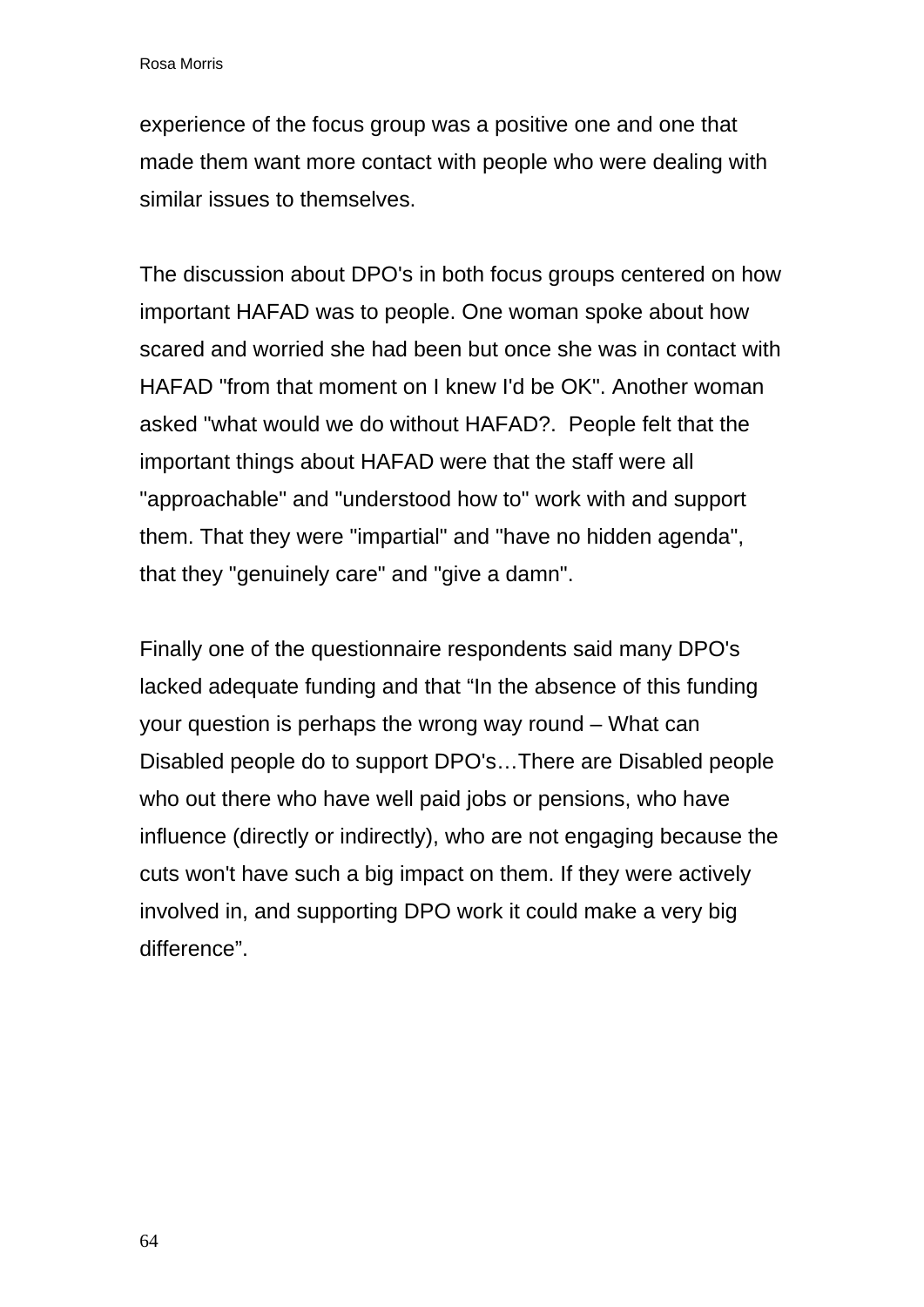experience of the focus group was a positive one and one that made them want more contact with people who were dealing with similar issues to themselves.

The discussion about DPO's in both focus groups centered on how important HAFAD was to people. One woman spoke about how scared and worried she had been but once she was in contact with HAFAD "from that moment on I knew I'd be OK". Another woman asked "what would we do without HAFAD?. People felt that the important things about HAFAD were that the staff were all "approachable" and "understood how to" work with and support them. That they were "impartial" and "have no hidden agenda", that they "genuinely care" and "give a damn".

Finally one of the questionnaire respondents said many DPO's lacked adequate funding and that “In the absence of this funding your question is perhaps the wrong way round – What can Disabled people do to support DPO's…There are Disabled people who out there who have well paid jobs or pensions, who have influence (directly or indirectly), who are not engaging because the cuts won't have such a big impact on them. If they were actively involved in, and supporting DPO work it could make a very big difference”.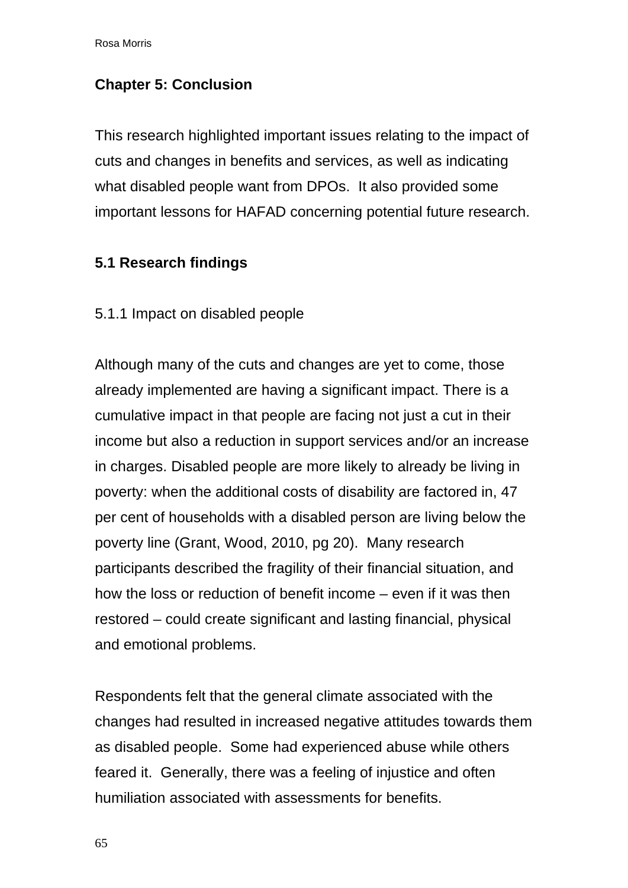## Chapter 5: Conclusion

This research highlighted important issues relating to the impact of cuts and changes in benefits and services, as well as indicating what disabled people want from DPOs. It also provided some important lessons for HAFAD concerning potential future research.

### 5.1 Research findings

5.1.1 Impact on disabled people

Although many of the cuts and changes are yet to come, those already implemented are having a significant impact. There is a cumulative impact in that people are facing not just a cut in their income but also a reduction in support services and/or an increase in charges. Disabled people are more likely to already be living in poverty: when the additional costs of disability are factored in, 47 per cent of households with a disabled person are living below the poverty line (Grant, Wood, 2010, pg 20). Many research participants described the fragility of their financial situation, and how the loss or reduction of benefit income – even if it was then restored – could create significant and lasting financial, physical and emotional problems.

Respondents felt that the general climate associated with the changes had resulted in increased negative attitudes towards them as disabled people. Some had experienced abuse while others feared it. Generally, there was a feeling of injustice and often humiliation associated with assessments for benefits.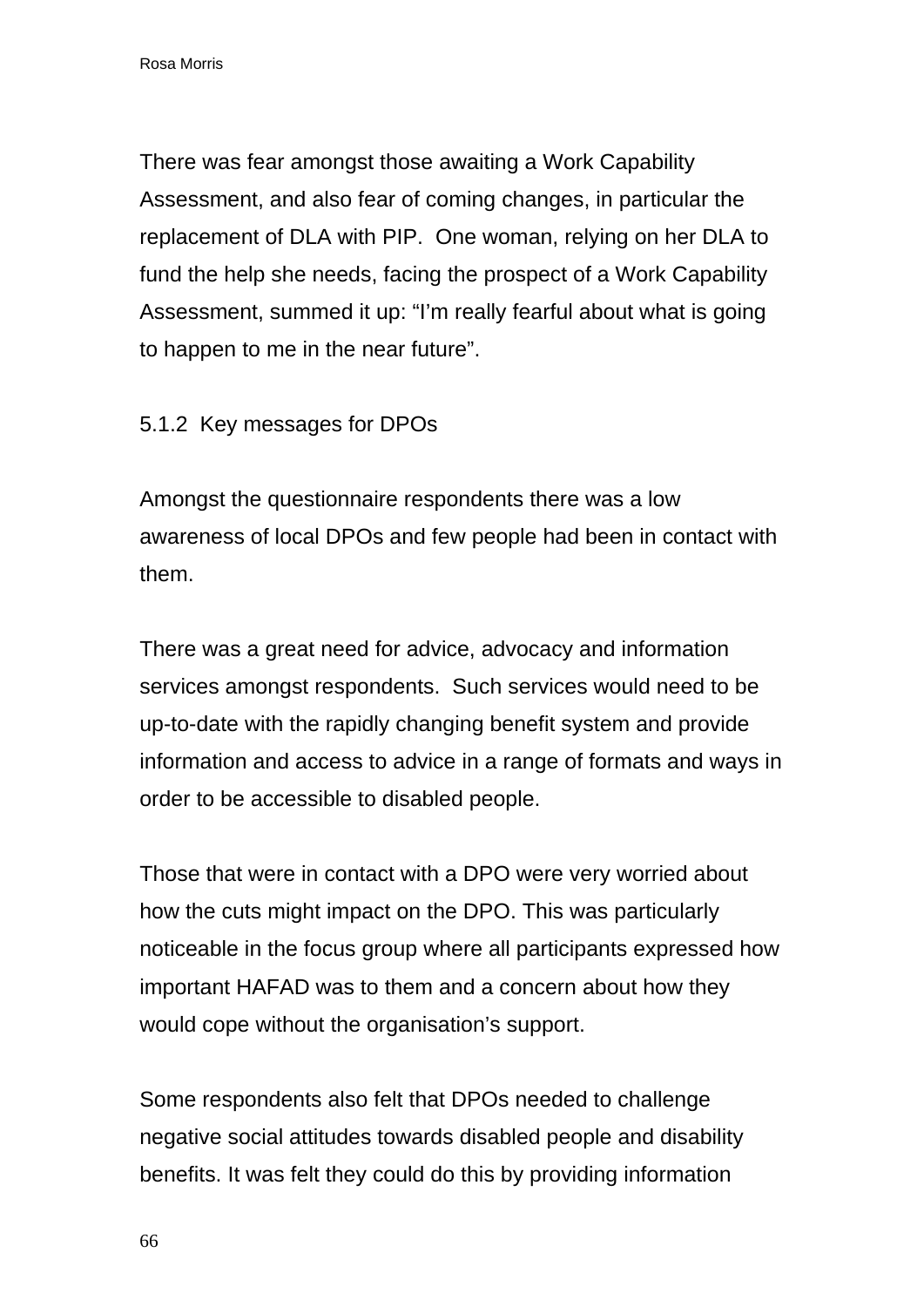There was fear amongst those awaiting a Work Capability Assessment, and also fear of coming changes, in particular the replacement of DLA with PIP. One woman, relying on her DLA to fund the help she needs, facing the prospect of a Work Capability Assessment, summed it up: "I'm really fearful about what is going to happen to me in the near future".

### 5.1.2 Key messages for DPOs

Amongst the questionnaire respondents there was a low awareness of local DPOs and few people had been in contact with them.

There was a great need for advice, advocacy and information services amongst respondents. Such services would need to be up-to-date with the rapidly changing benefit system and provide information and access to advice in a range of formats and ways in order to be accessible to disabled people.

Those that were in contact with a DPO were very worried about how the cuts might impact on the DPO. This was particularly noticeable in the focus group where all participants expressed how important HAFAD was to them and a concern about how they would cope without the organisation's support.

Some respondents also felt that DPOs needed to challenge negative social attitudes towards disabled people and disability benefits. It was felt they could do this by providing information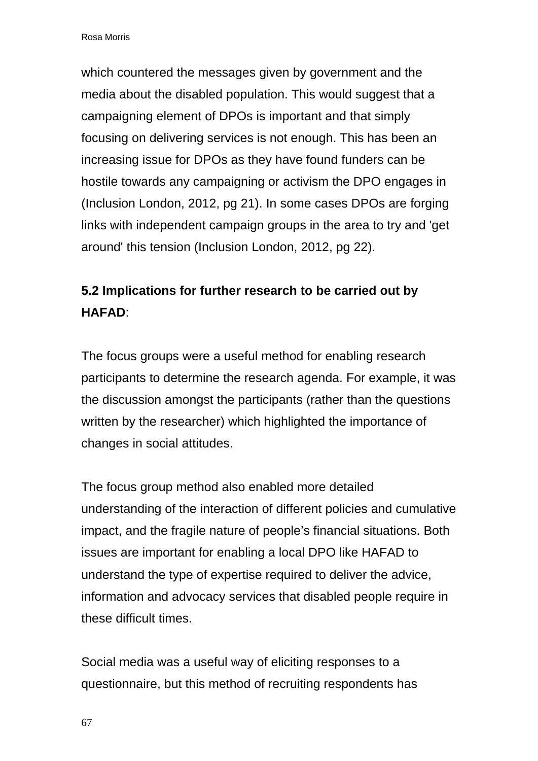which countered the messages given by government and the media about the disabled population. This would suggest that a campaigning element of DPOs is important and that simply focusing on delivering services is not enough. This has been an increasing issue for DPOs as they have found funders can be hostile towards any campaigning or activism the DPO engages in (Inclusion London, 2012, pg 21). In some cases DPOs are forging links with independent campaign groups in the area to try and 'get around' this tension (Inclusion London, 2012, pg 22).

### 5.2 Implications for further research to be carried out by HAFAD:

The focus groups were a useful method for enabling research participants to determine the research agenda. For example, it was the discussion amongst the participants (rather than the questions written by the researcher) which highlighted the importance of changes in social attitudes.

The focus group method also enabled more detailed understanding of the interaction of different policies and cumulative impact, and the fragile nature of people's financial situations. Both issues are important for enabling a local DPO like HAFAD to understand the type of expertise required to deliver the advice, information and advocacy services that disabled people require in these difficult times.

Social media was a useful way of eliciting responses to a questionnaire, but this method of recruiting respondents has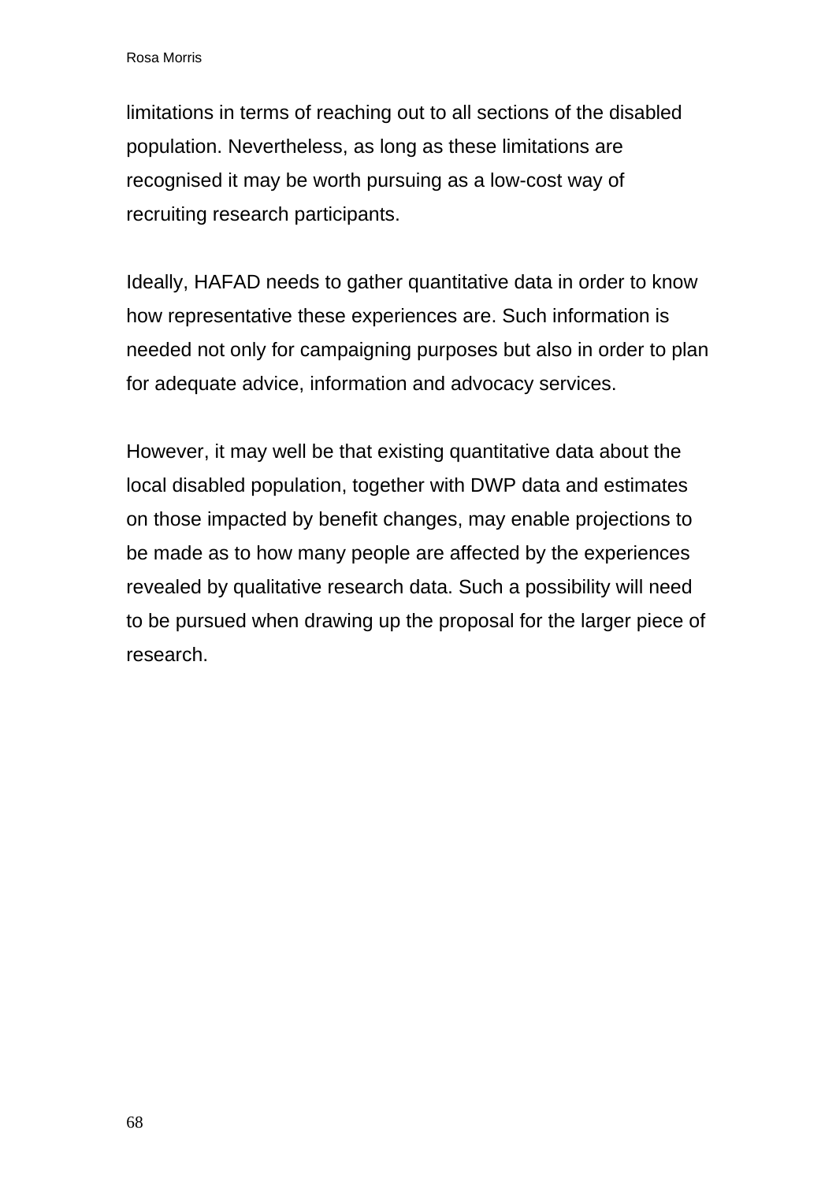limitations in terms of reaching out to all sections of the disabled population. Nevertheless, as long as these limitations are recognised it may be worth pursuing as a low-cost way of recruiting research participants.

Ideally, HAFAD needs to gather quantitative data in order to know how representative these experiences are. Such information is needed not only for campaigning purposes but also in order to plan for adequate advice, information and advocacy services.

However, it may well be that existing quantitative data about the local disabled population, together with DWP data and estimates on those impacted by benefit changes, may enable projections to be made as to how many people are affected by the experiences revealed by qualitative research data. Such a possibility will need to be pursued when drawing up the proposal for the larger piece of research.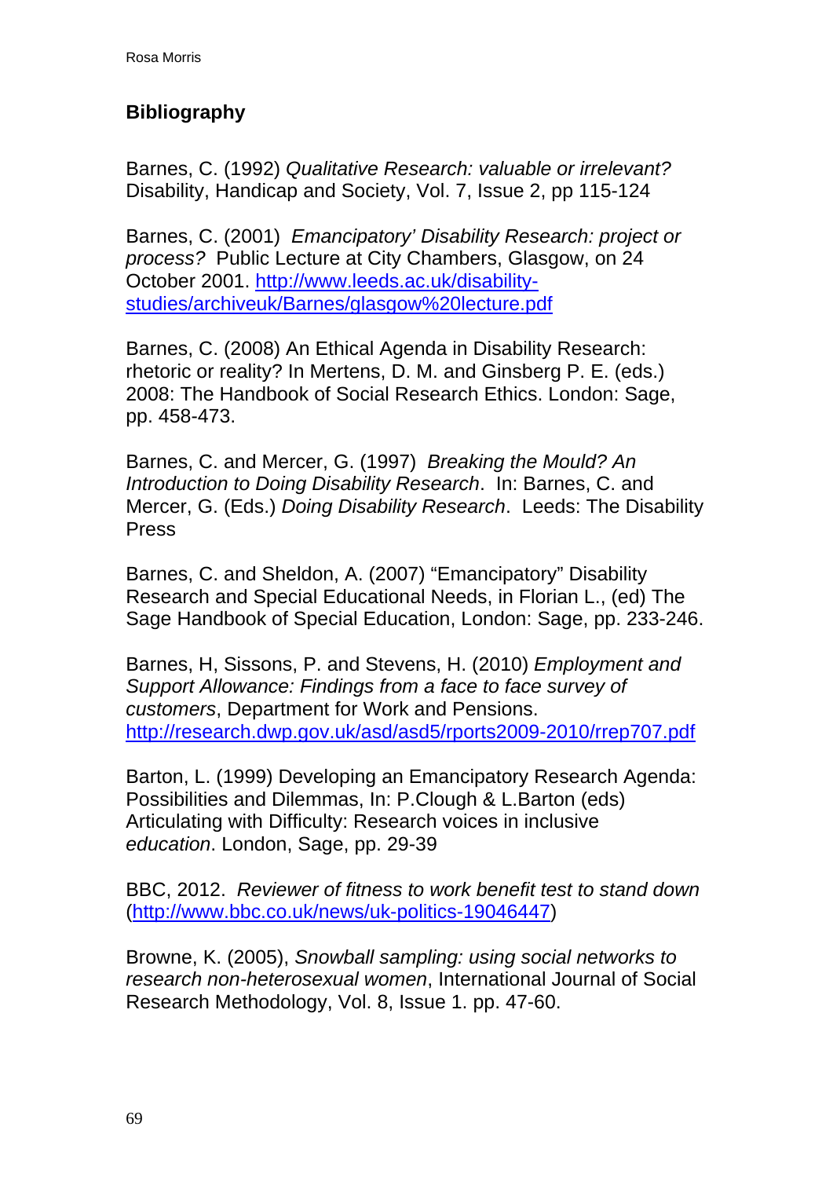## Bibliography

Barnes, C. (1992) *Qualitative Research: valuable or irrelevant?* Disability, Handicap and Society, Vol. 7, Issue 2, pp 115-124

Barnes, C. (2001) *Emancipatory' Disability Research: project or process?* Public Lecture at City Chambers, Glasgow, on 24 October 2001. http://www.leeds.ac.uk/disability-studies/archiveuk/Barnes/glasgow%20lecture.pdf

Barnes, C. (2008) An Ethical Agenda in Disability Research: rhetoric or reality? In Mertens, D. M. and Ginsberg P. E. (eds.) 2008: The Handbook of Social Research Ethics. London: Sage, pp. 458-473.

Barnes, C. and Mercer, G. (1997) *Breaking the Mould? An Introduction to Doing Disability Research*. In: Barnes, C. and Mercer, G. (Eds.) *Doing Disability Research*. Leeds: The Disability Press

Barnes, C. and Sheldon, A. (2007) "Emancipatory" Disability Research and Special Educational Needs, in Florian L., (ed) The Sage Handbook of Special Education, London: Sage, pp. 233-246.

Barnes, H, Sissons, P. and Stevens, H. (2010) *Employment and Support Allowance: Findings from a face to face survey of customers*, Department for Work and Pensions. http://research.dwp.gov.uk/asd/asd5/rports2009-2010/rrep707.pdf

Barton, L. (1999) Developing an Emancipatory Research Agenda: Possibilities and Dilemmas, In: P.Clough & L.Barton (eds) Articulating with Difficulty: Research voices in inclusive *education*. London, Sage, pp. 29-39

BBC, 2012. *Reviewer of fitness to work benefit test to stand down* (http://www.bbc.co.uk/news/uk-politics-19046447)

Browne, K. (2005), *Snowball sampling: using social networks to research non-heterosexual women*, International Journal of Social Research Methodology, Vol. 8, Issue 1. pp. 47-60.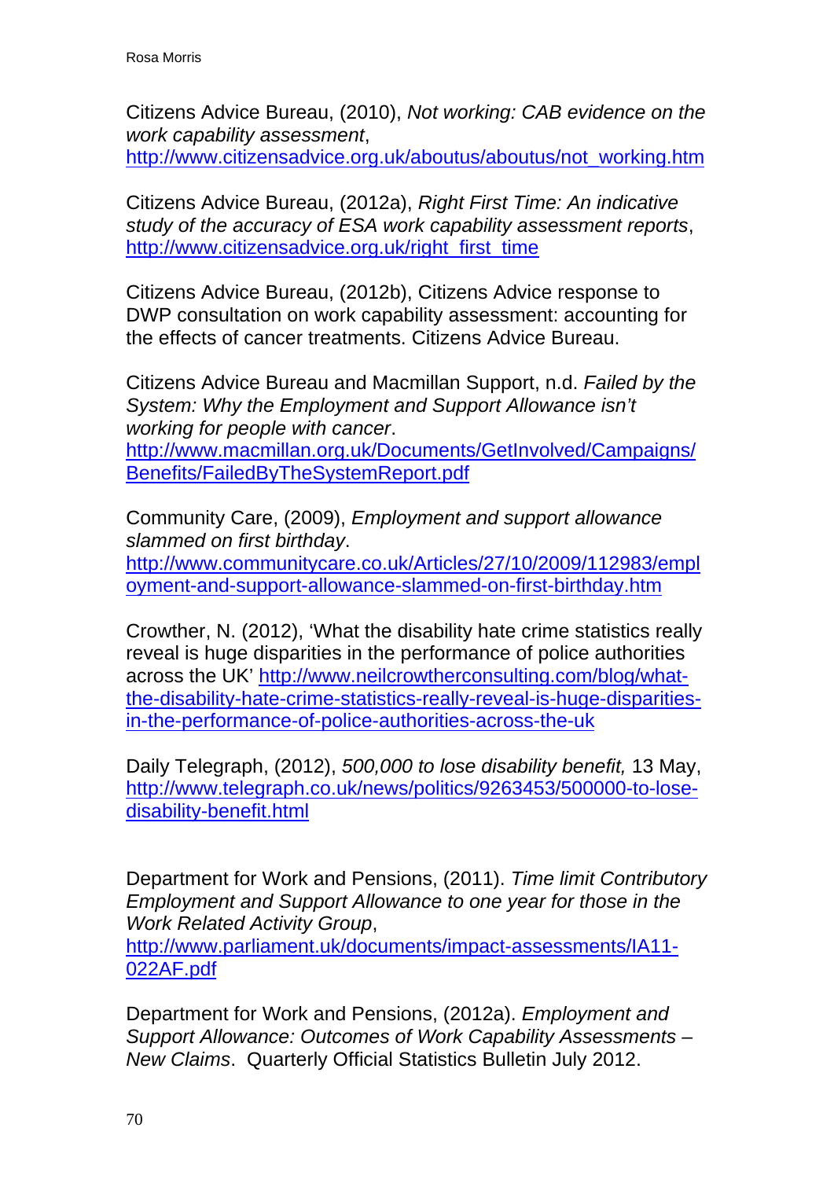Citizens Advice Bureau, (2010), *Not working: CAB evidence on the work capability assessment*, http://www.citizensadvice.org.uk/aboutus/aboutus/not_working.htm

Citizens Advice Bureau, (2012a), *Right First Time: An indicative study of the accuracy of ESA work capability assessment reports*, http://www.citizensadvice.org.uk/right_first_time

Citizens Advice Bureau, (2012b), Citizens Advice response to DWP consultation on work capability assessment: accounting for the effects of cancer treatments. Citizens Advice Bureau.

Citizens Advice Bureau and Macmillan Support, n.d. *Failed by the System: Why the Employment and Support Allowance isn't working for people with cancer*. http://www.macmillan.org.uk/Documents/GetInvolved/Campaigns/Benefits/FailedByTheSystemReport.pdf

Community Care, (2009), *Employment and support allowance slammed on first birthday*. http://www.communitycare.co.uk/Articles/27/10/2009/112983/employment-and-support-allowance-slammed-on-first-birthday.htm

Crowther, N. (2012), 'What the disability hate crime statistics really reveal is huge disparities in the performance of police authorities across the UK' http://www.neilcrowtherconsulting.com/blog/what-the-disability-hate-crime-statistics-really-reveal-is-huge-disparities-in-the-performance-of-police-authorities-across-the-uk

Daily Telegraph, (2012), *500,000 to lose disability benefit,* 13 May, http://www.telegraph.co.uk/news/politics/9263453/500000-to-lose-disability-benefit.html

Department for Work and Pensions, (2011). *Time limit Contributory Employment and Support Allowance to one year for those in the Work Related Activity Group*, http://www.parliament.uk/documents/impact-assessments/IA11-022AF.pdf

Department for Work and Pensions, (2012a). *Employment and Support Allowance: Outcomes of Work Capability Assessments – New Claims*. Quarterly Official Statistics Bulletin July 2012.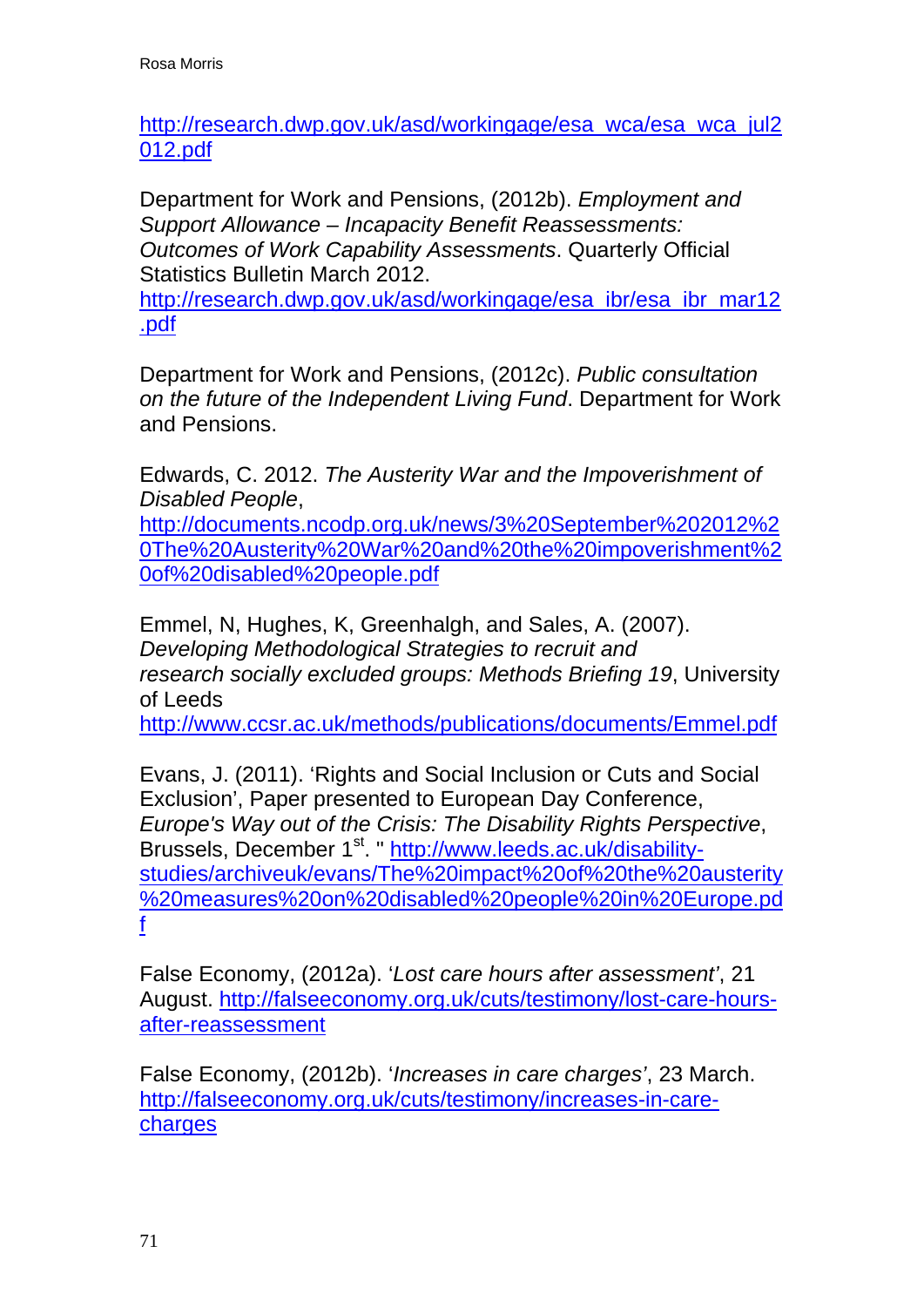http://research.dwp.gov.uk/asd/workingage/esa_wca/esa_wca_jul2012.pdf

Department for Work and Pensions, (2012b). *Employment and Support Allowance – Incapacity Benefit Reassessments: Outcomes of Work Capability Assessments*. Quarterly Official Statistics Bulletin March 2012.
http://research.dwp.gov.uk/asd/workingage/esa_ibr/esa_ibr_mar12.pdf

Department for Work and Pensions, (2012c). *Public consultation on the future of the Independent Living Fund*. Department for Work and Pensions.

Edwards, C. 2012. *The Austerity War and the Impoverishment of Disabled People*,
http://documents.ncodp.org.uk/news/3%20September%202012%20The%20Austerity%20War%20and%20the%20impoverishment%20of%20disabled%20people.pdf

Emmel, N, Hughes, K, Greenhalgh, and Sales, A. (2007). *Developing Methodological Strategies to recruit and research socially excluded groups: Methods Briefing 19*, University of Leeds
http://www.ccsr.ac.uk/methods/publications/documents/Emmel.pdf

Evans, J. (2011). 'Rights and Social Inclusion or Cuts and Social Exclusion', Paper presented to European Day Conference, *Europe's Way out of the Crisis: The Disability Rights Perspective*, Brussels, December 1st. " http://www.leeds.ac.uk/disability-studies/archiveuk/evans/The%20impact%20of%20the%20austerity%20measures%20on%20disabled%20people%20in%20Europe.pdf

False Economy, (2012a). '*Lost care hours after assessment'*, 21 August. http://falseeconomy.org.uk/cuts/testimony/lost-care-hours-after-reassessment

False Economy, (2012b). '*Increases in care charges'*, 23 March. http://falseeconomy.org.uk/cuts/testimony/increases-in-care-charges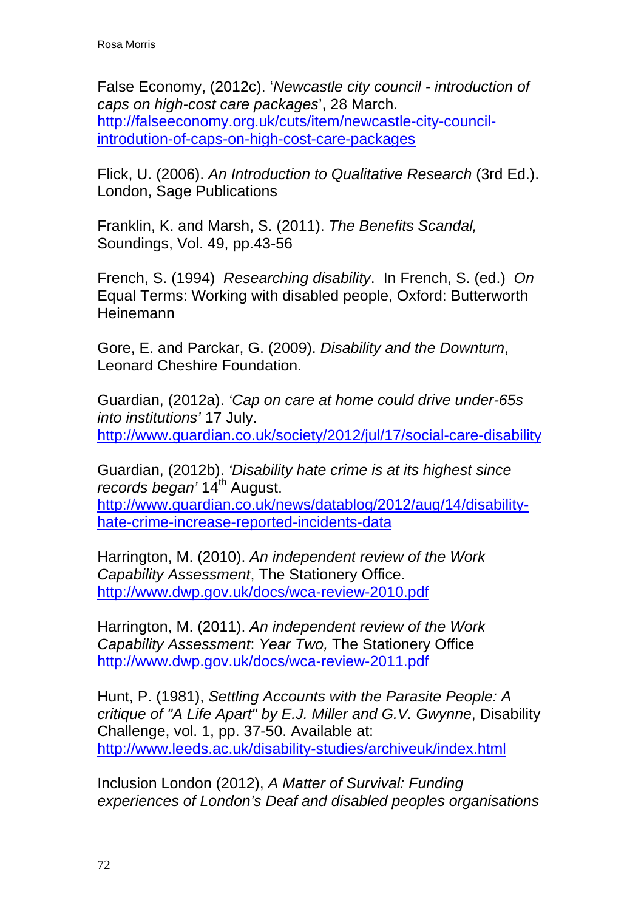False Economy, (2012c). '*Newcastle city council - introduction of caps on high-cost care packages*', 28 March. [http://falseeconomy.org.uk/cuts/item/newcastle-city-council-introdution-of-caps-on-high-cost-care-packages](http://falseeconomy.org.uk/cuts/item/newcastle-city-council-introdution-of-caps-on-high-cost-care-packages)

Flick, U. (2006). *An Introduction to Qualitative Research* (3rd Ed.). London, Sage Publications

Franklin, K. and Marsh, S. (2011). *The Benefits Scandal,* Soundings, Vol. 49, pp.43-56

French, S. (1994) *Researching disability*. In French, S. (ed.) *On* Equal Terms: Working with disabled people, Oxford: Butterworth Heinemann

Gore, E. and Parckar, G. (2009). *Disability and the Downturn*, Leonard Cheshire Foundation.

Guardian, (2012a). *'Cap on care at home could drive under-65s into institutions'* 17 July. [http://www.guardian.co.uk/society/2012/jul/17/social-care-disability](http://www.guardian.co.uk/society/2012/jul/17/social-care-disability)

Guardian, (2012b). *'Disability hate crime is at its highest since records began'* 14th August. [http://www.guardian.co.uk/news/datablog/2012/aug/14/disability-hate-crime-increase-reported-incidents-data](http://www.guardian.co.uk/news/datablog/2012/aug/14/disability-hate-crime-increase-reported-incidents-data)

Harrington, M. (2010). *An independent review of the Work Capability Assessment*, The Stationery Office. [http://www.dwp.gov.uk/docs/wca-review-2010.pdf](http://www.dwp.gov.uk/docs/wca-review-2010.pdf)

Harrington, M. (2011). *An independent review of the Work Capability Assessment*: *Year Two,* The Stationery Office [http://www.dwp.gov.uk/docs/wca-review-2011.pdf](http://www.dwp.gov.uk/docs/wca-review-2011.pdf)

Hunt, P. (1981), *Settling Accounts with the Parasite People: A critique of "A Life Apart" by E.J. Miller and G.V. Gwynne*, Disability Challenge, vol. 1, pp. 37-50. Available at: [http://www.leeds.ac.uk/disability-studies/archiveuk/index.html](http://www.leeds.ac.uk/disability-studies/archiveuk/index.html)

Inclusion London (2012), *A Matter of Survival: Funding experiences of London's Deaf and disabled peoples organisations*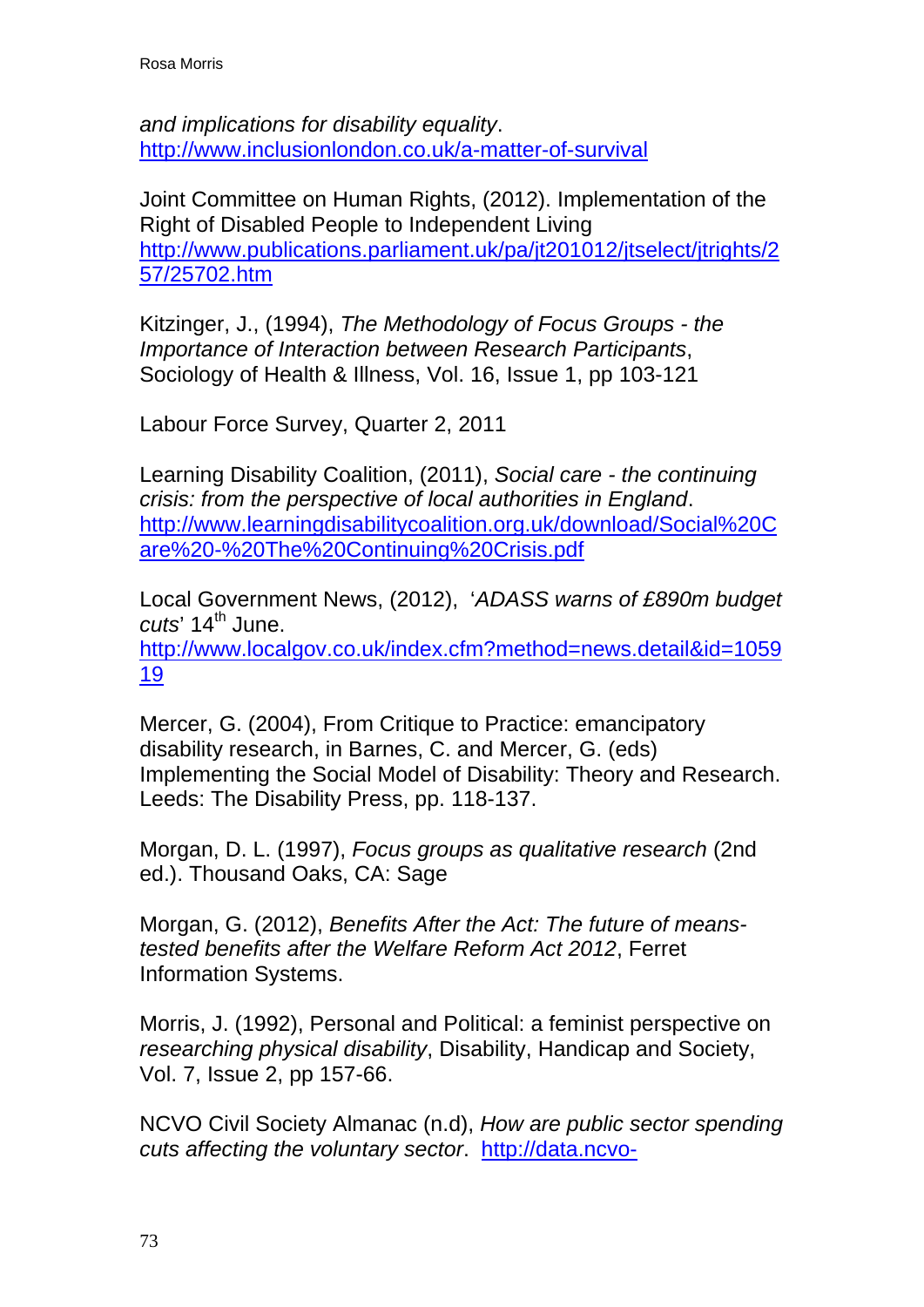*and implications for disability equality*. http://www.inclusionlondon.co.uk/a-matter-of-survival

Joint Committee on Human Rights, (2012). Implementation of the Right of Disabled People to Independent Living http://www.publications.parliament.uk/pa/jt201012/jtselect/jtrights/257/25702.htm

Kitzinger, J., (1994), *The Methodology of Focus Groups - the Importance of Interaction between Research Participants*, Sociology of Health & Illness, Vol. 16, Issue 1, pp 103-121

Labour Force Survey, Quarter 2, 2011

Learning Disability Coalition, (2011), *Social care - the continuing crisis: from the perspective of local authorities in England*. http://www.learningdisabilitycoalition.org.uk/download/Social%20Care%20-%20The%20Continuing%20Crisis.pdf

Local Government News, (2012), '*ADASS warns of £890m budget cuts*' 14th June. http://www.localgov.co.uk/index.cfm?method=news.detail&id=105919

Mercer, G. (2004), From Critique to Practice: emancipatory disability research, in Barnes, C. and Mercer, G. (eds) Implementing the Social Model of Disability: Theory and Research. Leeds: The Disability Press, pp. 118-137.

Morgan, D. L. (1997), *Focus groups as qualitative research* (2nd ed.). Thousand Oaks, CA: Sage

Morgan, G. (2012), *Benefits After the Act: The future of means-tested benefits after the Welfare Reform Act 2012*, Ferret Information Systems.

Morris, J. (1992), Personal and Political: a feminist perspective on *researching physical disability*, Disability, Handicap and Society, Vol. 7, Issue 2, pp 157-66.

NCVO Civil Society Almanac (n.d), *How are public sector spending cuts affecting the voluntary sector*. http://data.ncvo-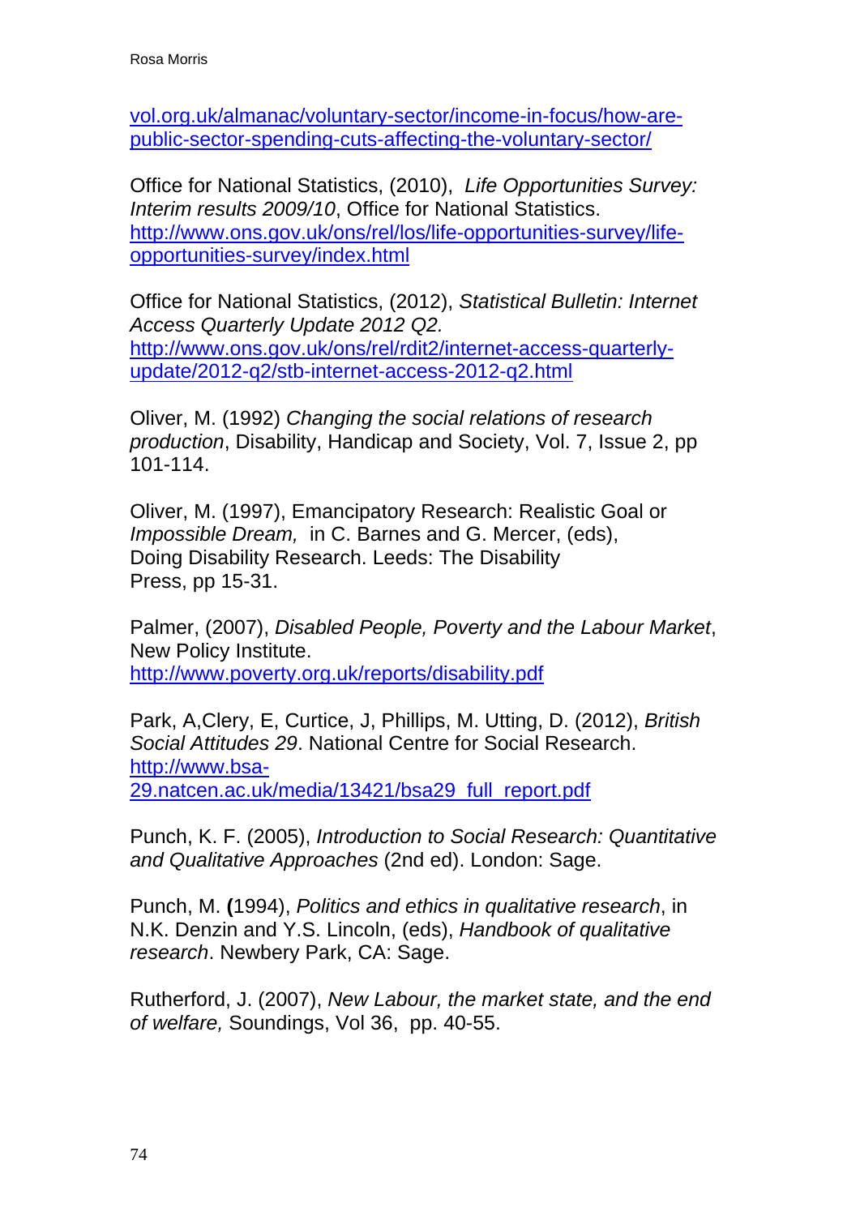vol.org.uk/almanac/voluntary-sector/income-in-focus/how-are-public-sector-spending-cuts-affecting-the-voluntary-sector/

Office for National Statistics, (2010), *Life Opportunities Survey: Interim results 2009/10*, Office for National Statistics. http://www.ons.gov.uk/ons/rel/los/life-opportunities-survey/life-opportunities-survey/index.html

Office for National Statistics, (2012), *Statistical Bulletin: Internet Access Quarterly Update 2012 Q2.* http://www.ons.gov.uk/ons/rel/rdit2/internet-access-quarterly-update/2012-q2/stb-internet-access-2012-q2.html

Oliver, M. (1992) *Changing the social relations of research production*, Disability, Handicap and Society, Vol. 7, Issue 2, pp 101-114.

Oliver, M. (1997), Emancipatory Research: Realistic Goal or *Impossible Dream,* in C. Barnes and G. Mercer, (eds), Doing Disability Research. Leeds: The Disability Press, pp 15-31.

Palmer, (2007), *Disabled People, Poverty and the Labour Market*, New Policy Institute. http://www.poverty.org.uk/reports/disability.pdf

Park, A,Clery, E, Curtice, J, Phillips, M. Utting, D. (2012), *British Social Attitudes 29*. National Centre for Social Research. http://www.bsa-29.natcen.ac.uk/media/13421/bsa29_full_report.pdf

Punch, K. F. (2005), *Introduction to Social Research: Quantitative and Qualitative Approaches* (2nd ed). London: Sage.

Punch, M. **(**1994), *Politics and ethics in qualitative research*, in N.K. Denzin and Y.S. Lincoln, (eds), *Handbook of qualitative research*. Newbery Park, CA: Sage.

Rutherford, J. (2007), *New Labour, the market state, and the end of welfare,* Soundings, Vol 36, pp. 40-55.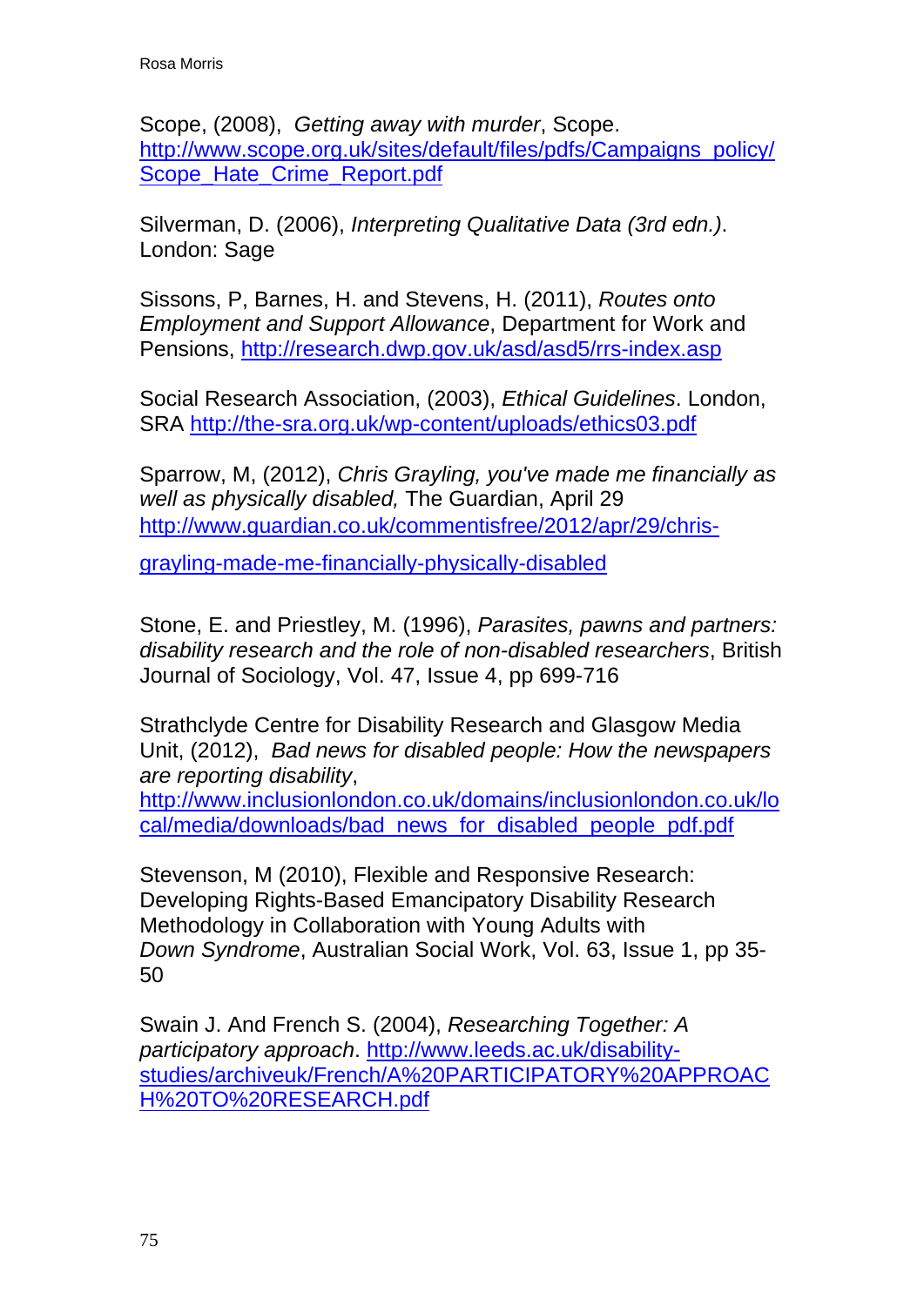Scope, (2008), *Getting away with murder*, Scope. http://www.scope.org.uk/sites/default/files/pdfs/Campaigns_policy/Scope_Hate_Crime_Report.pdf

Silverman, D. (2006), *Interpreting Qualitative Data (3rd edn.)*. London: Sage

Sissons, P, Barnes, H. and Stevens, H. (2011), *Routes onto Employment and Support Allowance*, Department for Work and Pensions, http://research.dwp.gov.uk/asd/asd5/rrs-index.asp

Social Research Association, (2003), *Ethical Guidelines*. London, SRA http://the-sra.org.uk/wp-content/uploads/ethics03.pdf

Sparrow, M, (2012), *Chris Grayling, you've made me financially as well as physically disabled,* The Guardian, April 29 http://www.guardian.co.uk/commentisfree/2012/apr/29/chris-grayling-made-me-financially-physically-disabled

Stone, E. and Priestley, M. (1996), *Parasites, pawns and partners: disability research and the role of non-disabled researchers*, British Journal of Sociology, Vol. 47, Issue 4, pp 699-716

Strathclyde Centre for Disability Research and Glasgow Media Unit, (2012), *Bad news for disabled people: How the newspapers are reporting disability*, http://www.inclusionlondon.co.uk/domains/inclusionlondon.co.uk/local/media/downloads/bad_news_for_disabled_people_pdf.pdf

Stevenson, M (2010), Flexible and Responsive Research: Developing Rights-Based Emancipatory Disability Research Methodology in Collaboration with Young Adults with *Down Syndrome*, Australian Social Work, Vol. 63, Issue 1, pp 35-50

Swain J. And French S. (2004), *Researching Together: A participatory approach*. http://www.leeds.ac.uk/disability-studies/archiveuk/French/A%20PARTICIPATORY%20APPROACH%20TO%20RESEARCH.pdf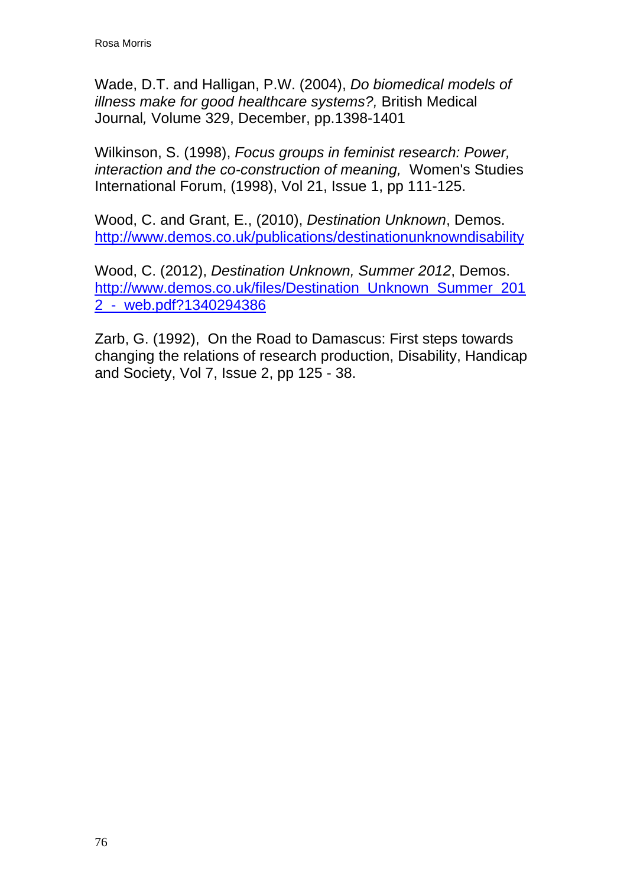Wade, D.T. and Halligan, P.W. (2004), *Do biomedical models of illness make for good healthcare systems?,* British Medical Journal*,* Volume 329, December, pp.1398-1401

Wilkinson, S. (1998), *Focus groups in feminist research: Power, interaction and the co-construction of meaning,* Women's Studies International Forum, (1998), Vol 21, Issue 1, pp 111-125.

Wood, C. and Grant, E., (2010), *Destination Unknown*, Demos. http://www.demos.co.uk/publications/destinationunknowndisability

Wood, C. (2012), *Destination Unknown, Summer 2012*, Demos. http://www.demos.co.uk/files/Destination_Unknown_Summer_2012_-_web.pdf?1340294386

Zarb, G. (1992), On the Road to Damascus: First steps towards changing the relations of research production, Disability, Handicap and Society, Vol 7, Issue 2, pp 125 - 38.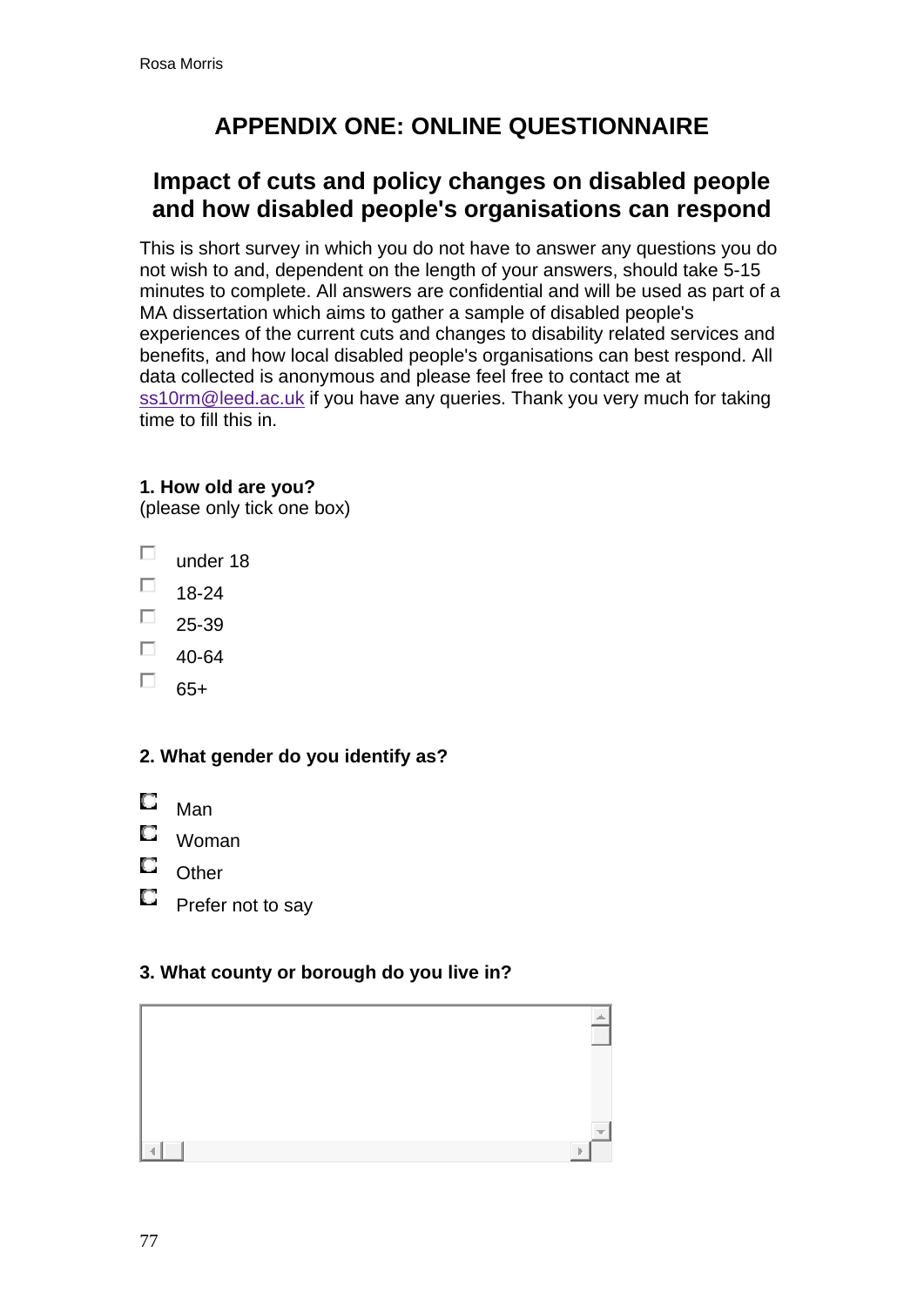# APPENDIX ONE: ONLINE QUESTIONNAIRE

## Impact of cuts and policy changes on disabled people and how disabled people's organisations can respond

This is short survey in which you do not have to answer any questions you do not wish to and, dependent on the length of your answers, should take 5-15 minutes to complete. All answers are confidential and will be used as part of a MA dissertation which aims to gather a sample of disabled people's experiences of the current cuts and changes to disability related services and benefits, and how local disabled people's organisations can best respond. All data collected is anonymous and please feel free to contact me at ss10rm@leed.ac.uk if you have any queries. Thank you very much for taking time to fill this in.

**1. How old are you?**
(please only tick one box)

- ☐ under 18
- ☐ 18-24
- ☐ 25-39
- ☐ 40-64
- ☐ 65+

**2. What gender do you identify as?**

- ○ Man
- ○ Woman
- ○ Other
- ○ Prefer not to say

**3. What county or borough do you live in?**

[ ]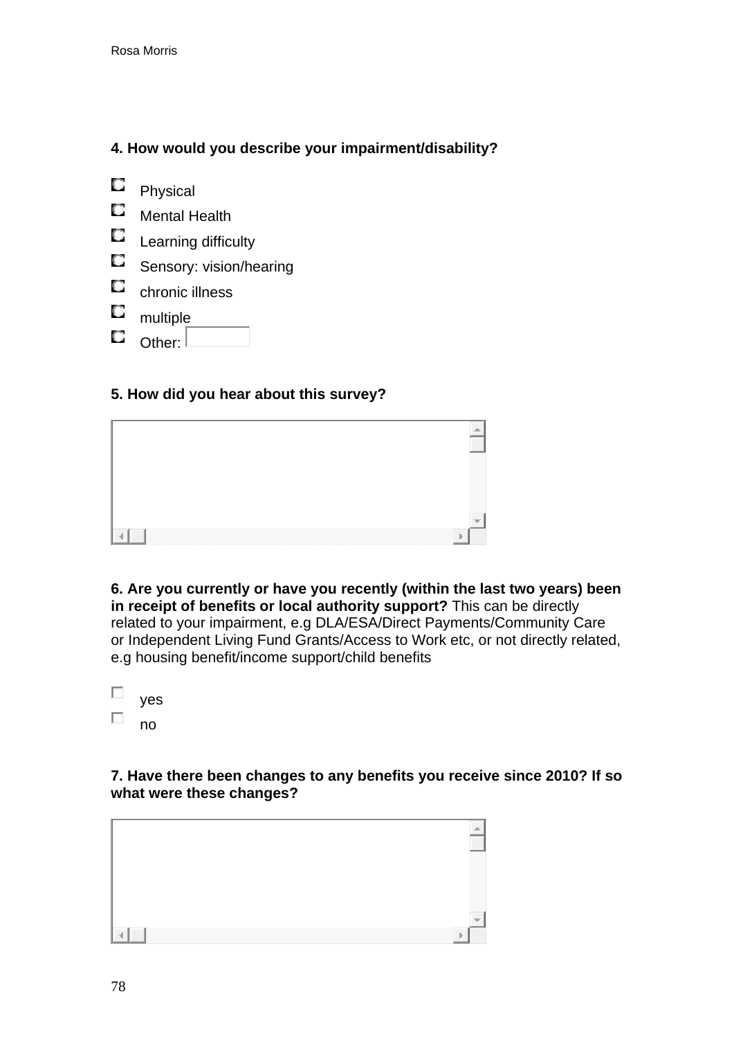**4. How would you describe your impairment/disability?**

- Physical
- Mental Health
- Learning difficulty
- Sensory: vision/hearing
- chronic illness
- multiple
- Other:

**5. How did you hear about this survey?**

**6. Are you currently or have you recently (within the last two years) been in receipt of benefits or local authority support?** This can be directly related to your impairment, e.g DLA/ESA/Direct Payments/Community Care or Independent Living Fund Grants/Access to Work etc, or not directly related, e.g housing benefit/income support/child benefits

- yes
- no

**7. Have there been changes to any benefits you receive since 2010? If so what were these changes?**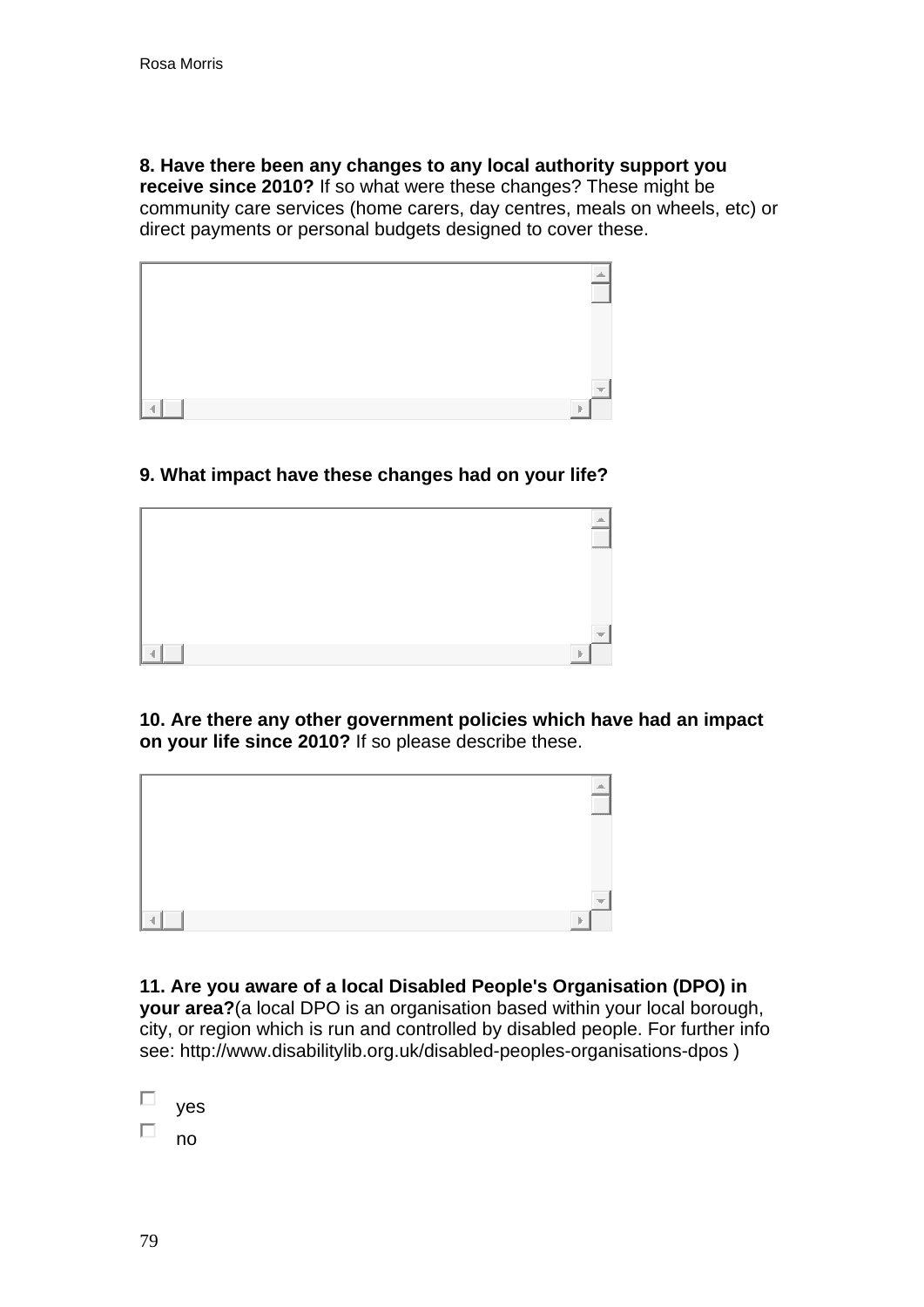**8. Have there been any changes to any local authority support you receive since 2010?** If so what were these changes? These might be community care services (home carers, day centres, meals on wheels, etc) or direct payments or personal budgets designed to cover these.

**9. What impact have these changes had on your life?**

**10. Are there any other government policies which have had an impact on your life since 2010?** If so please describe these.

**11. Are you aware of a local Disabled People's Organisation (DPO) in your area?**(a local DPO is an organisation based within your local borough, city, or region which is run and controlled by disabled people. For further info see: http://www.disabilitylib.org.uk/disabled-peoples-organisations-dpos )

- ☐ yes
- ☐ no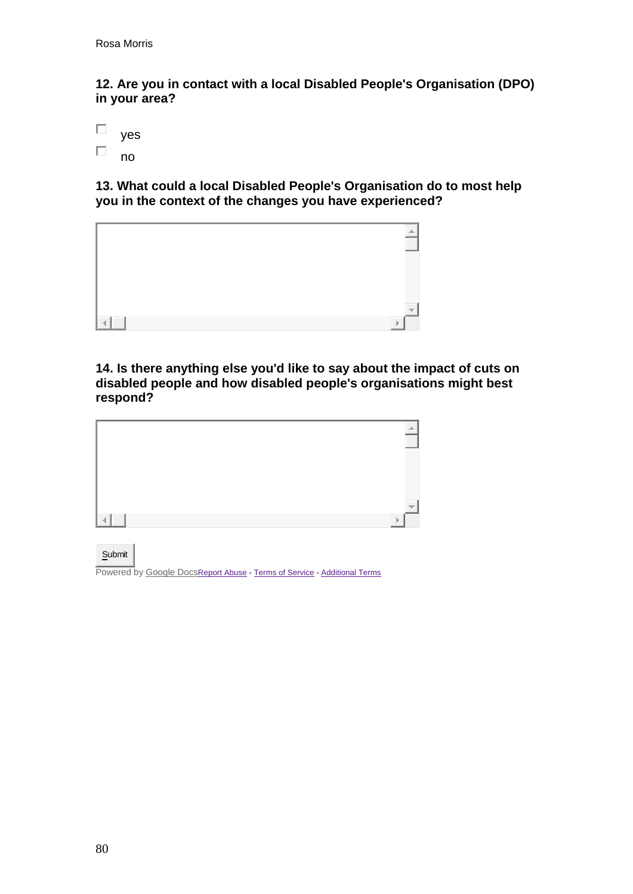**12. Are you in contact with a local Disabled People's Organisation (DPO) in your area?**

- ☐ yes
- ☐ no

**13. What could a local Disabled People's Organisation do to most help you in the context of the changes you have experienced?**

**14. Is there anything else you'd like to say about the impact of cuts on disabled people and how disabled people's organisations might best respond?**

Submit

Powered by Google Docs Report Abuse - Terms of Service - Additional Terms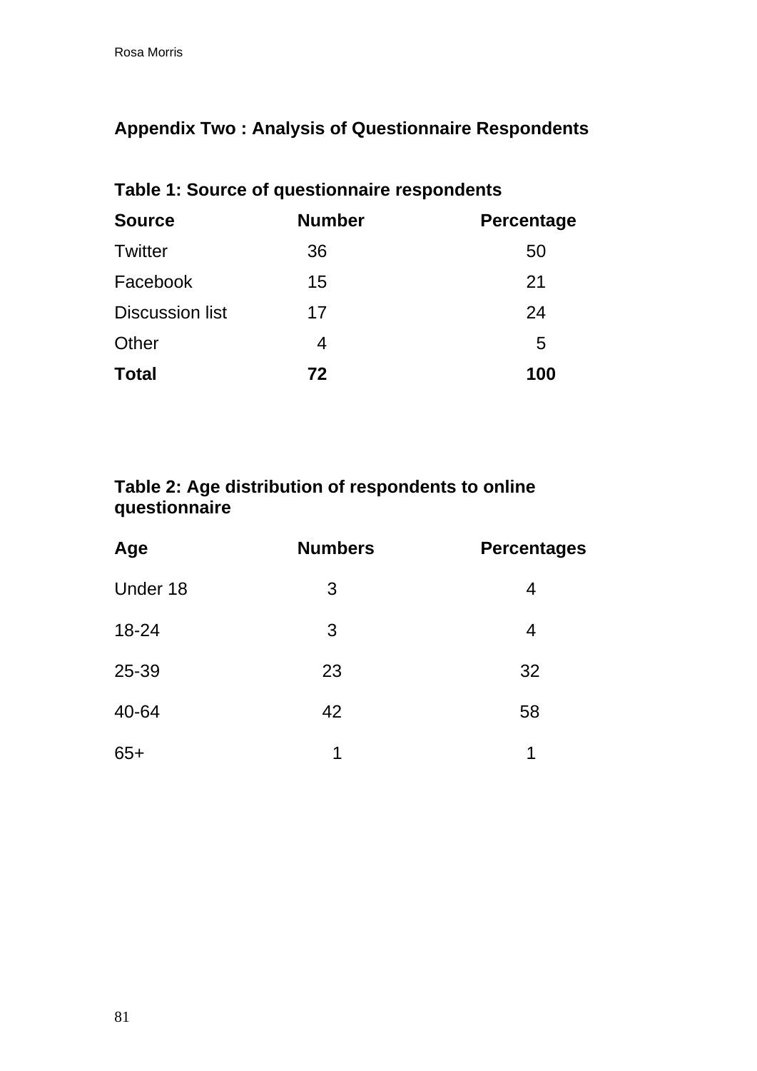## Appendix Two : Analysis of Questionnaire Respondents

**Table 1: Source of questionnaire respondents**

| Source | Number | Percentage |
|---|---|---|
| Twitter | 36 | 50 |
| Facebook | 15 | 21 |
| Discussion list | 17 | 24 |
| Other | 4 | 5 |
| **Total** | **72** | **100** |

**Table 2: Age distribution of respondents to online questionnaire**

| Age | Numbers | Percentages |
|---|---|---|
| Under 18 | 3 | 4 |
| 18-24 | 3 | 4 |
| 25-39 | 23 | 32 |
| 40-64 | 42 | 58 |
| 65+ | 1 | 1 |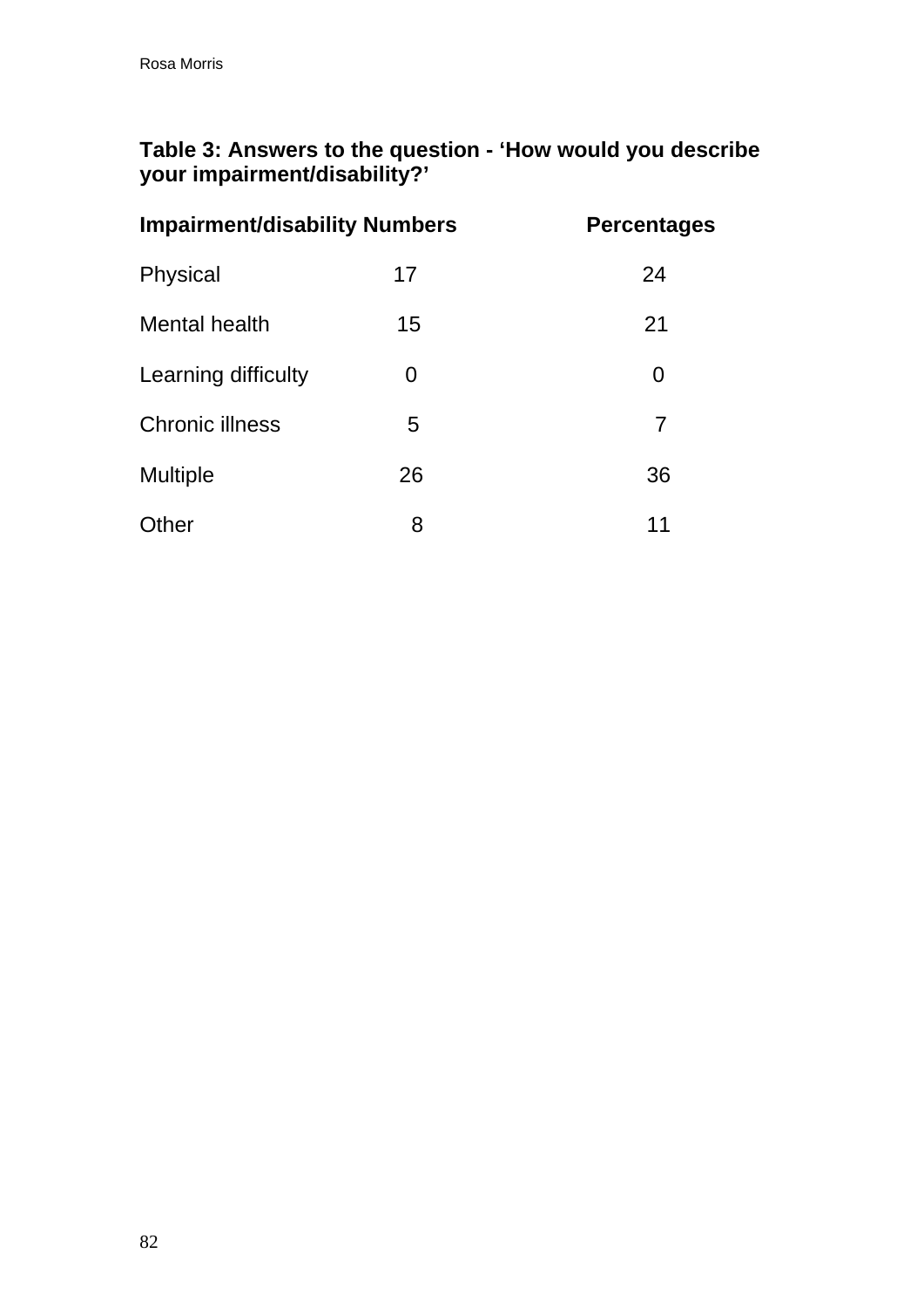**Table 3: Answers to the question - ‘How would you describe your impairment/disability?’**

| Impairment/disability | Numbers | Percentages |
|---|---|---|
| Physical | 17 | 24 |
| Mental health | 15 | 21 |
| Learning difficulty | 0 | 0 |
| Chronic illness | 5 | 7 |
| Multiple | 26 | 36 |
| Other | 8 | 11 |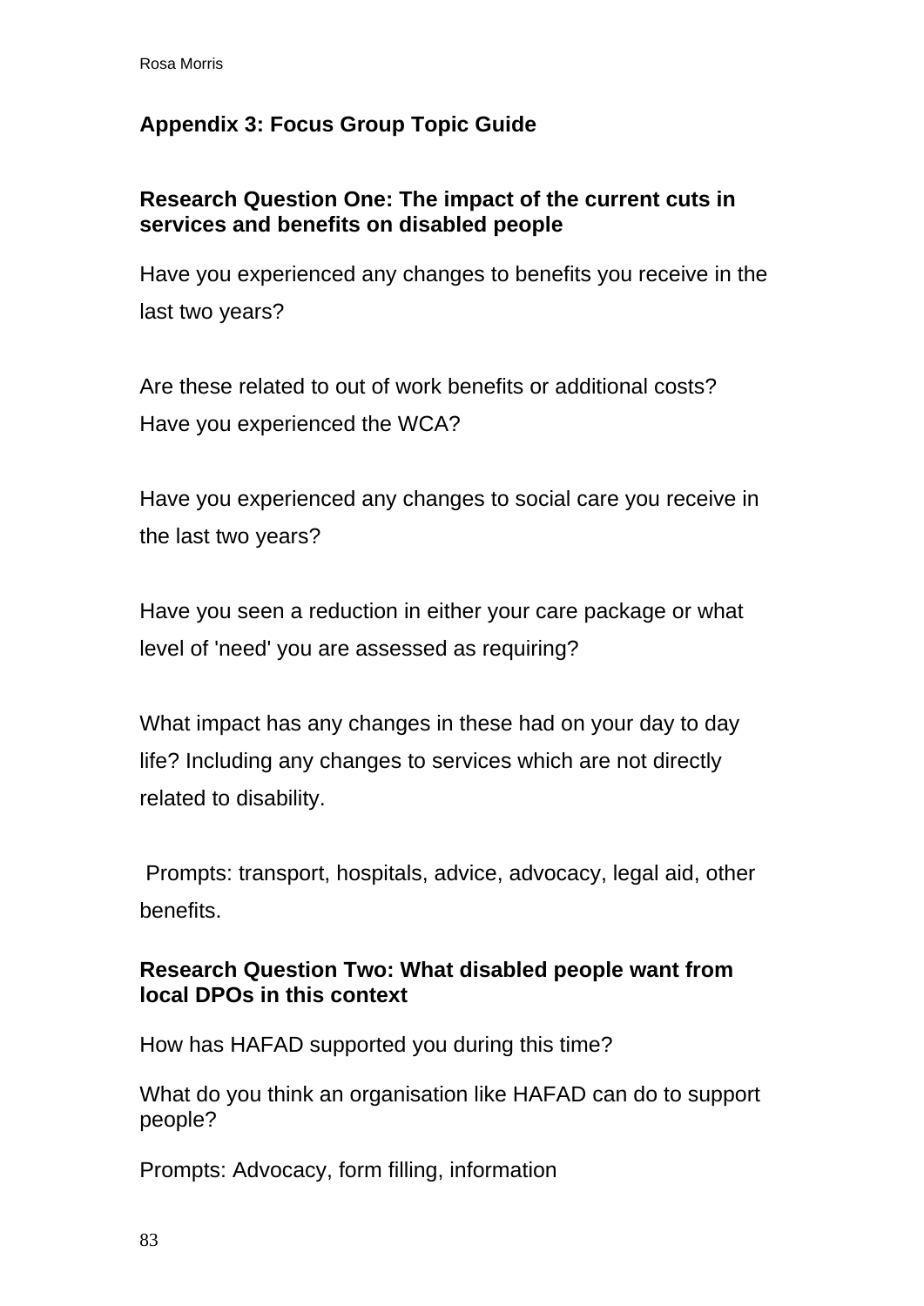## Appendix 3: Focus Group Topic Guide

### Research Question One: The impact of the current cuts in services and benefits on disabled people

Have you experienced any changes to benefits you receive in the last two years?

Are these related to out of work benefits or additional costs? Have you experienced the WCA?

Have you experienced any changes to social care you receive in the last two years?

Have you seen a reduction in either your care package or what level of 'need' you are assessed as requiring?

What impact has any changes in these had on your day to day life? Including any changes to services which are not directly related to disability.

Prompts: transport, hospitals, advice, advocacy, legal aid, other benefits.

### Research Question Two: What disabled people want from local DPOs in this context

How has HAFAD supported you during this time?

What do you think an organisation like HAFAD can do to support people?

Prompts: Advocacy, form filling, information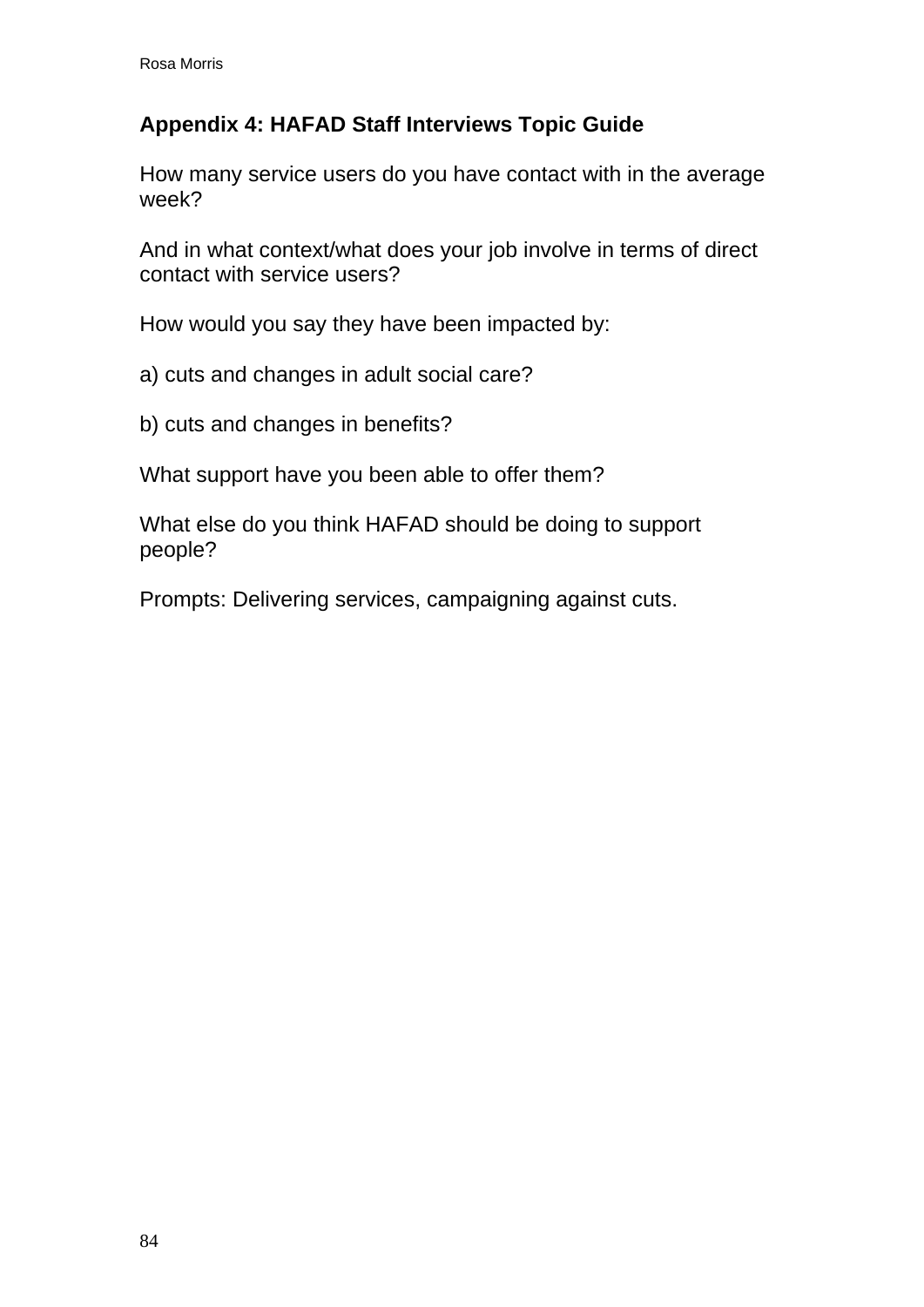## Appendix 4: HAFAD Staff Interviews Topic Guide

How many service users do you have contact with in the average week?

And in what context/what does your job involve in terms of direct contact with service users?

How would you say they have been impacted by:

a) cuts and changes in adult social care?

b) cuts and changes in benefits?

What support have you been able to offer them?

What else do you think HAFAD should be doing to support people?

Prompts: Delivering services, campaigning against cuts.